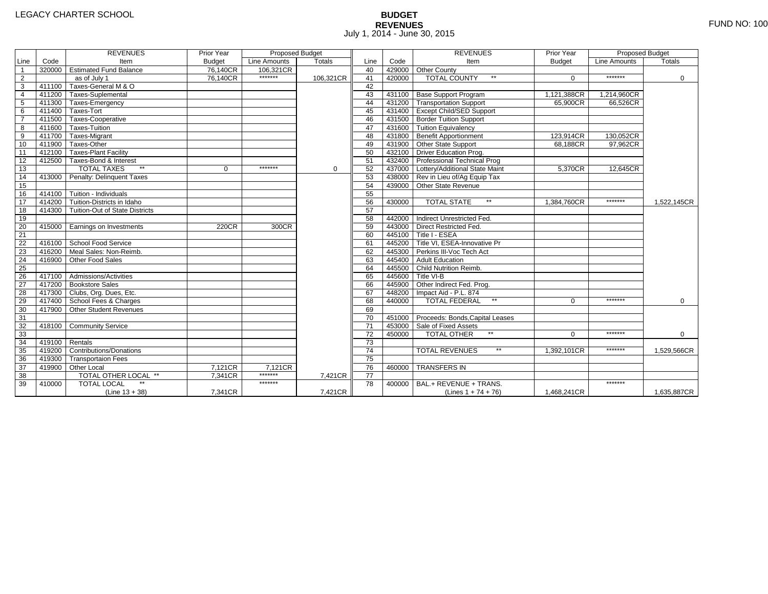LEGACY CHARTER SCHOOL

# BUDGET
## REVENUES
July 1, 2014 - June 30, 2015

FUND NO: 100

| Line | Code | REVENUES Item | Prior Year Budget | Proposed Budget Line Amounts | Proposed Budget Totals |
|---|---|---|---|---|---|
| 1 | 320000 | Estimated Fund Balance | 76,140CR | 106,321CR | |
| 2 | | as of July 1 | 76,140CR | ******* | 106,321CR |
| 3 | 411100 | Taxes-General M & O | | | |
| 4 | 411200 | Taxes-Suplemental | | | |
| 5 | 411300 | Taxes-Emergency | | | |
| 6 | 411400 | Taxes-Tort | | | |
| 7 | 411500 | Taxes-Cooperative | | | |
| 8 | 411600 | Taxes-Tuition | | | |
| 9 | 411700 | Taxes-Migrant | | | |
| 10 | 411900 | Taxes-Other | | | |
| 11 | 412100 | Taxes-Plant Facility | | | |
| 12 | 412500 | Taxes-Bond & Interest | | | |
| 13 | | TOTAL TAXES ** | 0 | ******* | 0 |
| 14 | 413000 | Penalty: Delinquent Taxes | | | |
| 15 | | | | | |
| 16 | 414100 | Tuition - Individuals | | | |
| 17 | 414200 | Tuition-Districts in Idaho | | | |
| 18 | 414300 | Tuition-Out of State Districts | | | |
| 19 | | | | | |
| 20 | 415000 | Earnings on Investments | 220CR | 300CR | |
| 21 | | | | | |
| 22 | 416100 | School Food Service | | | |
| 23 | 416200 | Meal Sales: Non-Reimb. | | | |
| 24 | 416900 | Other Food Sales | | | |
| 25 | | | | | |
| 26 | 417100 | Admissions/Activities | | | |
| 27 | 417200 | Bookstore Sales | | | |
| 28 | 417300 | Clubs, Org. Dues, Etc. | | | |
| 29 | 417400 | School Fees & Charges | | | |
| 30 | 417900 | Other Student Revenues | | | |
| 31 | | | | | |
| 32 | 418100 | Community Service | | | |
| 33 | | | | | |
| 34 | 419100 | Rentals | | | |
| 35 | 419200 | Contributions/Donations | | | |
| 36 | 419300 | Transportaion Fees | | | |
| 37 | 419900 | Other Local | 7,121CR | 7,121CR | |
| 38 | | TOTAL OTHER LOCAL ** | 7,341CR | ******* | 7,421CR |
| 39 | 410000 | TOTAL LOCAL ** (Line 13 + 38) | 7,341CR | ******* | 7,421CR |
| 40 | 429000 | Other County | | | |
| 41 | 420000 | TOTAL COUNTY ** | 0 | ******* | 0 |
| 42 | | | | | |
| 43 | 431100 | Base Support Program | 1,121,388CR | 1,214,960CR | |
| 44 | 431200 | Transportation Support | 65,900CR | 66,526CR | |
| 45 | 431400 | Except Child/SED Support | | | |
| 46 | 431500 | Border Tuition Support | | | |
| 47 | 431600 | Tuition Equivalency | | | |
| 48 | 431800 | Benefit Apportionment | 123,914CR | 130,052CR | |
| 49 | 431900 | Other State Support | 68,188CR | 97,962CR | |
| 50 | 432100 | Driver Education Prog. | | | |
| 51 | 432400 | Professional Technical Prog | | | |
| 52 | 437000 | Lottery/Additional State Maint | 5,370CR | 12,645CR | |
| 53 | 438000 | Rev in Lieu of/Ag Equip Tax | | | |
| 54 | 439000 | Other State Revenue | | | |
| 55 | | | | | |
| 56 | 430000 | TOTAL STATE ** | 1,384,760CR | ******* | 1,522,145CR |
| 57 | | | | | |
| 58 | 442000 | Indirect Unrestricted Fed. | | | |
| 59 | 443000 | Direct Restricted Fed. | | | |
| 60 | 445100 | Title I - ESEA | | | |
| 61 | 445200 | Title VI, ESEA-Innovative Pr | | | |
| 62 | 445300 | Perkins III-Voc Tech Act | | | |
| 63 | 445400 | Adult Education | | | |
| 64 | 445500 | Child Nutrition Reimb. | | | |
| 65 | 445600 | Title VI-B | | | |
| 66 | 445900 | Other Indirect Fed. Prog. | | | |
| 67 | 448200 | Impact Aid - P.L. 874 | | | |
| 68 | 440000 | TOTAL FEDERAL ** | 0 | ******* | 0 |
| 69 | | | | | |
| 70 | 451000 | Proceeds: Bonds,Capital Leases | | | |
| 71 | 453000 | Sale of Fixed Assets | | | |
| 72 | 450000 | TOTAL OTHER ** | 0 | ******* | 0 |
| 73 | | | | | |
| 74 | | TOTAL REVENUES ** | 1,392,101CR | ******* | 1,529,566CR |
| 75 | | | | | |
| 76 | 460000 | TRANSFERS IN | | | |
| 77 | | | | | |
| 78 | 400000 | BAL.+ REVENUE + TRANS. (Lines 1 + 74 + 76) | 1,468,241CR | ******* | 1,635,887CR |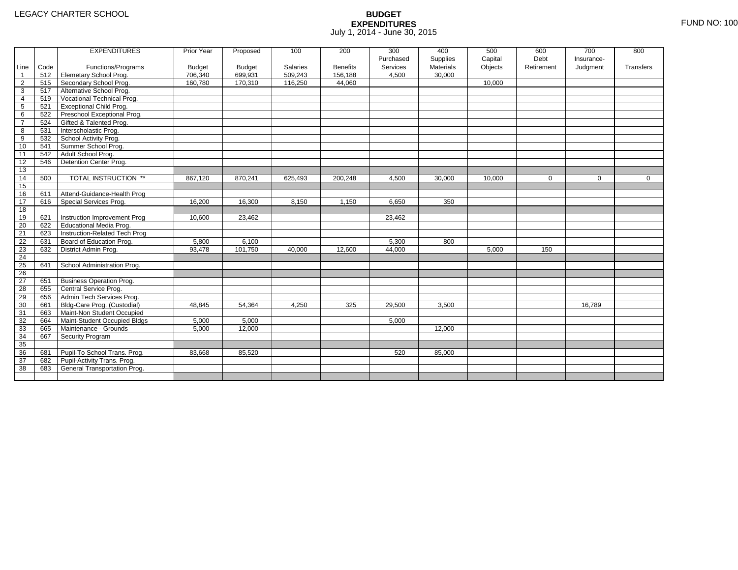LEGACY CHARTER SCHOOL

# BUDGET EXPENDITURES

July 1, 2014 - June 30, 2015

FUND NO: 100

| Line | Code | EXPENDITURES Functions/Programs | Prior Year Budget | Proposed Budget | 100 Salaries | 200 Benefits | 300 Purchased Services | 400 Supplies Materials | 500 Capital Objects | 600 Debt Retirement | 700 Insurance-Judgment | 800 Transfers |
|---|---|---|---|---|---|---|---|---|---|---|---|---|
| 1 | 512 | Elemetary School Prog. | 706,340 | 699,931 | 509,243 | 156,188 | 4,500 | 30,000 | | | | |
| 2 | 515 | Secondary School Prog. | 160,780 | 170,310 | 116,250 | 44,060 | | | 10,000 | | | |
| 3 | 517 | Alternative School Prog. | | | | | | | | | | |
| 4 | 519 | Vocational-Technical Prog. | | | | | | | | | | |
| 5 | 521 | Exceptional Child Prog. | | | | | | | | | | |
| 6 | 522 | Preschool Exceptional Prog. | | | | | | | | | | |
| 7 | 524 | Gifted & Talented Prog. | | | | | | | | | | |
| 8 | 531 | Interscholastic Prog. | | | | | | | | | | |
| 9 | 532 | School Activity Prog. | | | | | | | | | | |
| 10 | 541 | Summer School Prog. | | | | | | | | | | |
| 11 | 542 | Adult School Prog. | | | | | | | | | | |
| 12 | 546 | Detention Center Prog. | | | | | | | | | | |
| 13 | | | | | | | | | | | | |
| 14 | 500 | TOTAL INSTRUCTION ** | 867,120 | 870,241 | 625,493 | 200,248 | 4,500 | 30,000 | 10,000 | 0 | 0 | 0 |
| 15 | | | | | | | | | | | | |
| 16 | 611 | Attend-Guidance-Health Prog | | | | | | | | | | |
| 17 | 616 | Special Services Prog. | 16,200 | 16,300 | 8,150 | 1,150 | 6,650 | 350 | | | | |
| 18 | | | | | | | | | | | | |
| 19 | 621 | Instruction Improvement Prog | 10,600 | 23,462 | | | 23,462 | | | | | |
| 20 | 622 | Educational Media Prog. | | | | | | | | | | |
| 21 | 623 | Instruction-Related Tech Prog | | | | | | | | | | |
| 22 | 631 | Board of Education Prog. | 5,800 | 6,100 | | | 5,300 | 800 | | | | |
| 23 | 632 | District Admin Prog. | 93,478 | 101,750 | 40,000 | 12,600 | 44,000 | | 5,000 | 150 | | |
| 24 | | | | | | | | | | | | |
| 25 | 641 | School Administration Prog. | | | | | | | | | | |
| 26 | | | | | | | | | | | | |
| 27 | 651 | Business Operation Prog. | | | | | | | | | | |
| 28 | 655 | Central Service Prog. | | | | | | | | | | |
| 29 | 656 | Admin Tech Services Prog. | | | | | | | | | | |
| 30 | 661 | Bldg-Care Prog. (Custodial) | 48,845 | 54,364 | 4,250 | 325 | 29,500 | 3,500 | | | 16,789 | |
| 31 | 663 | Maint-Non Student Occupied | | | | | | | | | | |
| 32 | 664 | Maint-Student Occupied Bldgs | 5,000 | 5,000 | | | 5,000 | | | | | |
| 33 | 665 | Maintenance - Grounds | 5,000 | 12,000 | | | | 12,000 | | | | |
| 34 | 667 | Security Program | | | | | | | | | | |
| 35 | | | | | | | | | | | | |
| 36 | 681 | Pupil-To School Trans. Prog. | 83,668 | 85,520 | | | 520 | 85,000 | | | | |
| 37 | 682 | Pupil-Activity Trans. Prog. | | | | | | | | | | |
| 38 | 683 | General Transportation Prog. | | | | | | | | | | |
| | | | | | | | | | | | | |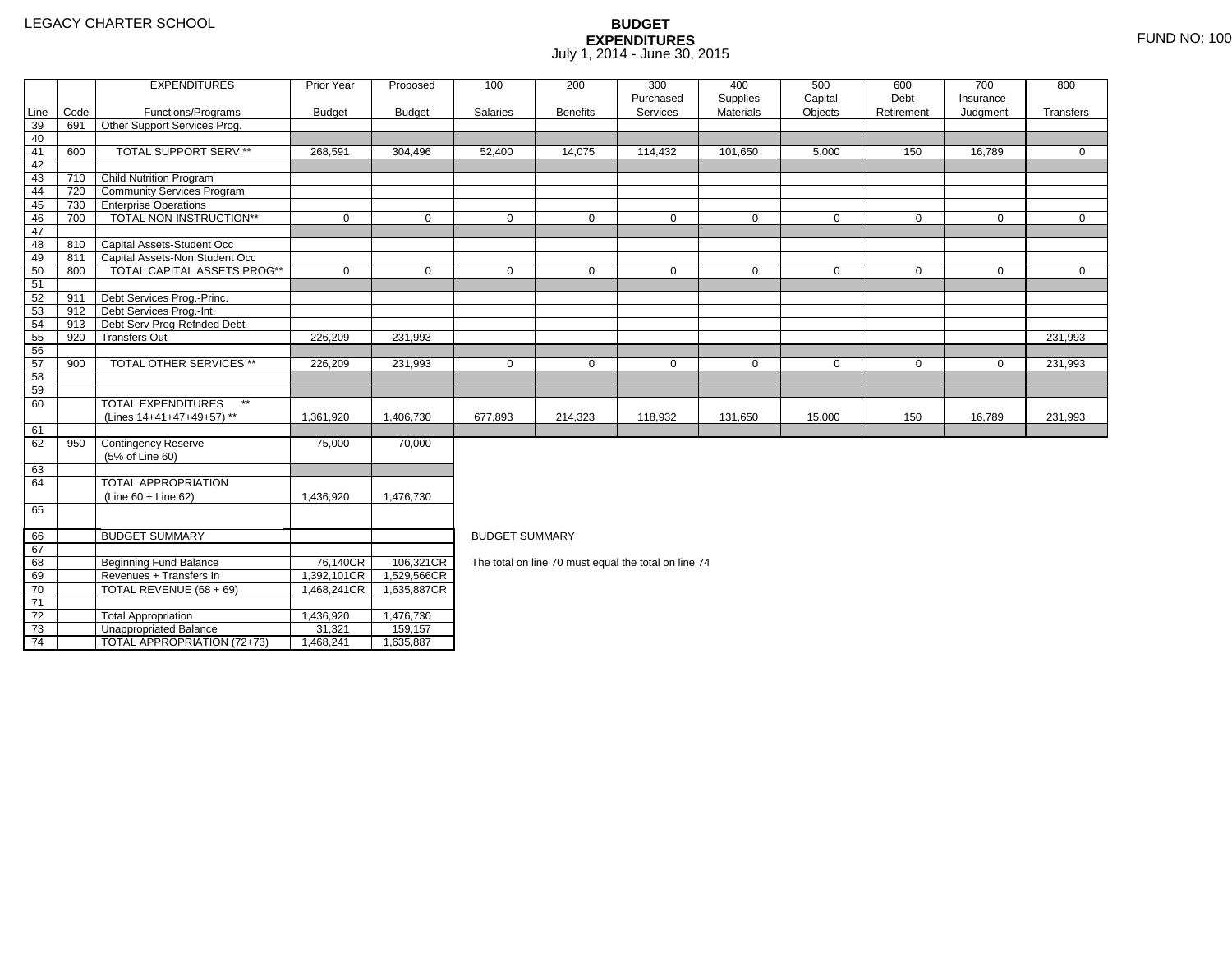LEGACY CHARTER SCHOOL

# BUDGET EXPENDITURES

July 1, 2014 - June 30, 2015

FUND NO: 100

| Line | Code | EXPENDITURES Functions/Programs | Prior Year Budget | Proposed Budget | 100 Salaries | 200 Benefits | 300 Purchased Services | 400 Supplies Materials | 500 Capital Objects | 600 Debt Retirement | 700 Insurance-Judgment | 800 Transfers |
|---|---|---|---|---|---|---|---|---|---|---|---|---|
| 39 | 691 | Other Support Services Prog. | | | | | | | | | | |
| 40 | | | | | | | | | | | | |
| 41 | 600 | TOTAL SUPPORT SERV.** | 268,591 | 304,496 | 52,400 | 14,075 | 114,432 | 101,650 | 5,000 | 150 | 16,789 | 0 |
| 42 | | | | | | | | | | | | |
| 43 | 710 | Child Nutrition Program | | | | | | | | | | |
| 44 | 720 | Community Services Program | | | | | | | | | | |
| 45 | 730 | Enterprise Operations | | | | | | | | | | |
| 46 | 700 | TOTAL NON-INSTRUCTION** | 0 | 0 | 0 | 0 | 0 | 0 | 0 | 0 | 0 | 0 |
| 47 | | | | | | | | | | | | |
| 48 | 810 | Capital Assets-Student Occ | | | | | | | | | | |
| 49 | 811 | Capital Assets-Non Student Occ | | | | | | | | | | |
| 50 | 800 | TOTAL CAPITAL ASSETS PROG** | 0 | 0 | 0 | 0 | 0 | 0 | 0 | 0 | 0 | 0 |
| 51 | | | | | | | | | | | | |
| 52 | 911 | Debt Services Prog.-Princ. | | | | | | | | | | |
| 53 | 912 | Debt Services Prog.-Int. | | | | | | | | | | |
| 54 | 913 | Debt Serv Prog-Refnded Debt | | | | | | | | | | |
| 55 | 920 | Transfers Out | 226,209 | 231,993 | | | | | | | | 231,993 |
| 56 | | | | | | | | | | | | |
| 57 | 900 | TOTAL OTHER SERVICES ** | 226,209 | 231,993 | 0 | 0 | 0 | 0 | 0 | 0 | 0 | 231,993 |
| 58 | | | | | | | | | | | | |
| 59 | | | | | | | | | | | | |
| 60 | | TOTAL EXPENDITURES ** (Lines 14+41+47+49+57) ** | 1,361,920 | 1,406,730 | 677,893 | 214,323 | 118,932 | 131,650 | 15,000 | 150 | 16,789 | 231,993 |
| 61 | | | | | | | | | | | | |
| 62 | 950 | Contingency Reserve (5% of Line 60) | 75,000 | 70,000 | | | | | | | | |
| 63 | | | | | | | | | | | | |
| 64 | | TOTAL APPROPRIATION (Line 60 + Line 62) | 1,436,920 | 1,476,730 | | | | | | | | |
| 65 | | | | | | | | | | | | |
| 66 | | BUDGET SUMMARY | | | | | | | | | | |
| 67 | | | | | | | | | | | | |
| 68 | | Beginning Fund Balance | 76,140CR | 106,321CR | | | | | | | | |
| 69 | | Revenues + Transfers In | 1,392,101CR | 1,529,566CR | | | | | | | | |
| 70 | | TOTAL REVENUE (68 + 69) | 1,468,241CR | 1,635,887CR | | | | | | | | |
| 71 | | | | | | | | | | | | |
| 72 | | Total Appropriation | 1,436,920 | 1,476,730 | | | | | | | | |
| 73 | | Unappropriated Balance | 31,321 | 159,157 | | | | | | | | |
| 74 | | TOTAL APPROPRIATION (72+73) | 1,468,241 | 1,635,887 | | | | | | | | |

BUDGET SUMMARY

The total on line 70 must equal the total on line 74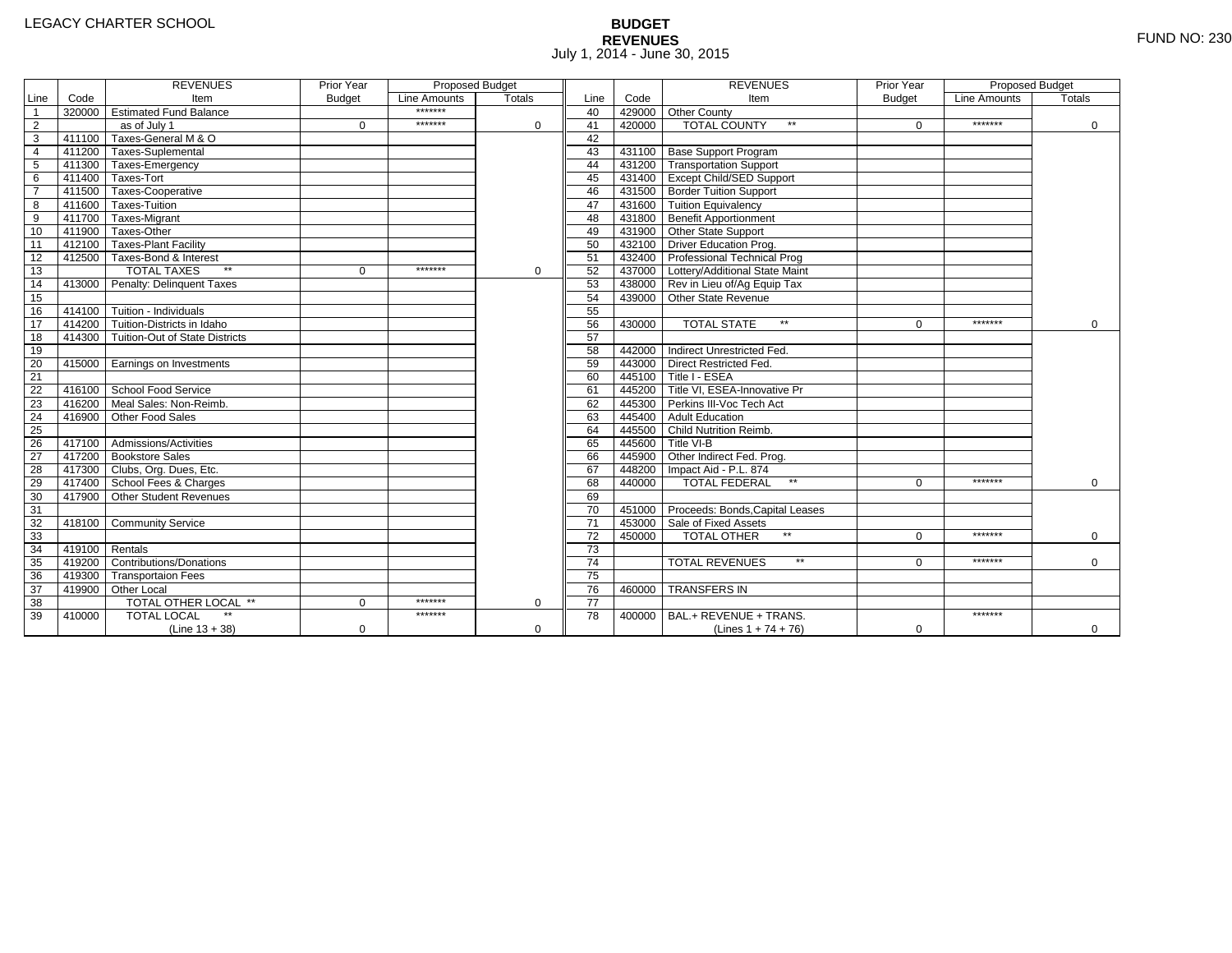LEGACY CHARTER SCHOOL

# BUDGET
## REVENUES
July 1, 2014 - June 30, 2015

FUND NO: 230

| Line | Code | REVENUES Item | Prior Year Budget | Proposed Budget Line Amounts | Proposed Budget Totals | Line | Code | REVENUES Item | Prior Year Budget | Proposed Budget Line Amounts | Proposed Budget Totals |
|---|---|---|---|---|---|---|---|---|---|---|---|
| 1 | 320000 | Estimated Fund Balance | | ******* | | 40 | 429000 | Other County | | | |
| 2 | | as of July 1 | 0 | ******* | 0 | 41 | 420000 | TOTAL COUNTY ** | 0 | ******* | 0 |
| 3 | 411100 | Taxes-General M & O | | | | 42 | | | | | |
| 4 | 411200 | Taxes-Suplemental | | | | 43 | 431100 | Base Support Program | | | |
| 5 | 411300 | Taxes-Emergency | | | | 44 | 431200 | Transportation Support | | | |
| 6 | 411400 | Taxes-Tort | | | | 45 | 431400 | Except Child/SED Support | | | |
| 7 | 411500 | Taxes-Cooperative | | | | 46 | 431500 | Border Tuition Support | | | |
| 8 | 411600 | Taxes-Tuition | | | | 47 | 431600 | Tuition Equivalency | | | |
| 9 | 411700 | Taxes-Migrant | | | | 48 | 431800 | Benefit Apportionment | | | |
| 10 | 411900 | Taxes-Other | | | | 49 | 431900 | Other State Support | | | |
| 11 | 412100 | Taxes-Plant Facility | | | | 50 | 432100 | Driver Education Prog. | | | |
| 12 | 412500 | Taxes-Bond & Interest | | | | 51 | 432400 | Professional Technical Prog | | | |
| 13 | | TOTAL TAXES ** | 0 | ******* | 0 | 52 | 437000 | Lottery/Additional State Maint | | | |
| 14 | 413000 | Penalty: Delinquent Taxes | | | | 53 | 438000 | Rev in Lieu of/Ag Equip Tax | | | |
| 15 | | | | | | 54 | 439000 | Other State Revenue | | | |
| 16 | 414100 | Tuition - Individuals | | | | 55 | | | | | |
| 17 | 414200 | Tuition-Districts in Idaho | | | | 56 | 430000 | TOTAL STATE ** | 0 | ******* | 0 |
| 18 | 414300 | Tuition-Out of State Districts | | | | 57 | | | | | |
| 19 | | | | | | 58 | 442000 | Indirect Unrestricted Fed. | | | |
| 20 | 415000 | Earnings on Investments | | | | 59 | 443000 | Direct Restricted Fed. | | | |
| 21 | | | | | | 60 | 445100 | Title I - ESEA | | | |
| 22 | 416100 | School Food Service | | | | 61 | 445200 | Title VI, ESEA-Innovative Pr | | | |
| 23 | 416200 | Meal Sales: Non-Reimb. | | | | 62 | 445300 | Perkins III-Voc Tech Act | | | |
| 24 | 416900 | Other Food Sales | | | | 63 | 445400 | Adult Education | | | |
| 25 | | | | | | 64 | 445500 | Child Nutrition Reimb. | | | |
| 26 | 417100 | Admissions/Activities | | | | 65 | 445600 | Title VI-B | | | |
| 27 | 417200 | Bookstore Sales | | | | 66 | 445900 | Other Indirect Fed. Prog. | | | |
| 28 | 417300 | Clubs, Org. Dues, Etc. | | | | 67 | 448200 | Impact Aid - P.L. 874 | | | |
| 29 | 417400 | School Fees & Charges | | | | 68 | 440000 | TOTAL FEDERAL ** | 0 | ******* | 0 |
| 30 | 417900 | Other Student Revenues | | | | 69 | | | | | |
| 31 | | | | | | 70 | 451000 | Proceeds: Bonds,Capital Leases | | | |
| 32 | 418100 | Community Service | | | | 71 | 453000 | Sale of Fixed Assets | | | |
| 33 | | | | | | 72 | 450000 | TOTAL OTHER ** | 0 | ******* | 0 |
| 34 | 419100 | Rentals | | | | 73 | | | | | |
| 35 | 419200 | Contributions/Donations | | | | 74 | | TOTAL REVENUES ** | 0 | ******* | 0 |
| 36 | 419300 | Transportaion Fees | | | | 75 | | | | | |
| 37 | 419900 | Other Local | | | | 76 | 460000 | TRANSFERS IN | | | |
| 38 | | TOTAL OTHER LOCAL ** | 0 | ******* | 0 | 77 | | | | | |
| 39 | 410000 | TOTAL LOCAL ** (Line 13 + 38) | 0 | ******* | 0 | 78 | 400000 | BAL.+ REVENUE + TRANS. (Lines 1 + 74 + 76) | 0 | ******* | 0 |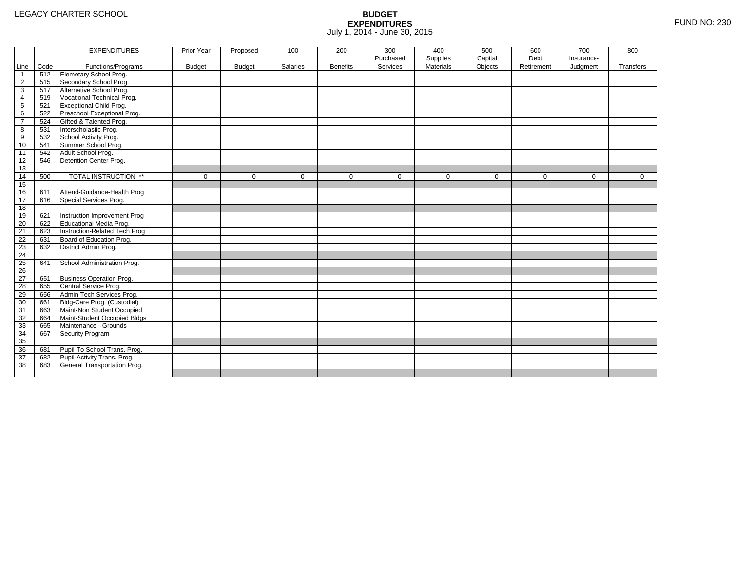LEGACY CHARTER SCHOOL

# BUDGET EXPENDITURES

July 1, 2014 - June 30, 2015

FUND NO: 230

| Line | Code | EXPENDITURES Functions/Programs | Prior Year Budget | Proposed Budget | 100 Salaries | 200 Benefits | 300 Purchased Services | 400 Supplies Materials | 500 Capital Objects | 600 Debt Retirement | 700 Insurance-Judgment | 800 Transfers |
|---|---|---|---|---|---|---|---|---|---|---|---|---|
| 1 | 512 | Elemetary School Prog. | | | | | | | | | | |
| 2 | 515 | Secondary School Prog. | | | | | | | | | | |
| 3 | 517 | Alternative School Prog. | | | | | | | | | | |
| 4 | 519 | Vocational-Technical Prog. | | | | | | | | | | |
| 5 | 521 | Exceptional Child Prog. | | | | | | | | | | |
| 6 | 522 | Preschool Exceptional Prog. | | | | | | | | | | |
| 7 | 524 | Gifted & Talented Prog. | | | | | | | | | | |
| 8 | 531 | Interscholastic Prog. | | | | | | | | | | |
| 9 | 532 | School Activity Prog. | | | | | | | | | | |
| 10 | 541 | Summer School Prog. | | | | | | | | | | |
| 11 | 542 | Adult School Prog. | | | | | | | | | | |
| 12 | 546 | Detention Center Prog. | | | | | | | | | | |
| 13 | | | | | | | | | | | | |
| 14 | 500 | TOTAL INSTRUCTION ** | 0 | 0 | 0 | 0 | 0 | 0 | 0 | 0 | 0 | 0 |
| 15 | | | | | | | | | | | | |
| 16 | 611 | Attend-Guidance-Health Prog | | | | | | | | | | |
| 17 | 616 | Special Services Prog. | | | | | | | | | | |
| 18 | | | | | | | | | | | | |
| 19 | 621 | Instruction Improvement Prog | | | | | | | | | | |
| 20 | 622 | Educational Media Prog. | | | | | | | | | | |
| 21 | 623 | Instruction-Related Tech Prog | | | | | | | | | | |
| 22 | 631 | Board of Education Prog. | | | | | | | | | | |
| 23 | 632 | District Admin Prog. | | | | | | | | | | |
| 24 | | | | | | | | | | | | |
| 25 | 641 | School Administration Prog. | | | | | | | | | | |
| 26 | | | | | | | | | | | | |
| 27 | 651 | Business Operation Prog. | | | | | | | | | | |
| 28 | 655 | Central Service Prog. | | | | | | | | | | |
| 29 | 656 | Admin Tech Services Prog. | | | | | | | | | | |
| 30 | 661 | Bldg-Care Prog. (Custodial) | | | | | | | | | | |
| 31 | 663 | Maint-Non Student Occupied | | | | | | | | | | |
| 32 | 664 | Maint-Student Occupied Bldgs | | | | | | | | | | |
| 33 | 665 | Maintenance - Grounds | | | | | | | | | | |
| 34 | 667 | Security Program | | | | | | | | | | |
| 35 | | | | | | | | | | | | |
| 36 | 681 | Pupil-To School Trans. Prog. | | | | | | | | | | |
| 37 | 682 | Pupil-Activity Trans. Prog. | | | | | | | | | | |
| 38 | 683 | General Transportation Prog. | | | | | | | | | | |
| | | | | | | | | | | | | |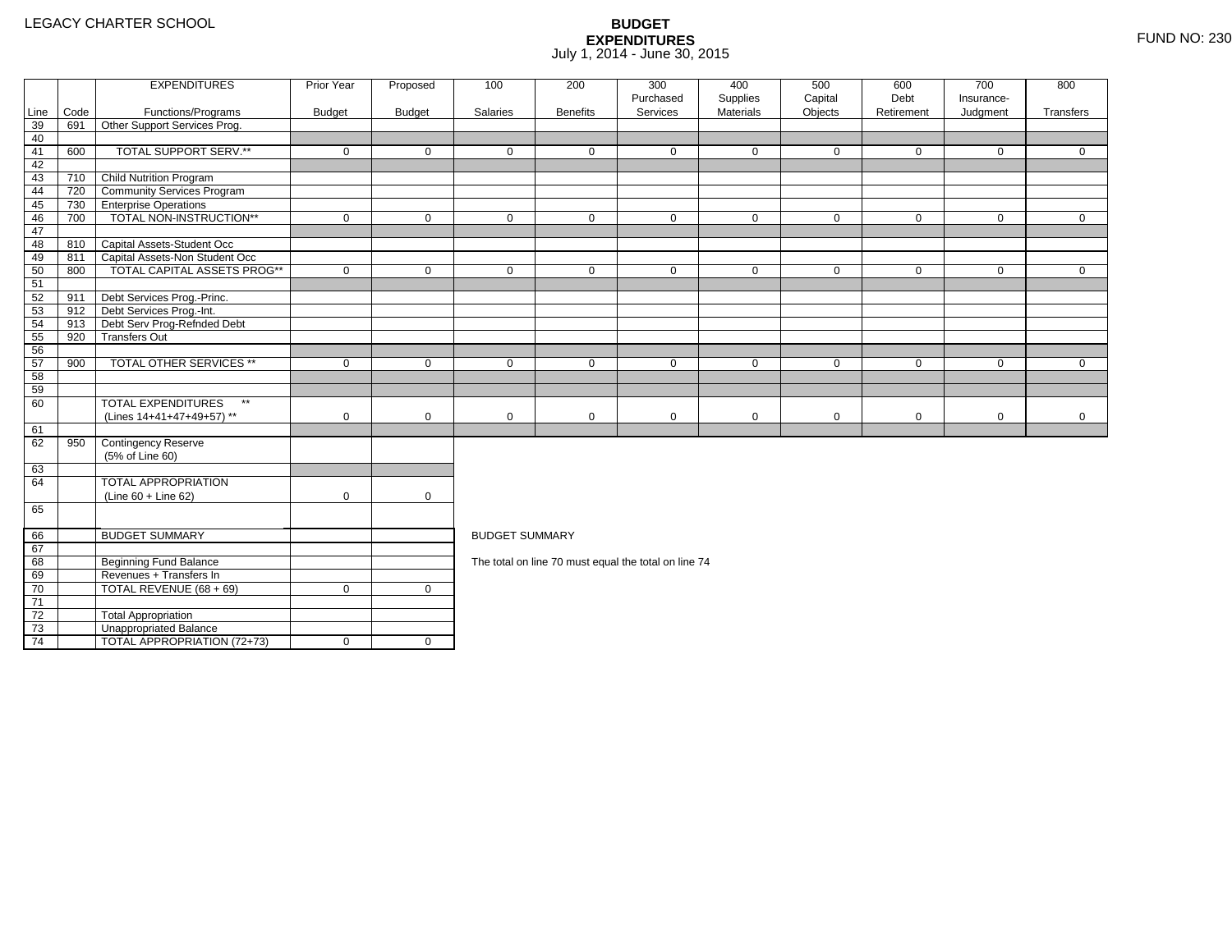LEGACY CHARTER SCHOOL

# BUDGET EXPENDITURES

July 1, 2014 - June 30, 2015

FUND NO: 230

| Line | Code | EXPENDITURES Functions/Programs | Prior Year Budget | Proposed Budget | 100 Salaries | 200 Benefits | 300 Purchased Services | 400 Supplies Materials | 500 Capital Objects | 600 Debt Retirement | 700 Insurance-Judgment | 800 Transfers |
|---|---|---|---|---|---|---|---|---|---|---|---|---|
| 39 | 691 | Other Support Services Prog. | | | | | | | | | | |
| 40 | | | | | | | | | | | | |
| 41 | 600 | TOTAL SUPPORT SERV.** | 0 | 0 | 0 | 0 | 0 | 0 | 0 | 0 | 0 | 0 |
| 42 | | | | | | | | | | | | |
| 43 | 710 | Child Nutrition Program | | | | | | | | | | |
| 44 | 720 | Community Services Program | | | | | | | | | | |
| 45 | 730 | Enterprise Operations | | | | | | | | | | |
| 46 | 700 | TOTAL NON-INSTRUCTION** | 0 | 0 | 0 | 0 | 0 | 0 | 0 | 0 | 0 | 0 |
| 47 | | | | | | | | | | | | |
| 48 | 810 | Capital Assets-Student Occ | | | | | | | | | | |
| 49 | 811 | Capital Assets-Non Student Occ | | | | | | | | | | |
| 50 | 800 | TOTAL CAPITAL ASSETS PROG** | 0 | 0 | 0 | 0 | 0 | 0 | 0 | 0 | 0 | 0 |
| 51 | | | | | | | | | | | | |
| 52 | 911 | Debt Services Prog.-Princ. | | | | | | | | | | |
| 53 | 912 | Debt Services Prog.-Int. | | | | | | | | | | |
| 54 | 913 | Debt Serv Prog-Refnded Debt | | | | | | | | | | |
| 55 | 920 | Transfers Out | | | | | | | | | | |
| 56 | | | | | | | | | | | | |
| 57 | 900 | TOTAL OTHER SERVICES ** | 0 | 0 | 0 | 0 | 0 | 0 | 0 | 0 | 0 | 0 |
| 58 | | | | | | | | | | | | |
| 59 | | | | | | | | | | | | |
| 60 | | TOTAL EXPENDITURES ** (Lines 14+41+47+49+57) ** | 0 | 0 | 0 | 0 | 0 | 0 | 0 | 0 | 0 | 0 |
| 61 | | | | | | | | | | | | |
| 62 | 950 | Contingency Reserve (5% of Line 60) | | | | | | | | | | |
| 63 | | | | | | | | | | | | |
| 64 | | TOTAL APPROPRIATION (Line 60 + Line 62) | 0 | 0 | | | | | | | | |
| 65 | | | | | | | | | | | | |

| Line | | BUDGET SUMMARY | Prior Year Budget | Proposed Budget |
|---|---|---|---|---|
| 66 | | BUDGET SUMMARY | | |
| 67 | | | | |
| 68 | | Beginning Fund Balance | | |
| 69 | | Revenues + Transfers In | | |
| 70 | | TOTAL REVENUE (68 + 69) | 0 | 0 |
| 71 | | | | |
| 72 | | Total Appropriation | | |
| 73 | | Unappropriated Balance | | |
| 74 | | TOTAL APPROPRIATION (72+73) | 0 | 0 |

BUDGET SUMMARY

The total on line 70 must equal the total on line 74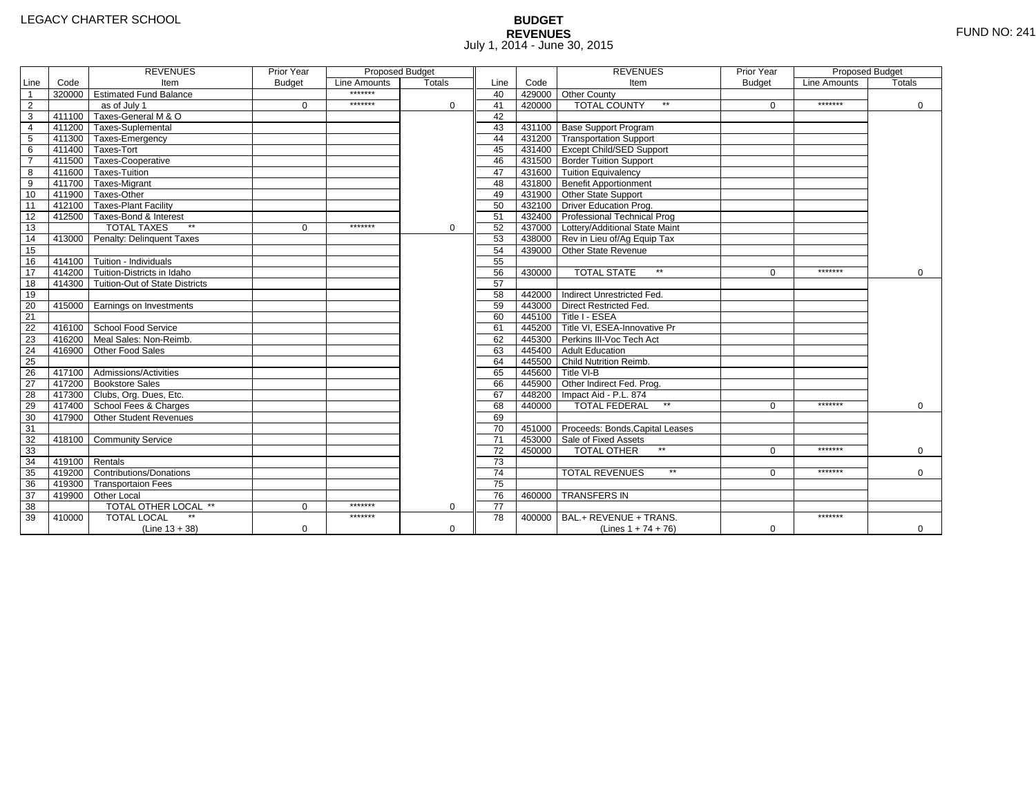LEGACY CHARTER SCHOOL

# BUDGET
## REVENUES
July 1, 2014 - June 30, 2015

FUND NO: 241

| Line | Code | REVENUES Item | Prior Year Budget | Proposed Budget Line Amounts | Proposed Budget Totals |
|---|---|---|---|---|---|
| 1 | 320000 | Estimated Fund Balance | | ******* | |
| 2 | | as of July 1 | 0 | ******* | 0 |
| 3 | 411100 | Taxes-General M & O | | | |
| 4 | 411200 | Taxes-Suplemental | | | |
| 5 | 411300 | Taxes-Emergency | | | |
| 6 | 411400 | Taxes-Tort | | | |
| 7 | 411500 | Taxes-Cooperative | | | |
| 8 | 411600 | Taxes-Tuition | | | |
| 9 | 411700 | Taxes-Migrant | | | |
| 10 | 411900 | Taxes-Other | | | |
| 11 | 412100 | Taxes-Plant Facility | | | |
| 12 | 412500 | Taxes-Bond & Interest | | | |
| 13 | | TOTAL TAXES ** | 0 | ******* | 0 |
| 14 | 413000 | Penalty: Delinquent Taxes | | | |
| 15 | | | | | |
| 16 | 414100 | Tuition - Individuals | | | |
| 17 | 414200 | Tuition-Districts in Idaho | | | |
| 18 | 414300 | Tuition-Out of State Districts | | | |
| 19 | | | | | |
| 20 | 415000 | Earnings on Investments | | | |
| 21 | | | | | |
| 22 | 416100 | School Food Service | | | |
| 23 | 416200 | Meal Sales: Non-Reimb. | | | |
| 24 | 416900 | Other Food Sales | | | |
| 25 | | | | | |
| 26 | 417100 | Admissions/Activities | | | |
| 27 | 417200 | Bookstore Sales | | | |
| 28 | 417300 | Clubs, Org. Dues, Etc. | | | |
| 29 | 417400 | School Fees & Charges | | | |
| 30 | 417900 | Other Student Revenues | | | |
| 31 | | | | | |
| 32 | 418100 | Community Service | | | |
| 33 | | | | | |
| 34 | 419100 | Rentals | | | |
| 35 | 419200 | Contributions/Donations | | | |
| 36 | 419300 | Transportaion Fees | | | |
| 37 | 419900 | Other Local | | | |
| 38 | | TOTAL OTHER LOCAL ** | 0 | ******* | 0 |
| 39 | 410000 | TOTAL LOCAL ** (Line 13 + 38) | 0 | ******* | 0 |
| 40 | 429000 | Other County | | | |
| 41 | 420000 | TOTAL COUNTY ** | 0 | ******* | 0 |
| 42 | | | | | |
| 43 | 431100 | Base Support Program | | | |
| 44 | 431200 | Transportation Support | | | |
| 45 | 431400 | Except Child/SED Support | | | |
| 46 | 431500 | Border Tuition Support | | | |
| 47 | 431600 | Tuition Equivalency | | | |
| 48 | 431800 | Benefit Apportionment | | | |
| 49 | 431900 | Other State Support | | | |
| 50 | 432100 | Driver Education Prog. | | | |
| 51 | 432400 | Professional Technical Prog | | | |
| 52 | 437000 | Lottery/Additional State Maint | | | |
| 53 | 438000 | Rev in Lieu of/Ag Equip Tax | | | |
| 54 | 439000 | Other State Revenue | | | |
| 55 | | | | | |
| 56 | 430000 | TOTAL STATE ** | 0 | ******* | 0 |
| 57 | | | | | |
| 58 | 442000 | Indirect Unrestricted Fed. | | | |
| 59 | 443000 | Direct Restricted Fed. | | | |
| 60 | 445100 | Title I - ESEA | | | |
| 61 | 445200 | Title VI, ESEA-Innovative Pr | | | |
| 62 | 445300 | Perkins III-Voc Tech Act | | | |
| 63 | 445400 | Adult Education | | | |
| 64 | 445500 | Child Nutrition Reimb. | | | |
| 65 | 445600 | Title VI-B | | | |
| 66 | 445900 | Other Indirect Fed. Prog. | | | |
| 67 | 448200 | Impact Aid - P.L. 874 | | | |
| 68 | 440000 | TOTAL FEDERAL ** | 0 | ******* | 0 |
| 69 | | | | | |
| 70 | 451000 | Proceeds: Bonds,Capital Leases | | | |
| 71 | 453000 | Sale of Fixed Assets | | | |
| 72 | 450000 | TOTAL OTHER ** | 0 | ******* | 0 |
| 73 | | | | | |
| 74 | | TOTAL REVENUES ** | 0 | ******* | 0 |
| 75 | | | | | |
| 76 | 460000 | TRANSFERS IN | | | |
| 77 | | | | | |
| 78 | 400000 | BAL.+ REVENUE + TRANS. (Lines 1 + 74 + 76) | 0 | ******* | 0 |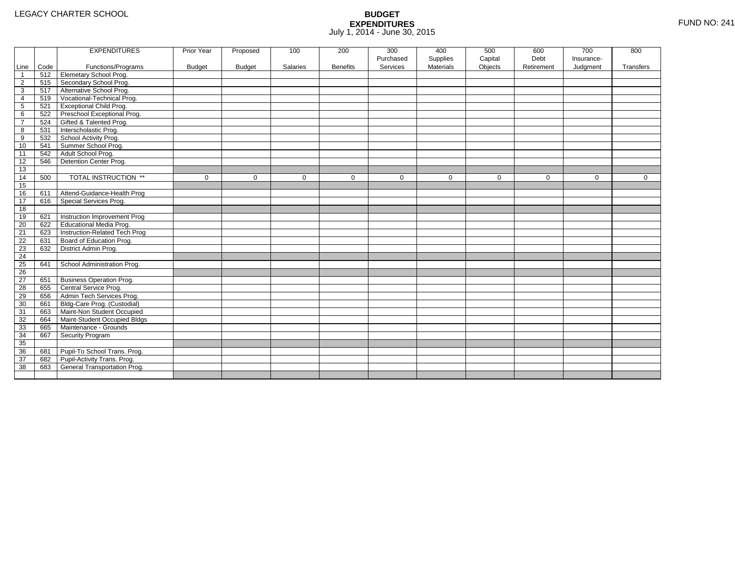LEGACY CHARTER SCHOOL

FUND NO: 241

# BUDGET EXPENDITURES

July 1, 2014 - June 30, 2015

| Line | Code | EXPENDITURES Functions/Programs | Prior Year Budget | Proposed Budget | 100 Salaries | 200 Benefits | 300 Purchased Services | 400 Supplies Materials | 500 Capital Objects | 600 Debt Retirement | 700 Insurance-Judgment | 800 Transfers |
|---|---|---|---|---|---|---|---|---|---|---|---|---|
| 1 | 512 | Elemetary School Prog. | | | | | | | | | | |
| 2 | 515 | Secondary School Prog. | | | | | | | | | | |
| 3 | 517 | Alternative School Prog. | | | | | | | | | | |
| 4 | 519 | Vocational-Technical Prog. | | | | | | | | | | |
| 5 | 521 | Exceptional Child Prog. | | | | | | | | | | |
| 6 | 522 | Preschool Exceptional Prog. | | | | | | | | | | |
| 7 | 524 | Gifted & Talented Prog. | | | | | | | | | | |
| 8 | 531 | Interscholastic Prog. | | | | | | | | | | |
| 9 | 532 | School Activity Prog. | | | | | | | | | | |
| 10 | 541 | Summer School Prog. | | | | | | | | | | |
| 11 | 542 | Adult School Prog. | | | | | | | | | | |
| 12 | 546 | Detention Center Prog. | | | | | | | | | | |
| 13 | | | | | | | | | | | | |
| 14 | 500 | TOTAL INSTRUCTION ** | 0 | 0 | 0 | 0 | 0 | 0 | 0 | 0 | 0 | 0 |
| 15 | | | | | | | | | | | | |
| 16 | 611 | Attend-Guidance-Health Prog | | | | | | | | | | |
| 17 | 616 | Special Services Prog. | | | | | | | | | | |
| 18 | | | | | | | | | | | | |
| 19 | 621 | Instruction Improvement Prog | | | | | | | | | | |
| 20 | 622 | Educational Media Prog. | | | | | | | | | | |
| 21 | 623 | Instruction-Related Tech Prog | | | | | | | | | | |
| 22 | 631 | Board of Education Prog. | | | | | | | | | | |
| 23 | 632 | District Admin Prog. | | | | | | | | | | |
| 24 | | | | | | | | | | | | |
| 25 | 641 | School Administration Prog. | | | | | | | | | | |
| 26 | | | | | | | | | | | | |
| 27 | 651 | Business Operation Prog. | | | | | | | | | | |
| 28 | 655 | Central Service Prog. | | | | | | | | | | |
| 29 | 656 | Admin Tech Services Prog. | | | | | | | | | | |
| 30 | 661 | Bldg-Care Prog. (Custodial) | | | | | | | | | | |
| 31 | 663 | Maint-Non Student Occupied | | | | | | | | | | |
| 32 | 664 | Maint-Student Occupied Bldgs | | | | | | | | | | |
| 33 | 665 | Maintenance - Grounds | | | | | | | | | | |
| 34 | 667 | Security Program | | | | | | | | | | |
| 35 | | | | | | | | | | | | |
| 36 | 681 | Pupil-To School Trans. Prog. | | | | | | | | | | |
| 37 | 682 | Pupil-Activity Trans. Prog. | | | | | | | | | | |
| 38 | 683 | General Transportation Prog. | | | | | | | | | | |
| | | | | | | | | | | | | |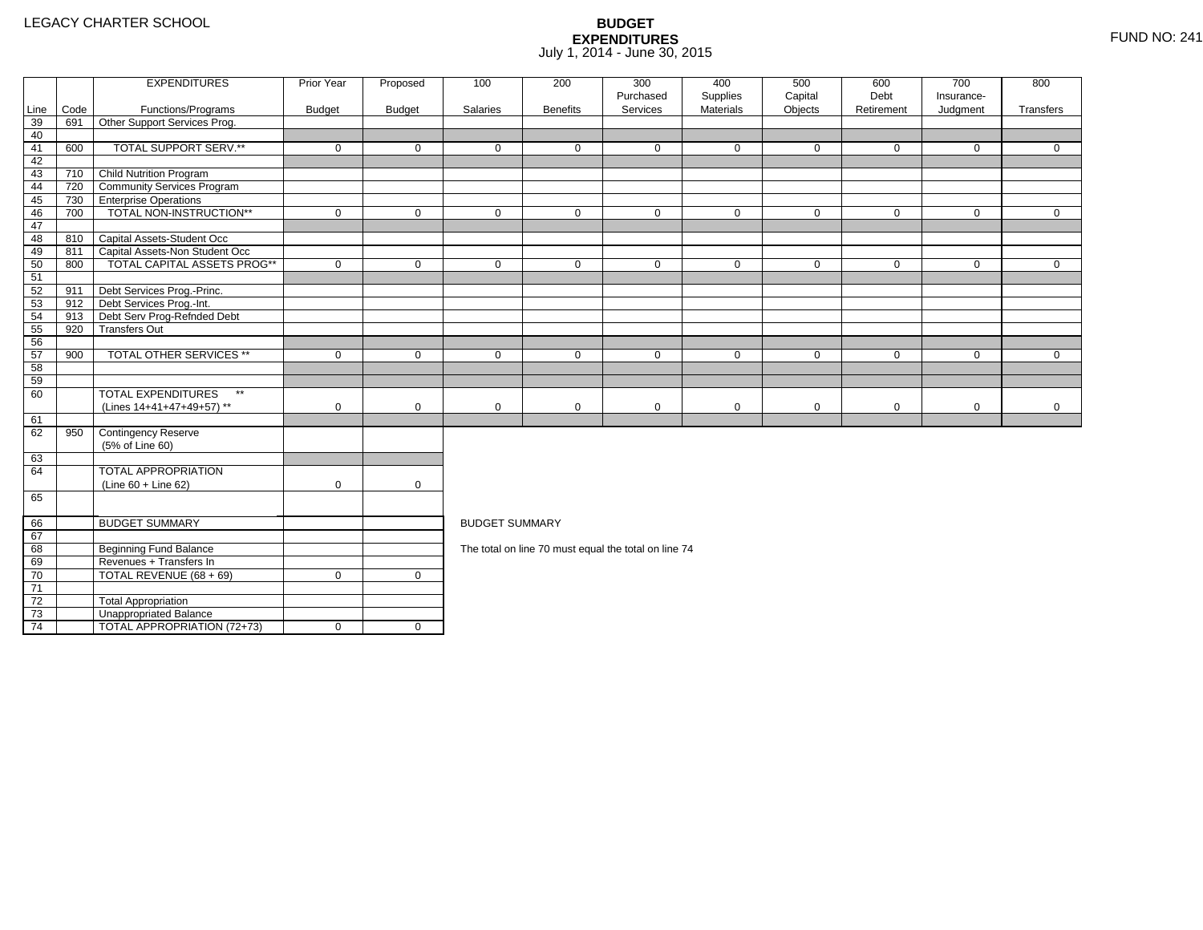LEGACY CHARTER SCHOOL

# BUDGET EXPENDITURES

July 1, 2014 - June 30, 2015

FUND NO: 241

| Line | Code | EXPENDITURES Functions/Programs | Prior Year Budget | Proposed Budget | 100 Salaries | 200 Benefits | 300 Purchased Services | 400 Supplies Materials | 500 Capital Objects | 600 Debt Retirement | 700 Insurance-Judgment | 800 Transfers |
|---|---|---|---|---|---|---|---|---|---|---|---|---|
| 39 | 691 | Other Support Services Prog. | | | | | | | | | | |
| 40 | | | | | | | | | | | | |
| 41 | 600 | TOTAL SUPPORT SERV.** | 0 | 0 | 0 | 0 | 0 | 0 | 0 | 0 | 0 | 0 |
| 42 | | | | | | | | | | | | |
| 43 | 710 | Child Nutrition Program | | | | | | | | | | |
| 44 | 720 | Community Services Program | | | | | | | | | | |
| 45 | 730 | Enterprise Operations | | | | | | | | | | |
| 46 | 700 | TOTAL NON-INSTRUCTION** | 0 | 0 | 0 | 0 | 0 | 0 | 0 | 0 | 0 | 0 |
| 47 | | | | | | | | | | | | |
| 48 | 810 | Capital Assets-Student Occ | | | | | | | | | | |
| 49 | 811 | Capital Assets-Non Student Occ | | | | | | | | | | |
| 50 | 800 | TOTAL CAPITAL ASSETS PROG** | 0 | 0 | 0 | 0 | 0 | 0 | 0 | 0 | 0 | 0 |
| 51 | | | | | | | | | | | | |
| 52 | 911 | Debt Services Prog.-Princ. | | | | | | | | | | |
| 53 | 912 | Debt Services Prog.-Int. | | | | | | | | | | |
| 54 | 913 | Debt Serv Prog-Refnded Debt | | | | | | | | | | |
| 55 | 920 | Transfers Out | | | | | | | | | | |
| 56 | | | | | | | | | | | | |
| 57 | 900 | TOTAL OTHER SERVICES ** | 0 | 0 | 0 | 0 | 0 | 0 | 0 | 0 | 0 | 0 |
| 58 | | | | | | | | | | | | |
| 59 | | | | | | | | | | | | |
| 60 | | TOTAL EXPENDITURES ** (Lines 14+41+47+49+57) ** | 0 | 0 | 0 | 0 | 0 | 0 | 0 | 0 | 0 | 0 |
| 61 | | | | | | | | | | | | |
| 62 | 950 | Contingency Reserve (5% of Line 60) | | | | | | | | | | |
| 63 | | | | | | | | | | | | |
| 64 | | TOTAL APPROPRIATION (Line 60 + Line 62) | 0 | 0 | | | | | | | | |
| 65 | | | | | | | | | | | | |

| Line | | BUDGET SUMMARY | Prior Year Budget | Proposed Budget |
|---|---|---|---|---|
| 66 | | BUDGET SUMMARY | | |
| 67 | | | | |
| 68 | | Beginning Fund Balance | | |
| 69 | | Revenues + Transfers In | | |
| 70 | | TOTAL REVENUE (68 + 69) | 0 | 0 |
| 71 | | | | |
| 72 | | Total Appropriation | | |
| 73 | | Unappropriated Balance | | |
| 74 | | TOTAL APPROPRIATION (72+73) | 0 | 0 |

BUDGET SUMMARY

The total on line 70 must equal the total on line 74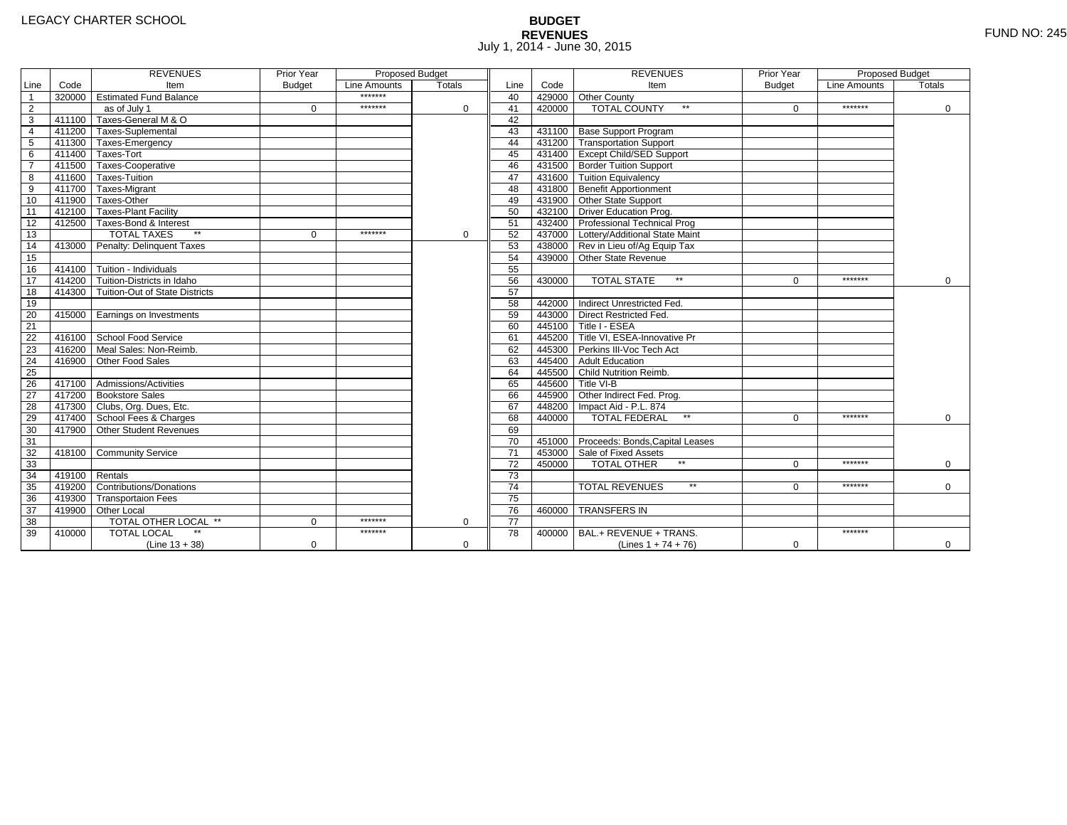LEGACY CHARTER SCHOOL

# BUDGET
## REVENUES
July 1, 2014 - June 30, 2015

FUND NO: 245

| Line | Code | REVENUES Item | Prior Year Budget | Proposed Budget Line Amounts | Proposed Budget Totals | Line | Code | REVENUES Item | Prior Year Budget | Proposed Budget Line Amounts | Proposed Budget Totals |
|---|---|---|---|---|---|---|---|---|---|---|---|
| 1 | 320000 | Estimated Fund Balance | | ******* | | 40 | 429000 | Other County | | | |
| 2 | | as of July 1 | 0 | ******* | 0 | 41 | 420000 | TOTAL COUNTY ** | 0 | ******* | 0 |
| 3 | 411100 | Taxes-General M & O | | | | 42 | | | | | |
| 4 | 411200 | Taxes-Suplemental | | | | 43 | 431100 | Base Support Program | | | |
| 5 | 411300 | Taxes-Emergency | | | | 44 | 431200 | Transportation Support | | | |
| 6 | 411400 | Taxes-Tort | | | | 45 | 431400 | Except Child/SED Support | | | |
| 7 | 411500 | Taxes-Cooperative | | | | 46 | 431500 | Border Tuition Support | | | |
| 8 | 411600 | Taxes-Tuition | | | | 47 | 431600 | Tuition Equivalency | | | |
| 9 | 411700 | Taxes-Migrant | | | | 48 | 431800 | Benefit Apportionment | | | |
| 10 | 411900 | Taxes-Other | | | | 49 | 431900 | Other State Support | | | |
| 11 | 412100 | Taxes-Plant Facility | | | | 50 | 432100 | Driver Education Prog. | | | |
| 12 | 412500 | Taxes-Bond & Interest | | | | 51 | 432400 | Professional Technical Prog | | | |
| 13 | | TOTAL TAXES ** | 0 | ******* | 0 | 52 | 437000 | Lottery/Additional State Maint | | | |
| 14 | 413000 | Penalty: Delinquent Taxes | | | | 53 | 438000 | Rev in Lieu of/Ag Equip Tax | | | |
| 15 | | | | | | 54 | 439000 | Other State Revenue | | | |
| 16 | 414100 | Tuition - Individuals | | | | 55 | | | | | |
| 17 | 414200 | Tuition-Districts in Idaho | | | | 56 | 430000 | TOTAL STATE ** | 0 | ******* | 0 |
| 18 | 414300 | Tuition-Out of State Districts | | | | 57 | | | | | |
| 19 | | | | | | 58 | 442000 | Indirect Unrestricted Fed. | | | |
| 20 | 415000 | Earnings on Investments | | | | 59 | 443000 | Direct Restricted Fed. | | | |
| 21 | | | | | | 60 | 445100 | Title I - ESEA | | | |
| 22 | 416100 | School Food Service | | | | 61 | 445200 | Title VI, ESEA-Innovative Pr | | | |
| 23 | 416200 | Meal Sales: Non-Reimb. | | | | 62 | 445300 | Perkins III-Voc Tech Act | | | |
| 24 | 416900 | Other Food Sales | | | | 63 | 445400 | Adult Education | | | |
| 25 | | | | | | 64 | 445500 | Child Nutrition Reimb. | | | |
| 26 | 417100 | Admissions/Activities | | | | 65 | 445600 | Title VI-B | | | |
| 27 | 417200 | Bookstore Sales | | | | 66 | 445900 | Other Indirect Fed. Prog. | | | |
| 28 | 417300 | Clubs, Org. Dues, Etc. | | | | 67 | 448200 | Impact Aid - P.L. 874 | | | |
| 29 | 417400 | School Fees & Charges | | | | 68 | 440000 | TOTAL FEDERAL ** | 0 | ******* | 0 |
| 30 | 417900 | Other Student Revenues | | | | 69 | | | | | |
| 31 | | | | | | 70 | 451000 | Proceeds: Bonds,Capital Leases | | | |
| 32 | 418100 | Community Service | | | | 71 | 453000 | Sale of Fixed Assets | | | |
| 33 | | | | | | 72 | 450000 | TOTAL OTHER ** | 0 | ******* | 0 |
| 34 | 419100 | Rentals | | | | 73 | | | | | |
| 35 | 419200 | Contributions/Donations | | | | 74 | | TOTAL REVENUES ** | 0 | ******* | 0 |
| 36 | 419300 | Transportaion Fees | | | | 75 | | | | | |
| 37 | 419900 | Other Local | | | | 76 | 460000 | TRANSFERS IN | | | |
| 38 | | TOTAL OTHER LOCAL ** | 0 | ******* | 0 | 77 | | | | | |
| 39 | 410000 | TOTAL LOCAL ** (Line 13 + 38) | 0 | ******* | 0 | 78 | 400000 | BAL.+ REVENUE + TRANS. (Lines 1 + 74 + 76) | 0 | ******* | 0 |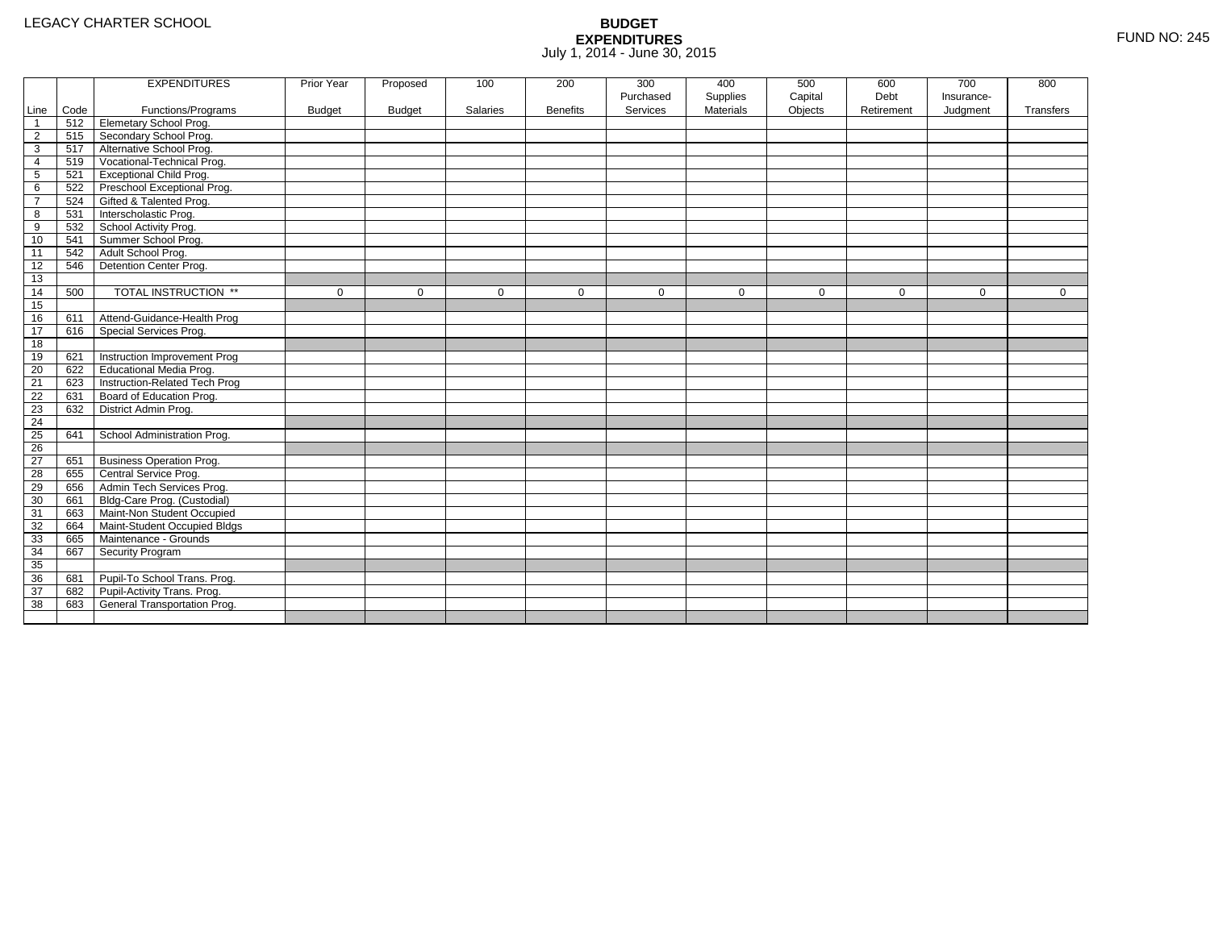LEGACY CHARTER SCHOOL

# BUDGET EXPENDITURES

July 1, 2014 - June 30, 2015

FUND NO: 245

| Line | Code | EXPENDITURES Functions/Programs | Prior Year Budget | Proposed Budget | 100 Salaries | 200 Benefits | 300 Purchased Services | 400 Supplies Materials | 500 Capital Objects | 600 Debt Retirement | 700 Insurance-Judgment | 800 Transfers |
|---|---|---|---|---|---|---|---|---|---|---|---|---|
| 1 | 512 | Elemetary School Prog. | | | | | | | | | | |
| 2 | 515 | Secondary School Prog. | | | | | | | | | | |
| 3 | 517 | Alternative School Prog. | | | | | | | | | | |
| 4 | 519 | Vocational-Technical Prog. | | | | | | | | | | |
| 5 | 521 | Exceptional Child Prog. | | | | | | | | | | |
| 6 | 522 | Preschool Exceptional Prog. | | | | | | | | | | |
| 7 | 524 | Gifted & Talented Prog. | | | | | | | | | | |
| 8 | 531 | Interscholastic Prog. | | | | | | | | | | |
| 9 | 532 | School Activity Prog. | | | | | | | | | | |
| 10 | 541 | Summer School Prog. | | | | | | | | | | |
| 11 | 542 | Adult School Prog. | | | | | | | | | | |
| 12 | 546 | Detention Center Prog. | | | | | | | | | | |
| 13 | | | | | | | | | | | | |
| 14 | 500 | TOTAL INSTRUCTION ** | 0 | 0 | 0 | 0 | 0 | 0 | 0 | 0 | 0 | 0 |
| 15 | | | | | | | | | | | | |
| 16 | 611 | Attend-Guidance-Health Prog | | | | | | | | | | |
| 17 | 616 | Special Services Prog. | | | | | | | | | | |
| 18 | | | | | | | | | | | | |
| 19 | 621 | Instruction Improvement Prog | | | | | | | | | | |
| 20 | 622 | Educational Media Prog. | | | | | | | | | | |
| 21 | 623 | Instruction-Related Tech Prog | | | | | | | | | | |
| 22 | 631 | Board of Education Prog. | | | | | | | | | | |
| 23 | 632 | District Admin Prog. | | | | | | | | | | |
| 24 | | | | | | | | | | | | |
| 25 | 641 | School Administration Prog. | | | | | | | | | | |
| 26 | | | | | | | | | | | | |
| 27 | 651 | Business Operation Prog. | | | | | | | | | | |
| 28 | 655 | Central Service Prog. | | | | | | | | | | |
| 29 | 656 | Admin Tech Services Prog. | | | | | | | | | | |
| 30 | 661 | Bldg-Care Prog. (Custodial) | | | | | | | | | | |
| 31 | 663 | Maint-Non Student Occupied | | | | | | | | | | |
| 32 | 664 | Maint-Student Occupied Bldgs | | | | | | | | | | |
| 33 | 665 | Maintenance - Grounds | | | | | | | | | | |
| 34 | 667 | Security Program | | | | | | | | | | |
| 35 | | | | | | | | | | | | |
| 36 | 681 | Pupil-To School Trans. Prog. | | | | | | | | | | |
| 37 | 682 | Pupil-Activity Trans. Prog. | | | | | | | | | | |
| 38 | 683 | General Transportation Prog. | | | | | | | | | | |
| | | | | | | | | | | | | |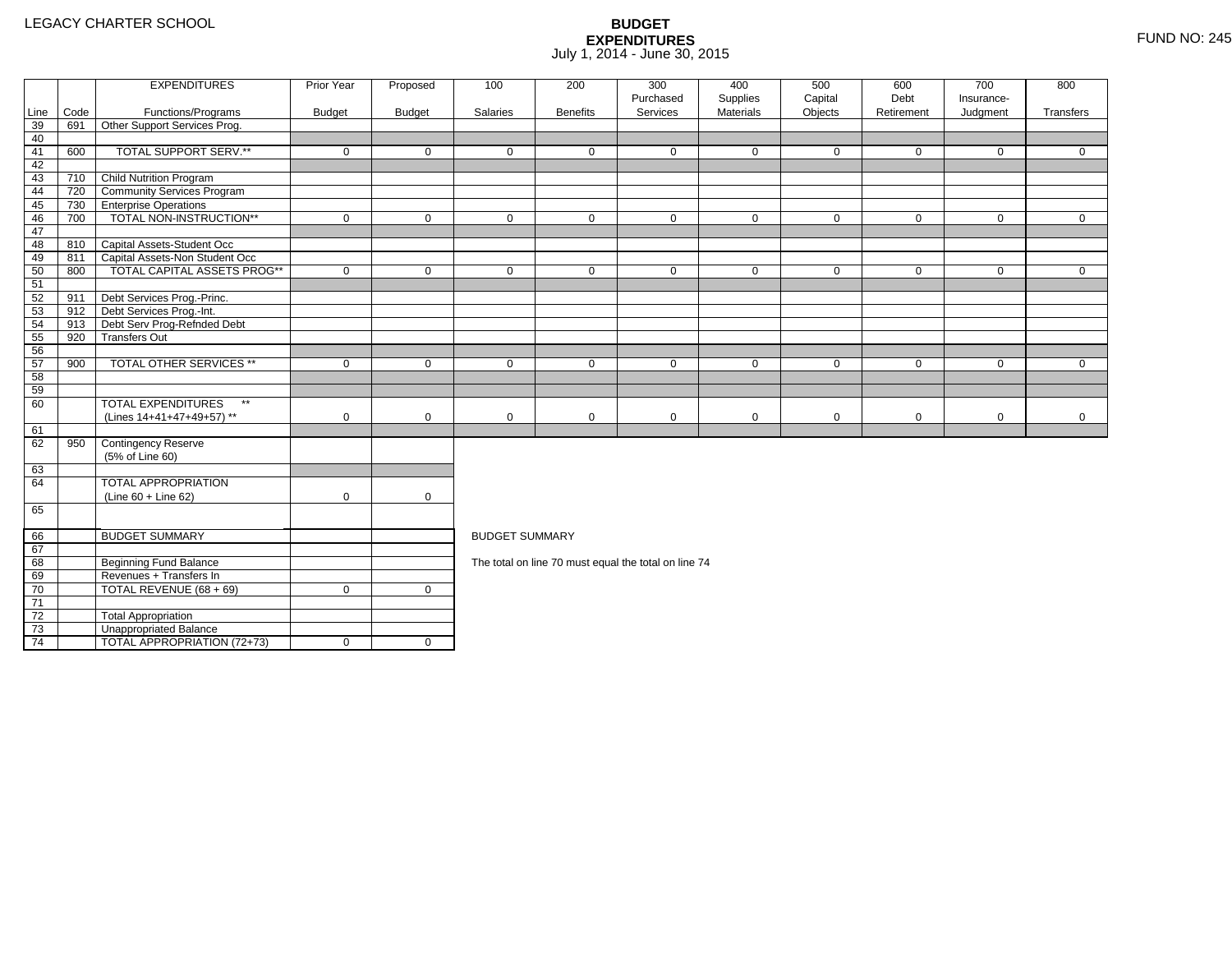LEGACY CHARTER SCHOOL

# BUDGET EXPENDITURES

July 1, 2014 - June 30, 2015

FUND NO: 245

| Line | Code | EXPENDITURES Functions/Programs | Prior Year Budget | Proposed Budget | 100 Salaries | 200 Benefits | 300 Purchased Services | 400 Supplies Materials | 500 Capital Objects | 600 Debt Retirement | 700 Insurance-Judgment | 800 Transfers |
|---|---|---|---|---|---|---|---|---|---|---|---|---|
| 39 | 691 | Other Support Services Prog. | | | | | | | | | | |
| 40 | | | | | | | | | | | | |
| 41 | 600 | TOTAL SUPPORT SERV.** | 0 | 0 | 0 | 0 | 0 | 0 | 0 | 0 | 0 | 0 |
| 42 | | | | | | | | | | | | |
| 43 | 710 | Child Nutrition Program | | | | | | | | | | |
| 44 | 720 | Community Services Program | | | | | | | | | | |
| 45 | 730 | Enterprise Operations | | | | | | | | | | |
| 46 | 700 | TOTAL NON-INSTRUCTION** | 0 | 0 | 0 | 0 | 0 | 0 | 0 | 0 | 0 | 0 |
| 47 | | | | | | | | | | | | |
| 48 | 810 | Capital Assets-Student Occ | | | | | | | | | | |
| 49 | 811 | Capital Assets-Non Student Occ | | | | | | | | | | |
| 50 | 800 | TOTAL CAPITAL ASSETS PROG** | 0 | 0 | 0 | 0 | 0 | 0 | 0 | 0 | 0 | 0 |
| 51 | | | | | | | | | | | | |
| 52 | 911 | Debt Services Prog.-Princ. | | | | | | | | | | |
| 53 | 912 | Debt Services Prog.-Int. | | | | | | | | | | |
| 54 | 913 | Debt Serv Prog-Refnded Debt | | | | | | | | | | |
| 55 | 920 | Transfers Out | | | | | | | | | | |
| 56 | | | | | | | | | | | | |
| 57 | 900 | TOTAL OTHER SERVICES ** | 0 | 0 | 0 | 0 | 0 | 0 | 0 | 0 | 0 | 0 |
| 58 | | | | | | | | | | | | |
| 59 | | | | | | | | | | | | |
| 60 | | TOTAL EXPENDITURES ** (Lines 14+41+47+49+57) ** | 0 | 0 | 0 | 0 | 0 | 0 | 0 | 0 | 0 | 0 |
| 61 | | | | | | | | | | | | |
| 62 | 950 | Contingency Reserve (5% of Line 60) | | | | | | | | | | |
| 63 | | | | | | | | | | | | |
| 64 | | TOTAL APPROPRIATION (Line 60 + Line 62) | 0 | 0 | | | | | | | | |
| 65 | | | | | | | | | | | | |
| 66 | | BUDGET SUMMARY | | | | | | | | | | |
| 67 | | | | | | | | | | | | |
| 68 | | Beginning Fund Balance | | | | | | | | | | |
| 69 | | Revenues + Transfers In | | | | | | | | | | |
| 70 | | TOTAL REVENUE (68 + 69) | 0 | 0 | | | | | | | | |
| 71 | | | | | | | | | | | | |
| 72 | | Total Appropriation | | | | | | | | | | |
| 73 | | Unappropriated Balance | | | | | | | | | | |
| 74 | | TOTAL APPROPRIATION (72+73) | 0 | 0 | | | | | | | | |

BUDGET SUMMARY

The total on line 70 must equal the total on line 74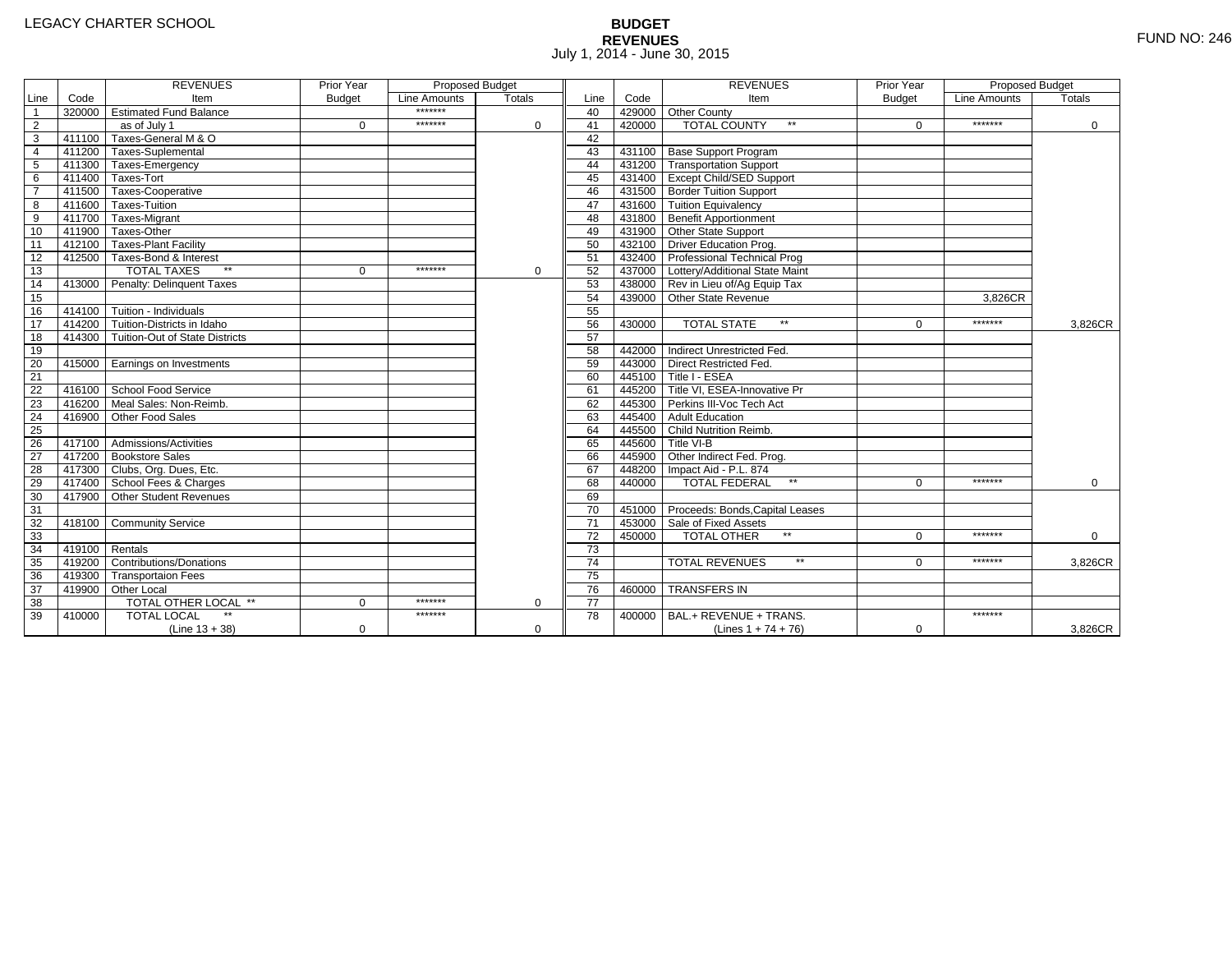LEGACY CHARTER SCHOOL

# BUDGET
## REVENUES
July 1, 2014 - June 30, 2015

FUND NO: 246

| Line | Code | REVENUES Item | Prior Year Budget | Proposed Budget Line Amounts | Proposed Budget Totals | Line | Code | REVENUES Item | Prior Year Budget | Proposed Budget Line Amounts | Proposed Budget Totals |
|---|---|---|---|---|---|---|---|---|---|---|---|
| 1 | 320000 | Estimated Fund Balance | | ******* | | 40 | 429000 | Other County | | | |
| 2 | | as of July 1 | 0 | ******* | 0 | 41 | 420000 | TOTAL COUNTY ** | 0 | ******* | 0 |
| 3 | 411100 | Taxes-General M & O | | | | 42 | | | | | |
| 4 | 411200 | Taxes-Suplemental | | | | 43 | 431100 | Base Support Program | | | |
| 5 | 411300 | Taxes-Emergency | | | | 44 | 431200 | Transportation Support | | | |
| 6 | 411400 | Taxes-Tort | | | | 45 | 431400 | Except Child/SED Support | | | |
| 7 | 411500 | Taxes-Cooperative | | | | 46 | 431500 | Border Tuition Support | | | |
| 8 | 411600 | Taxes-Tuition | | | | 47 | 431600 | Tuition Equivalency | | | |
| 9 | 411700 | Taxes-Migrant | | | | 48 | 431800 | Benefit Apportionment | | | |
| 10 | 411900 | Taxes-Other | | | | 49 | 431900 | Other State Support | | | |
| 11 | 412100 | Taxes-Plant Facility | | | | 50 | 432100 | Driver Education Prog. | | | |
| 12 | 412500 | Taxes-Bond & Interest | | | | 51 | 432400 | Professional Technical Prog | | | |
| 13 | | TOTAL TAXES ** | 0 | ******* | 0 | 52 | 437000 | Lottery/Additional State Maint | | | |
| 14 | 413000 | Penalty: Delinquent Taxes | | | | 53 | 438000 | Rev in Lieu of/Ag Equip Tax | | | |
| 15 | | | | | | 54 | 439000 | Other State Revenue | | 3,826CR | |
| 16 | 414100 | Tuition - Individuals | | | | 55 | | | | | |
| 17 | 414200 | Tuition-Districts in Idaho | | | | 56 | 430000 | TOTAL STATE ** | 0 | ******* | 3,826CR |
| 18 | 414300 | Tuition-Out of State Districts | | | | 57 | | | | | |
| 19 | | | | | | 58 | 442000 | Indirect Unrestricted Fed. | | | |
| 20 | 415000 | Earnings on Investments | | | | 59 | 443000 | Direct Restricted Fed. | | | |
| 21 | | | | | | 60 | 445100 | Title I - ESEA | | | |
| 22 | 416100 | School Food Service | | | | 61 | 445200 | Title VI, ESEA-Innovative Pr | | | |
| 23 | 416200 | Meal Sales: Non-Reimb. | | | | 62 | 445300 | Perkins III-Voc Tech Act | | | |
| 24 | 416900 | Other Food Sales | | | | 63 | 445400 | Adult Education | | | |
| 25 | | | | | | 64 | 445500 | Child Nutrition Reimb. | | | |
| 26 | 417100 | Admissions/Activities | | | | 65 | 445600 | Title VI-B | | | |
| 27 | 417200 | Bookstore Sales | | | | 66 | 445900 | Other Indirect Fed. Prog. | | | |
| 28 | 417300 | Clubs, Org. Dues, Etc. | | | | 67 | 448200 | Impact Aid - P.L. 874 | | | |
| 29 | 417400 | School Fees & Charges | | | | 68 | 440000 | TOTAL FEDERAL ** | 0 | ******* | 0 |
| 30 | 417900 | Other Student Revenues | | | | 69 | | | | | |
| 31 | | | | | | 70 | 451000 | Proceeds: Bonds,Capital Leases | | | |
| 32 | 418100 | Community Service | | | | 71 | 453000 | Sale of Fixed Assets | | | |
| 33 | | | | | | 72 | 450000 | TOTAL OTHER ** | 0 | ******* | 0 |
| 34 | 419100 | Rentals | | | | 73 | | | | | |
| 35 | 419200 | Contributions/Donations | | | | 74 | | TOTAL REVENUES ** | 0 | ******* | 3,826CR |
| 36 | 419300 | Transportaion Fees | | | | 75 | | | | | |
| 37 | 419900 | Other Local | | | | 76 | 460000 | TRANSFERS IN | | | |
| 38 | | TOTAL OTHER LOCAL ** | 0 | ******* | 0 | 77 | | | | | |
| 39 | 410000 | TOTAL LOCAL ** (Line 13 + 38) | 0 | ******* | 0 | 78 | 400000 | BAL.+ REVENUE + TRANS. (Lines 1 + 74 + 76) | 0 | ******* | 3,826CR |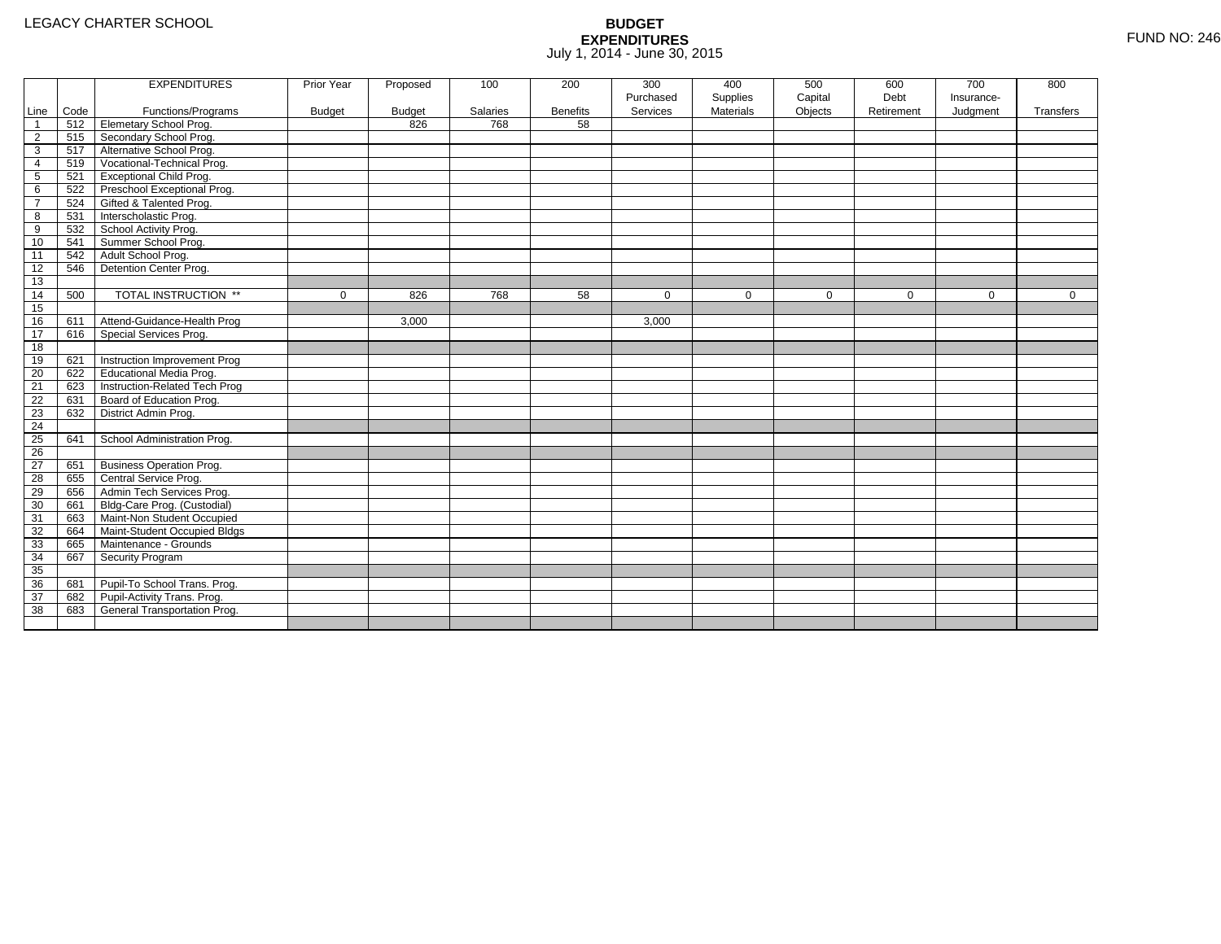LEGACY CHARTER SCHOOL

# BUDGET EXPENDITURES
July 1, 2014 - June 30, 2015

FUND NO: 246

| Line | Code | EXPENDITURES Functions/Programs | Prior Year Budget | Proposed Budget | 100 Salaries | 200 Benefits | 300 Purchased Services | 400 Supplies Materials | 500 Capital Objects | 600 Debt Retirement | 700 Insurance-Judgment | 800 Transfers |
|---|---|---|---|---|---|---|---|---|---|---|---|---|
| 1 | 512 | Elemetary School Prog. | | 826 | 768 | 58 | | | | | | |
| 2 | 515 | Secondary School Prog. | | | | | | | | | | |
| 3 | 517 | Alternative School Prog. | | | | | | | | | | |
| 4 | 519 | Vocational-Technical Prog. | | | | | | | | | | |
| 5 | 521 | Exceptional Child Prog. | | | | | | | | | | |
| 6 | 522 | Preschool Exceptional Prog. | | | | | | | | | | |
| 7 | 524 | Gifted & Talented Prog. | | | | | | | | | | |
| 8 | 531 | Interscholastic Prog. | | | | | | | | | | |
| 9 | 532 | School Activity Prog. | | | | | | | | | | |
| 10 | 541 | Summer School Prog. | | | | | | | | | | |
| 11 | 542 | Adult School Prog. | | | | | | | | | | |
| 12 | 546 | Detention Center Prog. | | | | | | | | | | |
| 13 | | | | | | | | | | | | |
| 14 | 500 | TOTAL INSTRUCTION ** | 0 | 826 | 768 | 58 | 0 | 0 | 0 | 0 | 0 | 0 |
| 15 | | | | | | | | | | | | |
| 16 | 611 | Attend-Guidance-Health Prog | | 3,000 | | | 3,000 | | | | | |
| 17 | 616 | Special Services Prog. | | | | | | | | | | |
| 18 | | | | | | | | | | | | |
| 19 | 621 | Instruction Improvement Prog | | | | | | | | | | |
| 20 | 622 | Educational Media Prog. | | | | | | | | | | |
| 21 | 623 | Instruction-Related Tech Prog | | | | | | | | | | |
| 22 | 631 | Board of Education Prog. | | | | | | | | | | |
| 23 | 632 | District Admin Prog. | | | | | | | | | | |
| 24 | | | | | | | | | | | | |
| 25 | 641 | School Administration Prog. | | | | | | | | | | |
| 26 | | | | | | | | | | | | |
| 27 | 651 | Business Operation Prog. | | | | | | | | | | |
| 28 | 655 | Central Service Prog. | | | | | | | | | | |
| 29 | 656 | Admin Tech Services Prog. | | | | | | | | | | |
| 30 | 661 | Bldg-Care Prog. (Custodial) | | | | | | | | | | |
| 31 | 663 | Maint-Non Student Occupied | | | | | | | | | | |
| 32 | 664 | Maint-Student Occupied Bldgs | | | | | | | | | | |
| 33 | 665 | Maintenance - Grounds | | | | | | | | | | |
| 34 | 667 | Security Program | | | | | | | | | | |
| 35 | | | | | | | | | | | | |
| 36 | 681 | Pupil-To School Trans. Prog. | | | | | | | | | | |
| 37 | 682 | Pupil-Activity Trans. Prog. | | | | | | | | | | |
| 38 | 683 | General Transportation Prog. | | | | | | | | | | |
| | | | | | | | | | | | | |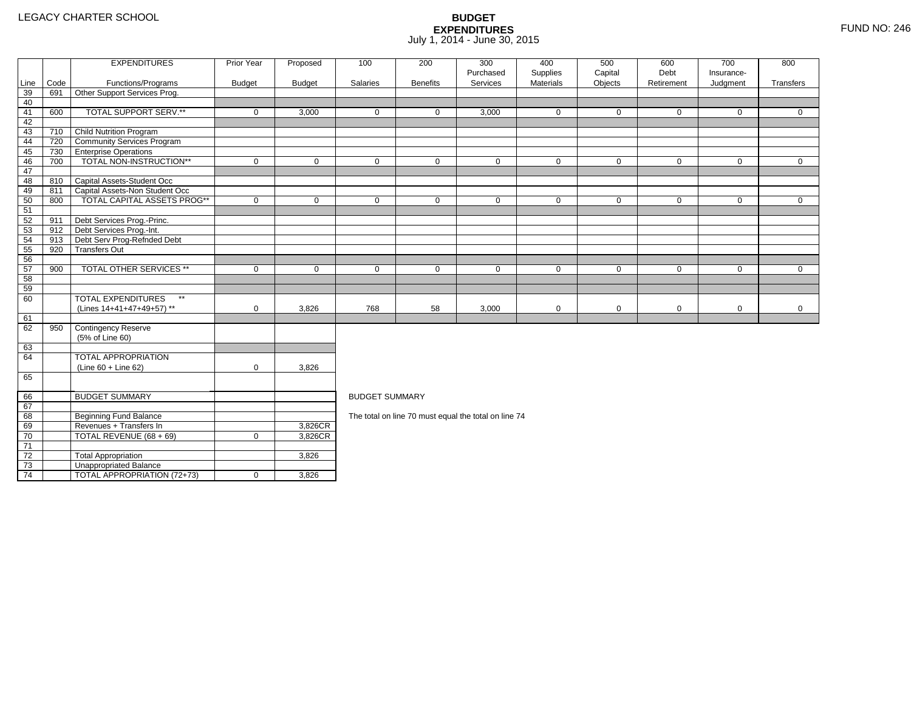LEGACY CHARTER SCHOOL

# BUDGET EXPENDITURES
July 1, 2014 - June 30, 2015

FUND NO: 246

| Line | Code | EXPENDITURES Functions/Programs | Prior Year Budget | Proposed Budget | 100 Salaries | 200 Benefits | 300 Purchased Services | 400 Supplies Materials | 500 Capital Objects | 600 Debt Retirement | 700 Insurance-Judgment | 800 Transfers |
|---|---|---|---|---|---|---|---|---|---|---|---|---|
| 39 | 691 | Other Support Services Prog. | | | | | | | | | | |
| 40 | | | | | | | | | | | | |
| 41 | 600 | TOTAL SUPPORT SERV.** | 0 | 3,000 | 0 | 0 | 3,000 | 0 | 0 | 0 | 0 | 0 |
| 42 | | | | | | | | | | | | |
| 43 | 710 | Child Nutrition Program | | | | | | | | | | |
| 44 | 720 | Community Services Program | | | | | | | | | | |
| 45 | 730 | Enterprise Operations | | | | | | | | | | |
| 46 | 700 | TOTAL NON-INSTRUCTION** | 0 | 0 | 0 | 0 | 0 | 0 | 0 | 0 | 0 | 0 |
| 47 | | | | | | | | | | | | |
| 48 | 810 | Capital Assets-Student Occ | | | | | | | | | | |
| 49 | 811 | Capital Assets-Non Student Occ | | | | | | | | | | |
| 50 | 800 | TOTAL CAPITAL ASSETS PROG** | 0 | 0 | 0 | 0 | 0 | 0 | 0 | 0 | 0 | 0 |
| 51 | | | | | | | | | | | | |
| 52 | 911 | Debt Services Prog.-Princ. | | | | | | | | | | |
| 53 | 912 | Debt Services Prog.-Int. | | | | | | | | | | |
| 54 | 913 | Debt Serv Prog-Refnded Debt | | | | | | | | | | |
| 55 | 920 | Transfers Out | | | | | | | | | | |
| 56 | | | | | | | | | | | | |
| 57 | 900 | TOTAL OTHER SERVICES ** | 0 | 0 | 0 | 0 | 0 | 0 | 0 | 0 | 0 | 0 |
| 58 | | | | | | | | | | | | |
| 59 | | | | | | | | | | | | |
| 60 | | TOTAL EXPENDITURES ** (Lines 14+41+47+49+57) ** | 0 | 3,826 | 768 | 58 | 3,000 | 0 | 0 | 0 | 0 | 0 |
| 61 | | | | | | | | | | | | |
| 62 | 950 | Contingency Reserve (5% of Line 60) | | | | | | | | | | |
| 63 | | | | | | | | | | | | |
| 64 | | TOTAL APPROPRIATION (Line 60 + Line 62) | 0 | 3,826 | | | | | | | | |
| 65 | | | | | | | | | | | | |

| Line | | BUDGET SUMMARY | Prior Year Budget | Proposed Budget |
|---|---|---|---|---|
| 66 | | BUDGET SUMMARY | | |
| 67 | | | | |
| 68 | | Beginning Fund Balance | | |
| 69 | | Revenues + Transfers In | | 3,826CR |
| 70 | | TOTAL REVENUE (68 + 69) | 0 | 3,826CR |
| 71 | | | | |
| 72 | | Total Appropriation | | 3,826 |
| 73 | | Unappropriated Balance | | |
| 74 | | TOTAL APPROPRIATION (72+73) | 0 | 3,826 |

BUDGET SUMMARY

The total on line 70 must equal the total on line 74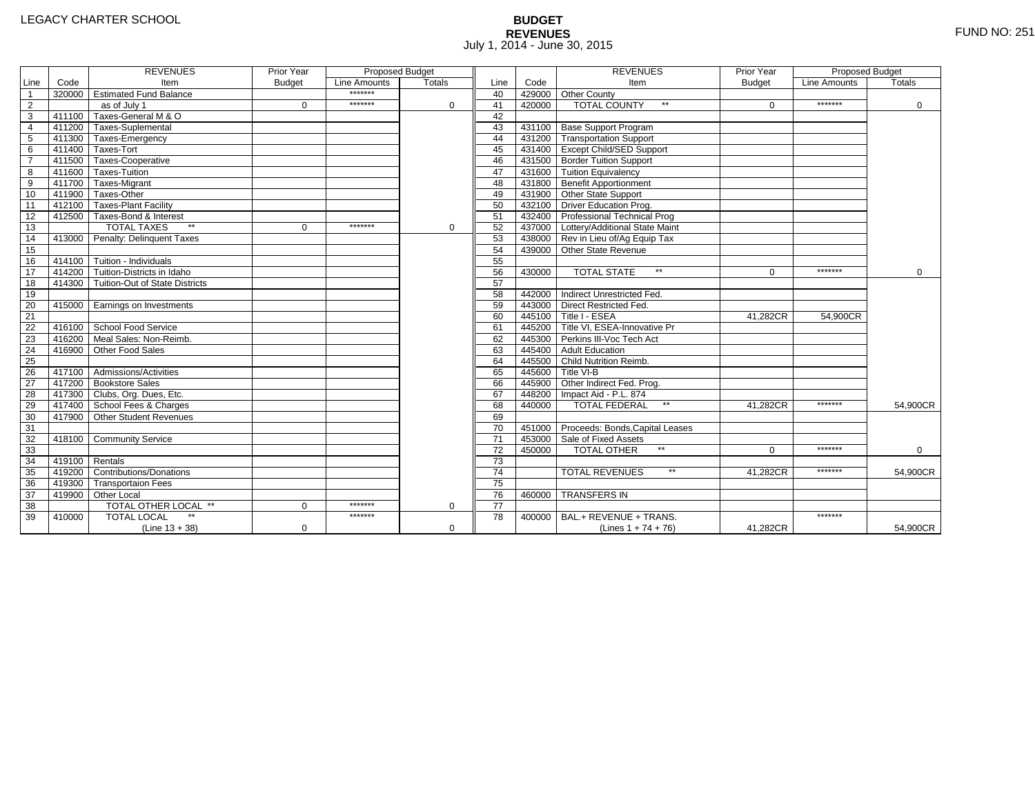LEGACY CHARTER SCHOOL

# BUDGET
## REVENUES
July 1, 2014 - June 30, 2015

FUND NO: 251

| Line | Code | REVENUES Item | Prior Year Budget | Proposed Budget Line Amounts | Proposed Budget Totals | Line | Code | REVENUES Item | Prior Year Budget | Proposed Budget Line Amounts | Proposed Budget Totals |
|---|---|---|---|---|---|---|---|---|---|---|---|
| 1 | 320000 | Estimated Fund Balance | | ******* | | 40 | 429000 | Other County | | | |
| 2 | | as of July 1 | 0 | ******* | 0 | 41 | 420000 | TOTAL COUNTY ** | 0 | ******* | 0 |
| 3 | 411100 | Taxes-General M & O | | | | 42 | | | | | |
| 4 | 411200 | Taxes-Suplemental | | | | 43 | 431100 | Base Support Program | | | |
| 5 | 411300 | Taxes-Emergency | | | | 44 | 431200 | Transportation Support | | | |
| 6 | 411400 | Taxes-Tort | | | | 45 | 431400 | Except Child/SED Support | | | |
| 7 | 411500 | Taxes-Cooperative | | | | 46 | 431500 | Border Tuition Support | | | |
| 8 | 411600 | Taxes-Tuition | | | | 47 | 431600 | Tuition Equivalency | | | |
| 9 | 411700 | Taxes-Migrant | | | | 48 | 431800 | Benefit Apportionment | | | |
| 10 | 411900 | Taxes-Other | | | | 49 | 431900 | Other State Support | | | |
| 11 | 412100 | Taxes-Plant Facility | | | | 50 | 432100 | Driver Education Prog. | | | |
| 12 | 412500 | Taxes-Bond & Interest | | | | 51 | 432400 | Professional Technical Prog | | | |
| 13 | | TOTAL TAXES ** | 0 | ******* | 0 | 52 | 437000 | Lottery/Additional State Maint | | | |
| 14 | 413000 | Penalty: Delinquent Taxes | | | | 53 | 438000 | Rev in Lieu of/Ag Equip Tax | | | |
| 15 | | | | | | 54 | 439000 | Other State Revenue | | | |
| 16 | 414100 | Tuition - Individuals | | | | 55 | | | | | |
| 17 | 414200 | Tuition-Districts in Idaho | | | | 56 | 430000 | TOTAL STATE ** | 0 | ******* | 0 |
| 18 | 414300 | Tuition-Out of State Districts | | | | 57 | | | | | |
| 19 | | | | | | 58 | 442000 | Indirect Unrestricted Fed. | | | |
| 20 | 415000 | Earnings on Investments | | | | 59 | 443000 | Direct Restricted Fed. | | | |
| 21 | | | | | | 60 | 445100 | Title I - ESEA | 41,282CR | 54,900CR | |
| 22 | 416100 | School Food Service | | | | 61 | 445200 | Title VI, ESEA-Innovative Pr | | | |
| 23 | 416200 | Meal Sales: Non-Reimb. | | | | 62 | 445300 | Perkins III-Voc Tech Act | | | |
| 24 | 416900 | Other Food Sales | | | | 63 | 445400 | Adult Education | | | |
| 25 | | | | | | 64 | 445500 | Child Nutrition Reimb. | | | |
| 26 | 417100 | Admissions/Activities | | | | 65 | 445600 | Title VI-B | | | |
| 27 | 417200 | Bookstore Sales | | | | 66 | 445900 | Other Indirect Fed. Prog. | | | |
| 28 | 417300 | Clubs, Org. Dues, Etc. | | | | 67 | 448200 | Impact Aid - P.L. 874 | | | |
| 29 | 417400 | School Fees & Charges | | | | 68 | 440000 | TOTAL FEDERAL ** | 41,282CR | ******* | 54,900CR |
| 30 | 417900 | Other Student Revenues | | | | 69 | | | | | |
| 31 | | | | | | 70 | 451000 | Proceeds: Bonds,Capital Leases | | | |
| 32 | 418100 | Community Service | | | | 71 | 453000 | Sale of Fixed Assets | | | |
| 33 | | | | | | 72 | 450000 | TOTAL OTHER ** | 0 | ******* | 0 |
| 34 | 419100 | Rentals | | | | 73 | | | | | |
| 35 | 419200 | Contributions/Donations | | | | 74 | | TOTAL REVENUES ** | 41,282CR | ******* | 54,900CR |
| 36 | 419300 | Transportaion Fees | | | | 75 | | | | | |
| 37 | 419900 | Other Local | | | | 76 | 460000 | TRANSFERS IN | | | |
| 38 | | TOTAL OTHER LOCAL ** | 0 | ******* | 0 | 77 | | | | | |
| 39 | 410000 | TOTAL LOCAL ** (Line 13 + 38) | 0 | ******* | 0 | 78 | 400000 | BAL.+ REVENUE + TRANS. (Lines 1 + 74 + 76) | 41,282CR | ******* | 54,900CR |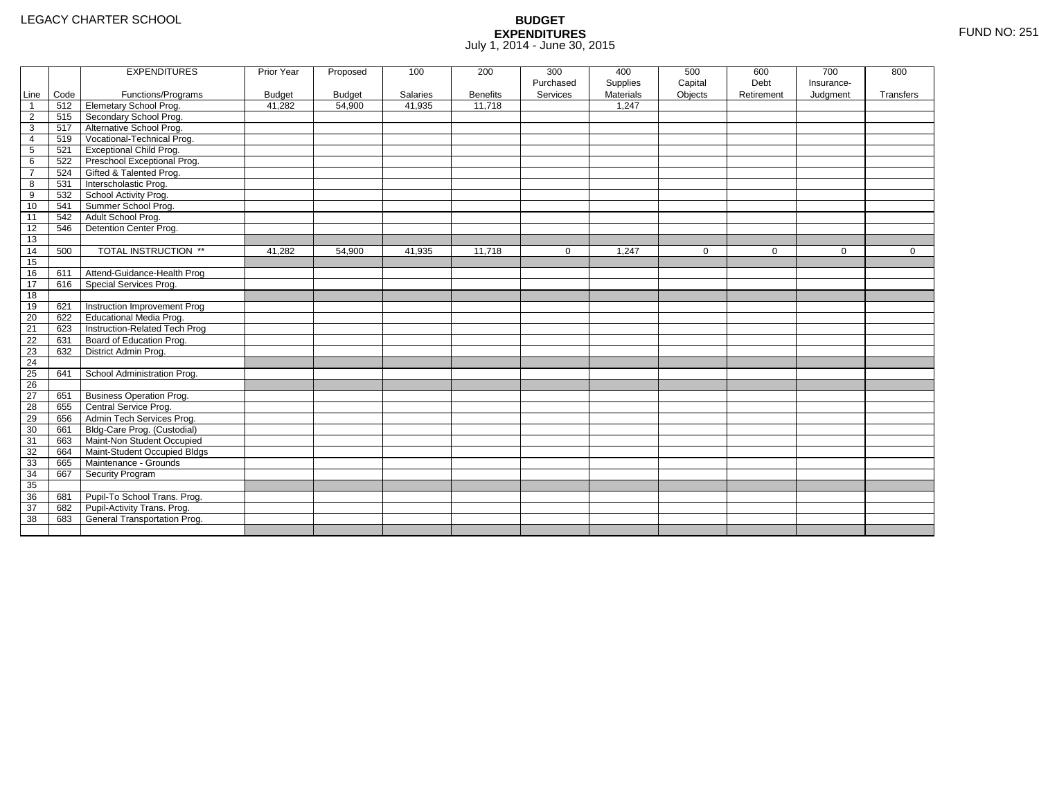LEGACY CHARTER SCHOOL

**BUDGET**
**EXPENDITURES**
July 1, 2014 - June 30, 2015

FUND NO: 251

| Line | Code | EXPENDITURES<br>Functions/Programs | Prior Year<br>Budget | Proposed<br>Budget | 100<br>Salaries | 200<br>Benefits | 300<br>Purchased<br>Services | 400<br>Supplies<br>Materials | 500<br>Capital<br>Objects | 600<br>Debt<br>Retirement | 700<br>Insurance-<br>Judgment | 800<br>Transfers |
|---|---|---|---|---|---|---|---|---|---|---|---|---|
| 1 | 512 | Elemetary School Prog. | 41,282 | 54,900 | 41,935 | 11,718 | | 1,247 | | | | |
| 2 | 515 | Secondary School Prog. | | | | | | | | | | |
| 3 | 517 | Alternative School Prog. | | | | | | | | | | |
| 4 | 519 | Vocational-Technical Prog. | | | | | | | | | | |
| 5 | 521 | Exceptional Child Prog. | | | | | | | | | | |
| 6 | 522 | Preschool Exceptional Prog. | | | | | | | | | | |
| 7 | 524 | Gifted & Talented Prog. | | | | | | | | | | |
| 8 | 531 | Interscholastic Prog. | | | | | | | | | | |
| 9 | 532 | School Activity Prog. | | | | | | | | | | |
| 10 | 541 | Summer School Prog. | | | | | | | | | | |
| 11 | 542 | Adult School Prog. | | | | | | | | | | |
| 12 | 546 | Detention Center Prog. | | | | | | | | | | |
| 13 | | | | | | | | | | | | |
| 14 | 500 | TOTAL INSTRUCTION ** | 41,282 | 54,900 | 41,935 | 11,718 | 0 | 1,247 | 0 | 0 | 0 | 0 |
| 15 | | | | | | | | | | | | |
| 16 | 611 | Attend-Guidance-Health Prog | | | | | | | | | | |
| 17 | 616 | Special Services Prog. | | | | | | | | | | |
| 18 | | | | | | | | | | | | |
| 19 | 621 | Instruction Improvement Prog | | | | | | | | | | |
| 20 | 622 | Educational Media Prog. | | | | | | | | | | |
| 21 | 623 | Instruction-Related Tech Prog | | | | | | | | | | |
| 22 | 631 | Board of Education Prog. | | | | | | | | | | |
| 23 | 632 | District Admin Prog. | | | | | | | | | | |
| 24 | | | | | | | | | | | | |
| 25 | 641 | School Administration Prog. | | | | | | | | | | |
| 26 | | | | | | | | | | | | |
| 27 | 651 | Business Operation Prog. | | | | | | | | | | |
| 28 | 655 | Central Service Prog. | | | | | | | | | | |
| 29 | 656 | Admin Tech Services Prog. | | | | | | | | | | |
| 30 | 661 | Bldg-Care Prog. (Custodial) | | | | | | | | | | |
| 31 | 663 | Maint-Non Student Occupied | | | | | | | | | | |
| 32 | 664 | Maint-Student Occupied Bldgs | | | | | | | | | | |
| 33 | 665 | Maintenance - Grounds | | | | | | | | | | |
| 34 | 667 | Security Program | | | | | | | | | | |
| 35 | | | | | | | | | | | | |
| 36 | 681 | Pupil-To School Trans. Prog. | | | | | | | | | | |
| 37 | 682 | Pupil-Activity Trans. Prog. | | | | | | | | | | |
| 38 | 683 | General Transportation Prog. | | | | | | | | | | |
| | | | | | | | | | | | | |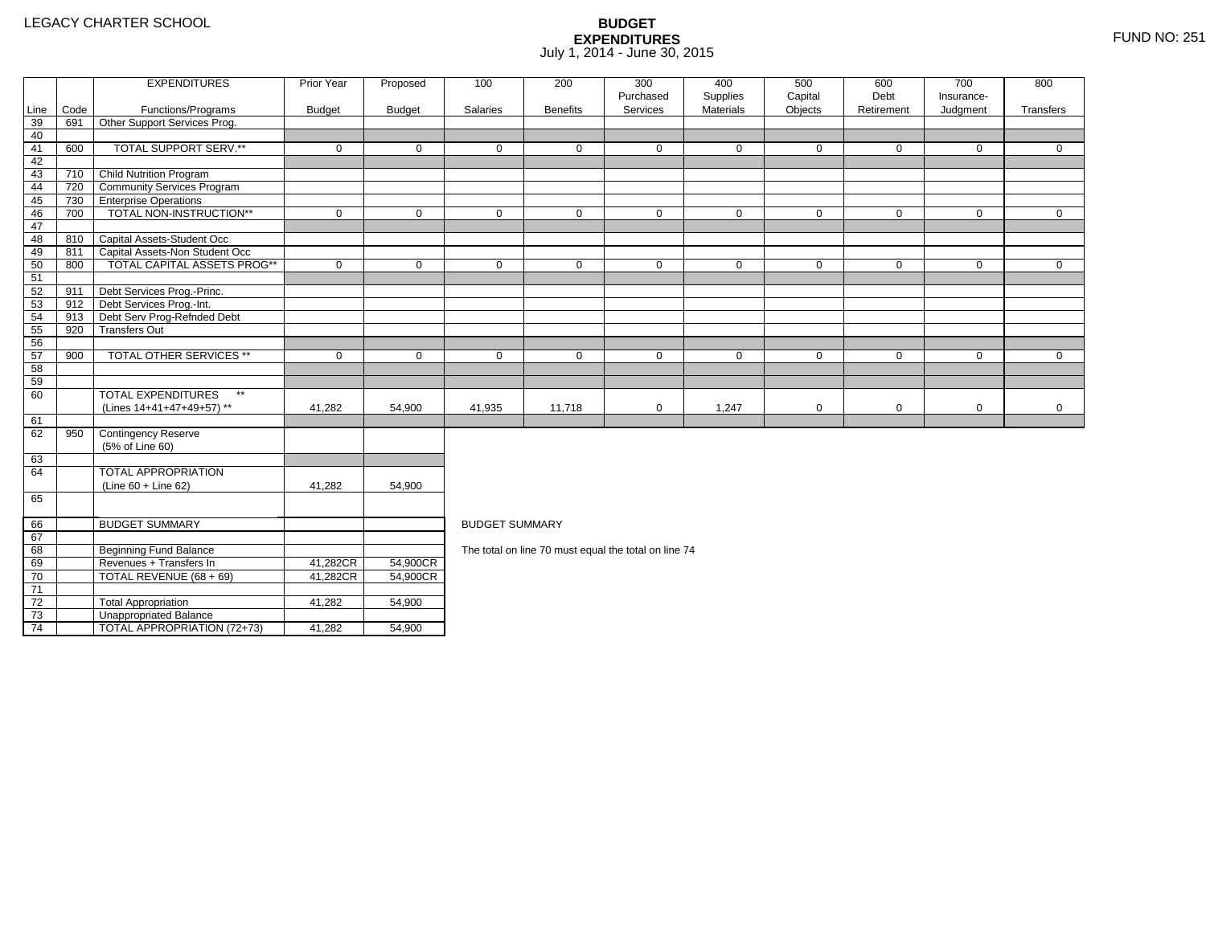LEGACY CHARTER SCHOOL

# BUDGET EXPENDITURES

July 1, 2014 - June 30, 2015

FUND NO: 251

| Line | Code | EXPENDITURES Functions/Programs | Prior Year Budget | Proposed Budget | 100 Salaries | 200 Benefits | 300 Purchased Services | 400 Supplies Materials | 500 Capital Objects | 600 Debt Retirement | 700 Insurance-Judgment | 800 Transfers |
|---|---|---|---|---|---|---|---|---|---|---|---|---|
| 39 | 691 | Other Support Services Prog. | | | | | | | | | | |
| 40 | | | | | | | | | | | | |
| 41 | 600 | TOTAL SUPPORT SERV.** | 0 | 0 | 0 | 0 | 0 | 0 | 0 | 0 | 0 | 0 |
| 42 | | | | | | | | | | | | |
| 43 | 710 | Child Nutrition Program | | | | | | | | | | |
| 44 | 720 | Community Services Program | | | | | | | | | | |
| 45 | 730 | Enterprise Operations | | | | | | | | | | |
| 46 | 700 | TOTAL NON-INSTRUCTION** | 0 | 0 | 0 | 0 | 0 | 0 | 0 | 0 | 0 | 0 |
| 47 | | | | | | | | | | | | |
| 48 | 810 | Capital Assets-Student Occ | | | | | | | | | | |
| 49 | 811 | Capital Assets-Non Student Occ | | | | | | | | | | |
| 50 | 800 | TOTAL CAPITAL ASSETS PROG** | 0 | 0 | 0 | 0 | 0 | 0 | 0 | 0 | 0 | 0 |
| 51 | | | | | | | | | | | | |
| 52 | 911 | Debt Services Prog.-Princ. | | | | | | | | | | |
| 53 | 912 | Debt Services Prog.-Int. | | | | | | | | | | |
| 54 | 913 | Debt Serv Prog-Refnded Debt | | | | | | | | | | |
| 55 | 920 | Transfers Out | | | | | | | | | | |
| 56 | | | | | | | | | | | | |
| 57 | 900 | TOTAL OTHER SERVICES ** | 0 | 0 | 0 | 0 | 0 | 0 | 0 | 0 | 0 | 0 |
| 58 | | | | | | | | | | | | |
| 59 | | | | | | | | | | | | |
| 60 | | TOTAL EXPENDITURES ** (Lines 14+41+47+49+57) ** | 41,282 | 54,900 | 41,935 | 11,718 | 0 | 1,247 | 0 | 0 | 0 | 0 |
| 61 | | | | | | | | | | | | |
| 62 | 950 | Contingency Reserve (5% of Line 60) | | | | | | | | | | |
| 63 | | | | | | | | | | | | |
| 64 | | TOTAL APPROPRIATION (Line 60 + Line 62) | 41,282 | 54,900 | | | | | | | | |
| 65 | | | | | | | | | | | | |

| Line | | BUDGET SUMMARY | Prior Year Budget | Proposed Budget |
|---|---|---|---|---|
| 66 | | BUDGET SUMMARY | | |
| 67 | | | | |
| 68 | | Beginning Fund Balance | | |
| 69 | | Revenues + Transfers In | 41,282CR | 54,900CR |
| 70 | | TOTAL REVENUE (68 + 69) | 41,282CR | 54,900CR |
| 71 | | | | |
| 72 | | Total Appropriation | 41,282 | 54,900 |
| 73 | | Unappropriated Balance | | |
| 74 | | TOTAL APPROPRIATION (72+73) | 41,282 | 54,900 |

BUDGET SUMMARY

The total on line 70 must equal the total on line 74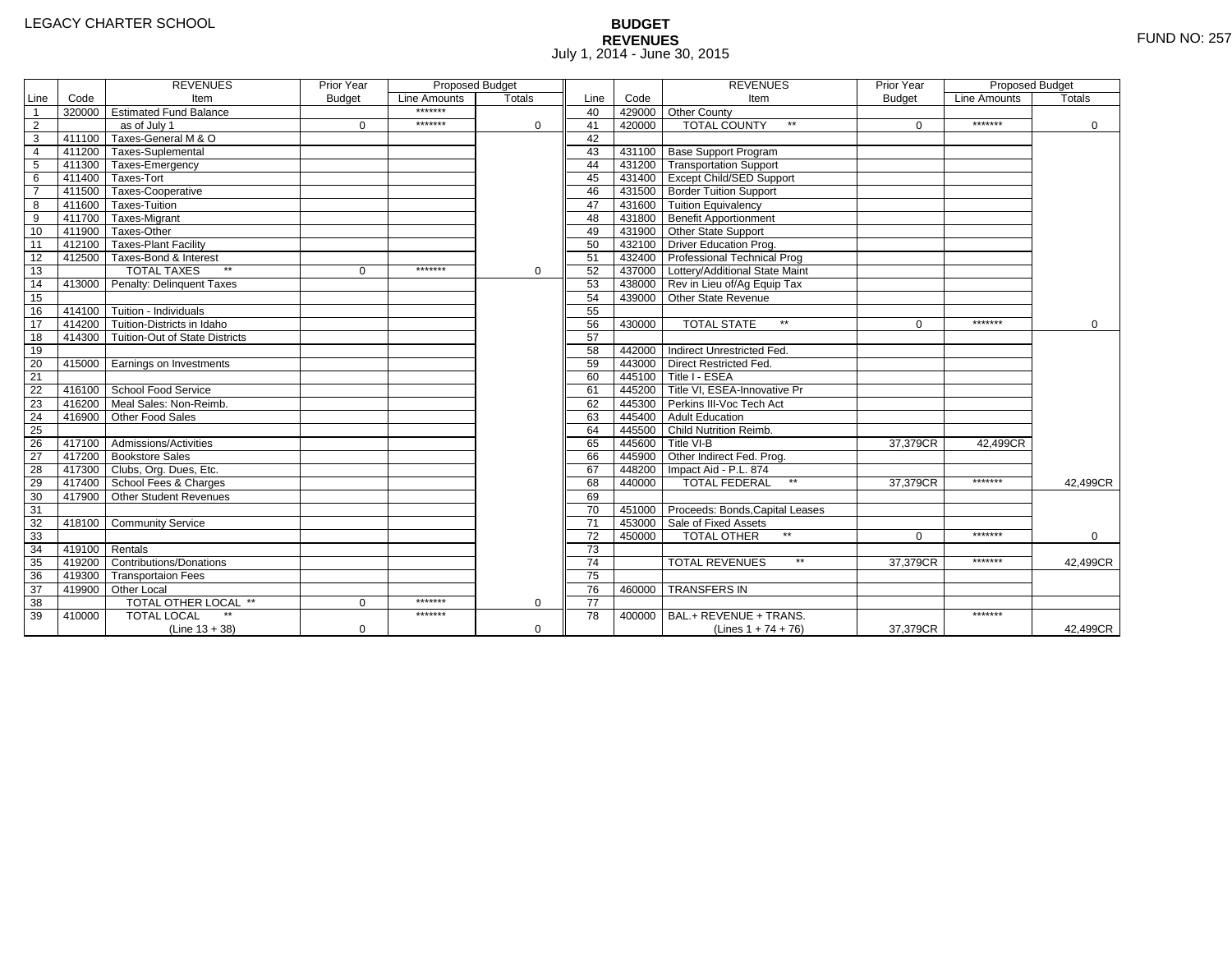LEGACY CHARTER SCHOOL

**BUDGET**
**REVENUES**
July 1, 2014 - June 30, 2015

FUND NO: 257

| Line | Code | REVENUES Item | Prior Year Budget | Proposed Budget Line Amounts | Proposed Budget Totals |
|---|---|---|---|---|---|
| 1 | 320000 | Estimated Fund Balance | | ******* | |
| 2 | | as of July 1 | 0 | ******* | 0 |
| 3 | 411100 | Taxes-General M & O | | | |
| 4 | 411200 | Taxes-Suplemental | | | |
| 5 | 411300 | Taxes-Emergency | | | |
| 6 | 411400 | Taxes-Tort | | | |
| 7 | 411500 | Taxes-Cooperative | | | |
| 8 | 411600 | Taxes-Tuition | | | |
| 9 | 411700 | Taxes-Migrant | | | |
| 10 | 411900 | Taxes-Other | | | |
| 11 | 412100 | Taxes-Plant Facility | | | |
| 12 | 412500 | Taxes-Bond & Interest | | | |
| 13 | | TOTAL TAXES ** | 0 | ******* | 0 |
| 14 | 413000 | Penalty: Delinquent Taxes | | | |
| 15 | | | | | |
| 16 | 414100 | Tuition - Individuals | | | |
| 17 | 414200 | Tuition-Districts in Idaho | | | |
| 18 | 414300 | Tuition-Out of State Districts | | | |
| 19 | | | | | |
| 20 | 415000 | Earnings on Investments | | | |
| 21 | | | | | |
| 22 | 416100 | School Food Service | | | |
| 23 | 416200 | Meal Sales: Non-Reimb. | | | |
| 24 | 416900 | Other Food Sales | | | |
| 25 | | | | | |
| 26 | 417100 | Admissions/Activities | | | |
| 27 | 417200 | Bookstore Sales | | | |
| 28 | 417300 | Clubs, Org. Dues, Etc. | | | |
| 29 | 417400 | School Fees & Charges | | | |
| 30 | 417900 | Other Student Revenues | | | |
| 31 | | | | | |
| 32 | 418100 | Community Service | | | |
| 33 | | | | | |
| 34 | 419100 | Rentals | | | |
| 35 | 419200 | Contributions/Donations | | | |
| 36 | 419300 | Transportaion Fees | | | |
| 37 | 419900 | Other Local | | | |
| 38 | | TOTAL OTHER LOCAL ** | 0 | ******* | 0 |
| 39 | 410000 | TOTAL LOCAL ** (Line 13 + 38) | 0 | ******* | 0 |

| Line | Code | REVENUES Item | Prior Year Budget | Proposed Budget Line Amounts | Proposed Budget Totals |
|---|---|---|---|---|---|
| 40 | 429000 | Other County | | | |
| 41 | 420000 | TOTAL COUNTY ** | 0 | ******* | 0 |
| 42 | | | | | |
| 43 | 431100 | Base Support Program | | | |
| 44 | 431200 | Transportation Support | | | |
| 45 | 431400 | Except Child/SED Support | | | |
| 46 | 431500 | Border Tuition Support | | | |
| 47 | 431600 | Tuition Equivalency | | | |
| 48 | 431800 | Benefit Apportionment | | | |
| 49 | 431900 | Other State Support | | | |
| 50 | 432100 | Driver Education Prog. | | | |
| 51 | 432400 | Professional Technical Prog | | | |
| 52 | 437000 | Lottery/Additional State Maint | | | |
| 53 | 438000 | Rev in Lieu of/Ag Equip Tax | | | |
| 54 | 439000 | Other State Revenue | | | |
| 55 | | | | | |
| 56 | 430000 | TOTAL STATE ** | 0 | ******* | 0 |
| 57 | | | | | |
| 58 | 442000 | Indirect Unrestricted Fed. | | | |
| 59 | 443000 | Direct Restricted Fed. | | | |
| 60 | 445100 | Title I - ESEA | | | |
| 61 | 445200 | Title VI, ESEA-Innovative Pr | | | |
| 62 | 445300 | Perkins III-Voc Tech Act | | | |
| 63 | 445400 | Adult Education | | | |
| 64 | 445500 | Child Nutrition Reimb. | | | |
| 65 | 445600 | Title VI-B | 37,379CR | 42,499CR | |
| 66 | 445900 | Other Indirect Fed. Prog. | | | |
| 67 | 448200 | Impact Aid - P.L. 874 | | | |
| 68 | 440000 | TOTAL FEDERAL ** | 37,379CR | ******* | 42,499CR |
| 69 | | | | | |
| 70 | 451000 | Proceeds: Bonds,Capital Leases | | | |
| 71 | 453000 | Sale of Fixed Assets | | | |
| 72 | 450000 | TOTAL OTHER ** | 0 | ******* | 0 |
| 73 | | | | | |
| 74 | | TOTAL REVENUES ** | 37,379CR | ******* | 42,499CR |
| 75 | | | | | |
| 76 | 460000 | TRANSFERS IN | | | |
| 77 | | | | | |
| 78 | 400000 | BAL.+ REVENUE + TRANS. (Lines 1 + 74 + 76) | 37,379CR | ******* | 42,499CR |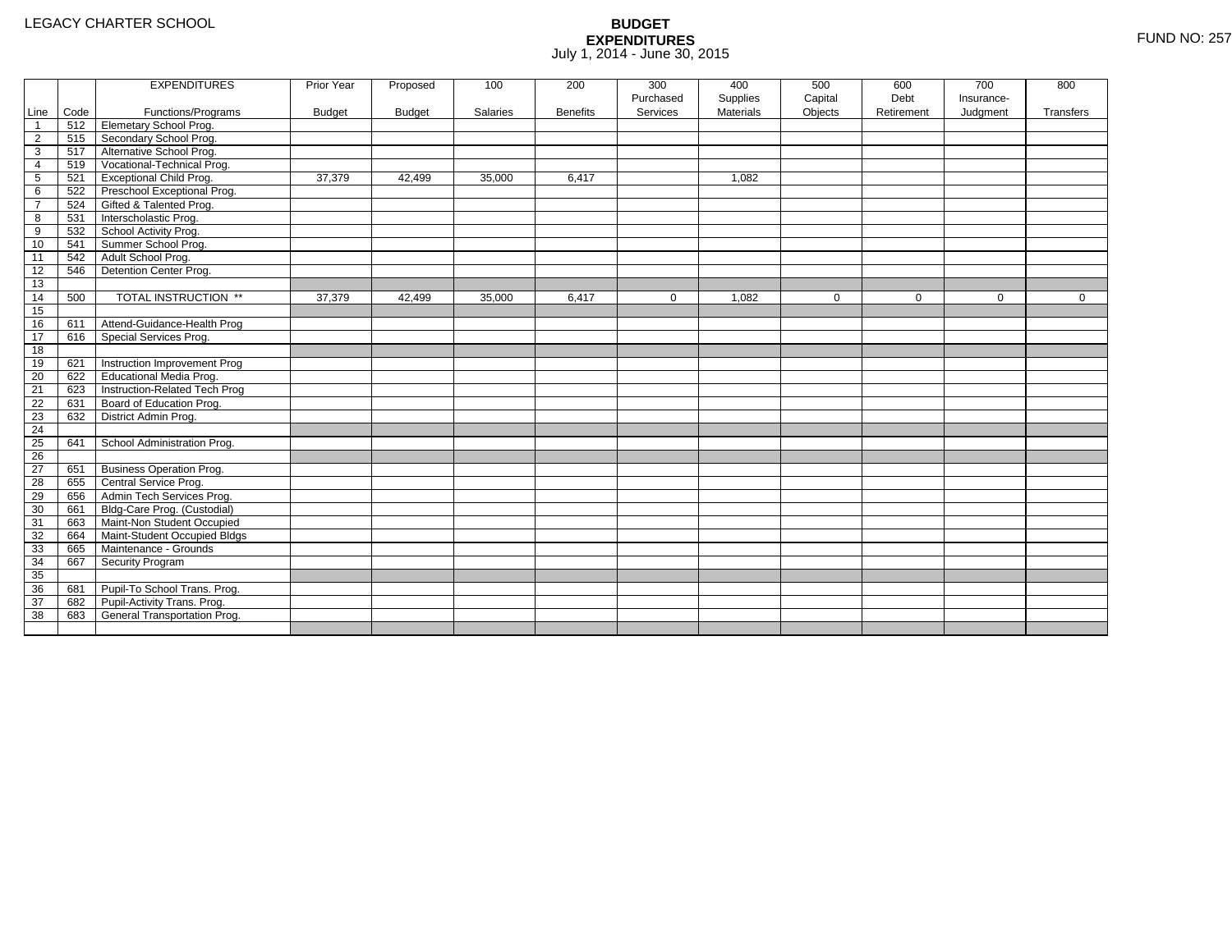LEGACY CHARTER SCHOOL

# BUDGET EXPENDITURES

July 1, 2014 - June 30, 2015

FUND NO: 257

| Line | Code | EXPENDITURES Functions/Programs | Prior Year Budget | Proposed Budget | 100 Salaries | 200 Benefits | 300 Purchased Services | 400 Supplies Materials | 500 Capital Objects | 600 Debt Retirement | 700 Insurance-Judgment | 800 Transfers |
|---|---|---|---|---|---|---|---|---|---|---|---|---|
| 1 | 512 | Elemetary School Prog. | | | | | | | | | | |
| 2 | 515 | Secondary School Prog. | | | | | | | | | | |
| 3 | 517 | Alternative School Prog. | | | | | | | | | | |
| 4 | 519 | Vocational-Technical Prog. | | | | | | | | | | |
| 5 | 521 | Exceptional Child Prog. | 37,379 | 42,499 | 35,000 | 6,417 | | 1,082 | | | | |
| 6 | 522 | Preschool Exceptional Prog. | | | | | | | | | | |
| 7 | 524 | Gifted & Talented Prog. | | | | | | | | | | |
| 8 | 531 | Interscholastic Prog. | | | | | | | | | | |
| 9 | 532 | School Activity Prog. | | | | | | | | | | |
| 10 | 541 | Summer School Prog. | | | | | | | | | | |
| 11 | 542 | Adult School Prog. | | | | | | | | | | |
| 12 | 546 | Detention Center Prog. | | | | | | | | | | |
| 13 | | | | | | | | | | | | |
| 14 | 500 | TOTAL INSTRUCTION ** | 37,379 | 42,499 | 35,000 | 6,417 | 0 | 1,082 | 0 | 0 | 0 | 0 |
| 15 | | | | | | | | | | | | |
| 16 | 611 | Attend-Guidance-Health Prog | | | | | | | | | | |
| 17 | 616 | Special Services Prog. | | | | | | | | | | |
| 18 | | | | | | | | | | | | |
| 19 | 621 | Instruction Improvement Prog | | | | | | | | | | |
| 20 | 622 | Educational Media Prog. | | | | | | | | | | |
| 21 | 623 | Instruction-Related Tech Prog | | | | | | | | | | |
| 22 | 631 | Board of Education Prog. | | | | | | | | | | |
| 23 | 632 | District Admin Prog. | | | | | | | | | | |
| 24 | | | | | | | | | | | | |
| 25 | 641 | School Administration Prog. | | | | | | | | | | |
| 26 | | | | | | | | | | | | |
| 27 | 651 | Business Operation Prog. | | | | | | | | | | |
| 28 | 655 | Central Service Prog. | | | | | | | | | | |
| 29 | 656 | Admin Tech Services Prog. | | | | | | | | | | |
| 30 | 661 | Bldg-Care Prog. (Custodial) | | | | | | | | | | |
| 31 | 663 | Maint-Non Student Occupied | | | | | | | | | | |
| 32 | 664 | Maint-Student Occupied Bldgs | | | | | | | | | | |
| 33 | 665 | Maintenance - Grounds | | | | | | | | | | |
| 34 | 667 | Security Program | | | | | | | | | | |
| 35 | | | | | | | | | | | | |
| 36 | 681 | Pupil-To School Trans. Prog. | | | | | | | | | | |
| 37 | 682 | Pupil-Activity Trans. Prog. | | | | | | | | | | |
| 38 | 683 | General Transportation Prog. | | | | | | | | | | |
| | | | | | | | | | | | | |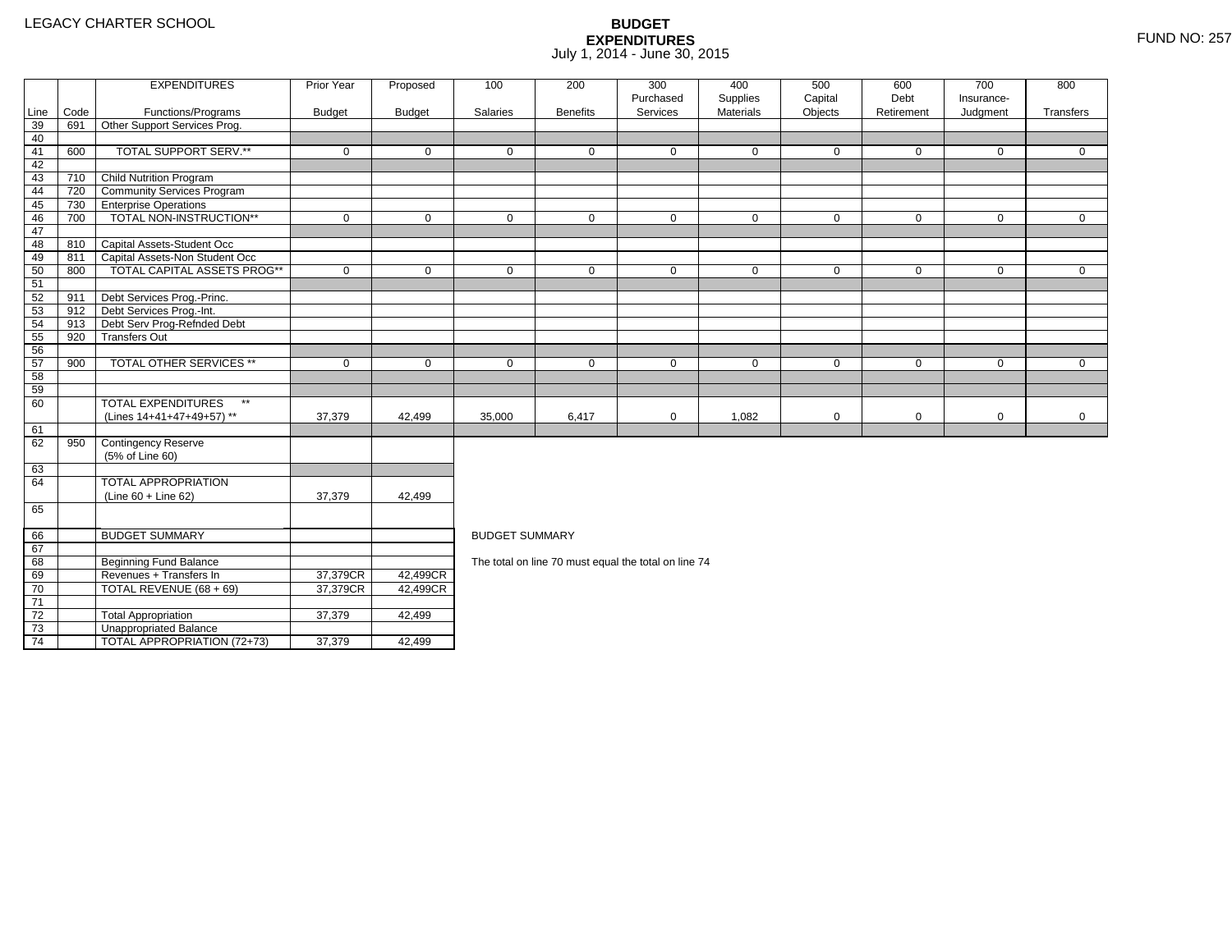LEGACY CHARTER SCHOOL

# BUDGET EXPENDITURES

July 1, 2014 - June 30, 2015

FUND NO: 257

| Line | Code | EXPENDITURES Functions/Programs | Prior Year Budget | Proposed Budget | 100 Salaries | 200 Benefits | 300 Purchased Services | 400 Supplies Materials | 500 Capital Objects | 600 Debt Retirement | 700 Insurance-Judgment | 800 Transfers |
|---|---|---|---|---|---|---|---|---|---|---|---|---|
| 39 | 691 | Other Support Services Prog. | | | | | | | | | | |
| 40 | | | | | | | | | | | | |
| 41 | 600 | TOTAL SUPPORT SERV.** | 0 | 0 | 0 | 0 | 0 | 0 | 0 | 0 | 0 | 0 |
| 42 | | | | | | | | | | | | |
| 43 | 710 | Child Nutrition Program | | | | | | | | | | |
| 44 | 720 | Community Services Program | | | | | | | | | | |
| 45 | 730 | Enterprise Operations | | | | | | | | | | |
| 46 | 700 | TOTAL NON-INSTRUCTION** | 0 | 0 | 0 | 0 | 0 | 0 | 0 | 0 | 0 | 0 |
| 47 | | | | | | | | | | | | |
| 48 | 810 | Capital Assets-Student Occ | | | | | | | | | | |
| 49 | 811 | Capital Assets-Non Student Occ | | | | | | | | | | |
| 50 | 800 | TOTAL CAPITAL ASSETS PROG** | 0 | 0 | 0 | 0 | 0 | 0 | 0 | 0 | 0 | 0 |
| 51 | | | | | | | | | | | | |
| 52 | 911 | Debt Services Prog.-Princ. | | | | | | | | | | |
| 53 | 912 | Debt Services Prog.-Int. | | | | | | | | | | |
| 54 | 913 | Debt Serv Prog-Refnded Debt | | | | | | | | | | |
| 55 | 920 | Transfers Out | | | | | | | | | | |
| 56 | | | | | | | | | | | | |
| 57 | 900 | TOTAL OTHER SERVICES ** | 0 | 0 | 0 | 0 | 0 | 0 | 0 | 0 | 0 | 0 |
| 58 | | | | | | | | | | | | |
| 59 | | | | | | | | | | | | |
| 60 | | TOTAL EXPENDITURES ** (Lines 14+41+47+49+57) ** | 37,379 | 42,499 | 35,000 | 6,417 | 0 | 1,082 | 0 | 0 | 0 | 0 |
| 61 | | | | | | | | | | | | |
| 62 | 950 | Contingency Reserve (5% of Line 60) | | | | | | | | | | |
| 63 | | | | | | | | | | | | |
| 64 | | TOTAL APPROPRIATION (Line 60 + Line 62) | 37,379 | 42,499 | | | | | | | | |
| 65 | | | | | | | | | | | | |
| 66 | | BUDGET SUMMARY | | | | | | | | | | |
| 67 | | | | | | | | | | | | |
| 68 | | Beginning Fund Balance | | | | | | | | | | |
| 69 | | Revenues + Transfers In | 37,379CR | 42,499CR | | | | | | | | |
| 70 | | TOTAL REVENUE (68 + 69) | 37,379CR | 42,499CR | | | | | | | | |
| 71 | | | | | | | | | | | | |
| 72 | | Total Appropriation | 37,379 | 42,499 | | | | | | | | |
| 73 | | Unappropriated Balance | | | | | | | | | | |
| 74 | | TOTAL APPROPRIATION (72+73) | 37,379 | 42,499 | | | | | | | | |

BUDGET SUMMARY

The total on line 70 must equal the total on line 74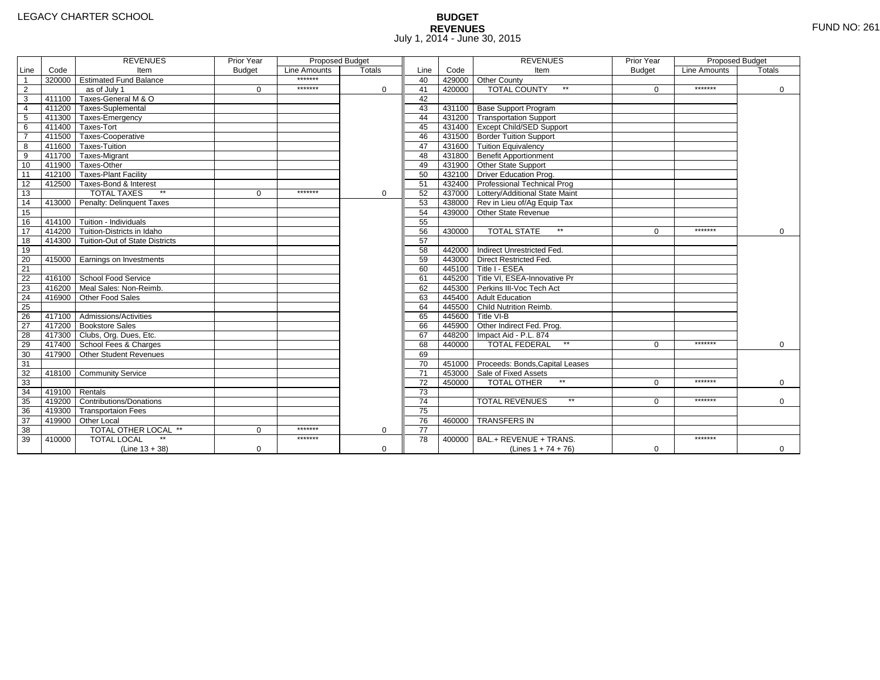LEGACY CHARTER SCHOOL

# BUDGET
## REVENUES
July 1, 2014 - June 30, 2015

FUND NO: 261

| Line | Code | REVENUES Item | Prior Year Budget | Proposed Budget Line Amounts | Proposed Budget Totals | Line | Code | REVENUES Item | Prior Year Budget | Proposed Budget Line Amounts | Proposed Budget Totals |
|---|---|---|---|---|---|---|---|---|---|---|---|
| 1 | 320000 | Estimated Fund Balance | | ******* | | 40 | 429000 | Other County | | | |
| 2 | | as of July 1 | 0 | ******* | 0 | 41 | 420000 | TOTAL COUNTY ** | 0 | ******* | 0 |
| 3 | 411100 | Taxes-General M & O | | | | 42 | | | | | |
| 4 | 411200 | Taxes-Suplemental | | | | 43 | 431100 | Base Support Program | | | |
| 5 | 411300 | Taxes-Emergency | | | | 44 | 431200 | Transportation Support | | | |
| 6 | 411400 | Taxes-Tort | | | | 45 | 431400 | Except Child/SED Support | | | |
| 7 | 411500 | Taxes-Cooperative | | | | 46 | 431500 | Border Tuition Support | | | |
| 8 | 411600 | Taxes-Tuition | | | | 47 | 431600 | Tuition Equivalency | | | |
| 9 | 411700 | Taxes-Migrant | | | | 48 | 431800 | Benefit Apportionment | | | |
| 10 | 411900 | Taxes-Other | | | | 49 | 431900 | Other State Support | | | |
| 11 | 412100 | Taxes-Plant Facility | | | | 50 | 432100 | Driver Education Prog. | | | |
| 12 | 412500 | Taxes-Bond & Interest | | | | 51 | 432400 | Professional Technical Prog | | | |
| 13 | | TOTAL TAXES ** | 0 | ******* | 0 | 52 | 437000 | Lottery/Additional State Maint | | | |
| 14 | 413000 | Penalty: Delinquent Taxes | | | | 53 | 438000 | Rev in Lieu of/Ag Equip Tax | | | |
| 15 | | | | | | 54 | 439000 | Other State Revenue | | | |
| 16 | 414100 | Tuition - Individuals | | | | 55 | | | | | |
| 17 | 414200 | Tuition-Districts in Idaho | | | | 56 | 430000 | TOTAL STATE ** | 0 | ******* | 0 |
| 18 | 414300 | Tuition-Out of State Districts | | | | 57 | | | | | |
| 19 | | | | | | 58 | 442000 | Indirect Unrestricted Fed. | | | |
| 20 | 415000 | Earnings on Investments | | | | 59 | 443000 | Direct Restricted Fed. | | | |
| 21 | | | | | | 60 | 445100 | Title I - ESEA | | | |
| 22 | 416100 | School Food Service | | | | 61 | 445200 | Title VI, ESEA-Innovative Pr | | | |
| 23 | 416200 | Meal Sales: Non-Reimb. | | | | 62 | 445300 | Perkins III-Voc Tech Act | | | |
| 24 | 416900 | Other Food Sales | | | | 63 | 445400 | Adult Education | | | |
| 25 | | | | | | 64 | 445500 | Child Nutrition Reimb. | | | |
| 26 | 417100 | Admissions/Activities | | | | 65 | 445600 | Title VI-B | | | |
| 27 | 417200 | Bookstore Sales | | | | 66 | 445900 | Other Indirect Fed. Prog. | | | |
| 28 | 417300 | Clubs, Org. Dues, Etc. | | | | 67 | 448200 | Impact Aid - P.L. 874 | | | |
| 29 | 417400 | School Fees & Charges | | | | 68 | 440000 | TOTAL FEDERAL ** | 0 | ******* | 0 |
| 30 | 417900 | Other Student Revenues | | | | 69 | | | | | |
| 31 | | | | | | 70 | 451000 | Proceeds: Bonds,Capital Leases | | | |
| 32 | 418100 | Community Service | | | | 71 | 453000 | Sale of Fixed Assets | | | |
| 33 | | | | | | 72 | 450000 | TOTAL OTHER ** | 0 | ******* | 0 |
| 34 | 419100 | Rentals | | | | 73 | | | | | |
| 35 | 419200 | Contributions/Donations | | | | 74 | | TOTAL REVENUES ** | 0 | ******* | 0 |
| 36 | 419300 | Transportaion Fees | | | | 75 | | | | | |
| 37 | 419900 | Other Local | | | | 76 | 460000 | TRANSFERS IN | | | |
| 38 | | TOTAL OTHER LOCAL ** | 0 | ******* | 0 | 77 | | | | | |
| 39 | 410000 | TOTAL LOCAL ** (Line 13 + 38) | 0 | ******* | 0 | 78 | 400000 | BAL.+ REVENUE + TRANS. (Lines 1 + 74 + 76) | 0 | ******* | 0 |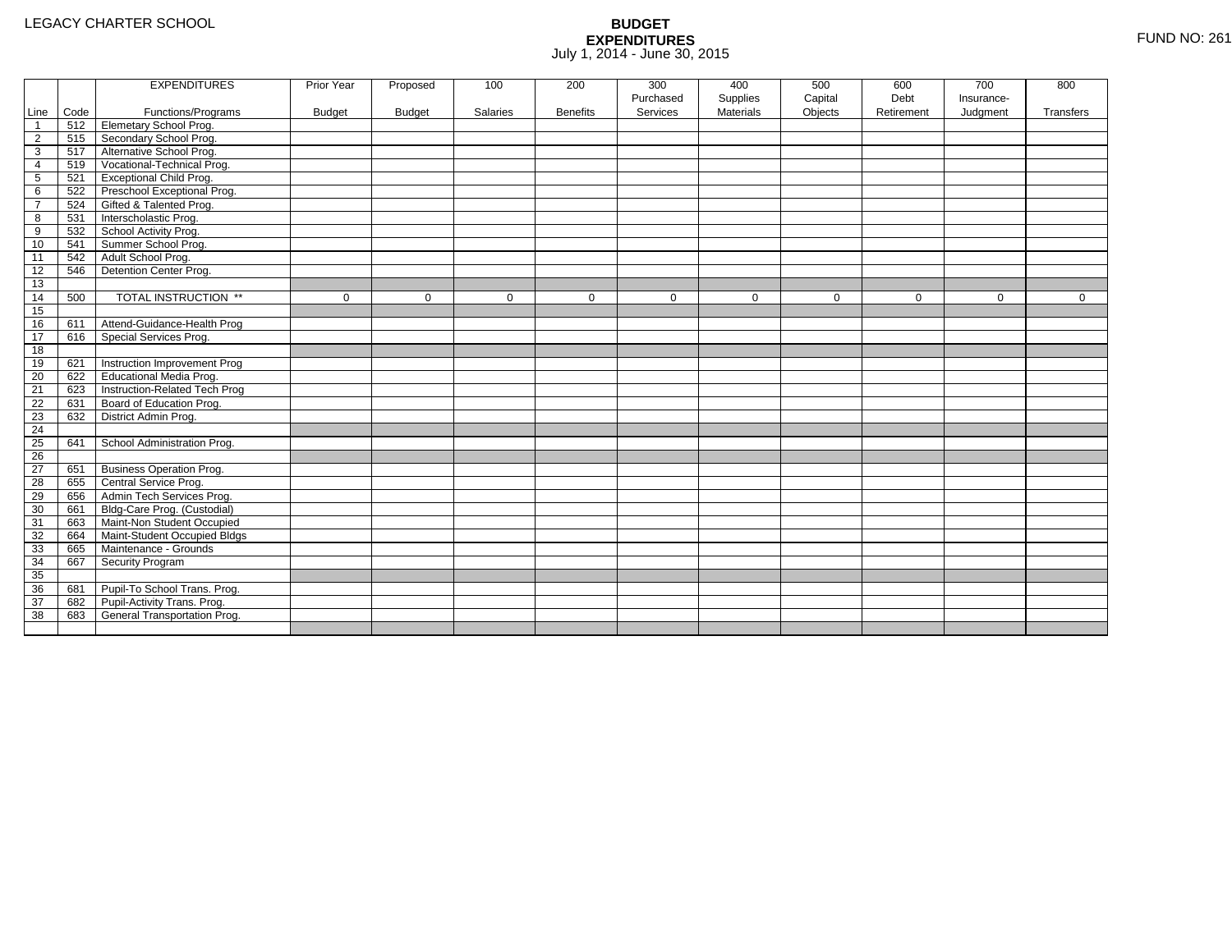LEGACY CHARTER SCHOOL

**BUDGET**
**EXPENDITURES**
July 1, 2014 - June 30, 2015

FUND NO: 261

| Line | Code | EXPENDITURES Functions/Programs | Prior Year Budget | Proposed Budget | 100 Salaries | 200 Benefits | 300 Purchased Services | 400 Supplies Materials | 500 Capital Objects | 600 Debt Retirement | 700 Insurance-Judgment | 800 Transfers |
|---|---|---|---|---|---|---|---|---|---|---|---|---|
| 1 | 512 | Elemetary School Prog. | | | | | | | | | | |
| 2 | 515 | Secondary School Prog. | | | | | | | | | | |
| 3 | 517 | Alternative School Prog. | | | | | | | | | | |
| 4 | 519 | Vocational-Technical Prog. | | | | | | | | | | |
| 5 | 521 | Exceptional Child Prog. | | | | | | | | | | |
| 6 | 522 | Preschool Exceptional Prog. | | | | | | | | | | |
| 7 | 524 | Gifted & Talented Prog. | | | | | | | | | | |
| 8 | 531 | Interscholastic Prog. | | | | | | | | | | |
| 9 | 532 | School Activity Prog. | | | | | | | | | | |
| 10 | 541 | Summer School Prog. | | | | | | | | | | |
| 11 | 542 | Adult School Prog. | | | | | | | | | | |
| 12 | 546 | Detention Center Prog. | | | | | | | | | | |
| 13 | | | | | | | | | | | | |
| 14 | 500 | TOTAL INSTRUCTION ** | 0 | 0 | 0 | 0 | 0 | 0 | 0 | 0 | 0 | 0 |
| 15 | | | | | | | | | | | | |
| 16 | 611 | Attend-Guidance-Health Prog | | | | | | | | | | |
| 17 | 616 | Special Services Prog. | | | | | | | | | | |
| 18 | | | | | | | | | | | | |
| 19 | 621 | Instruction Improvement Prog | | | | | | | | | | |
| 20 | 622 | Educational Media Prog. | | | | | | | | | | |
| 21 | 623 | Instruction-Related Tech Prog | | | | | | | | | | |
| 22 | 631 | Board of Education Prog. | | | | | | | | | | |
| 23 | 632 | District Admin Prog. | | | | | | | | | | |
| 24 | | | | | | | | | | | | |
| 25 | 641 | School Administration Prog. | | | | | | | | | | |
| 26 | | | | | | | | | | | | |
| 27 | 651 | Business Operation Prog. | | | | | | | | | | |
| 28 | 655 | Central Service Prog. | | | | | | | | | | |
| 29 | 656 | Admin Tech Services Prog. | | | | | | | | | | |
| 30 | 661 | Bldg-Care Prog. (Custodial) | | | | | | | | | | |
| 31 | 663 | Maint-Non Student Occupied | | | | | | | | | | |
| 32 | 664 | Maint-Student Occupied Bldgs | | | | | | | | | | |
| 33 | 665 | Maintenance - Grounds | | | | | | | | | | |
| 34 | 667 | Security Program | | | | | | | | | | |
| 35 | | | | | | | | | | | | |
| 36 | 681 | Pupil-To School Trans. Prog. | | | | | | | | | | |
| 37 | 682 | Pupil-Activity Trans. Prog. | | | | | | | | | | |
| 38 | 683 | General Transportation Prog. | | | | | | | | | | |
| | | | | | | | | | | | | |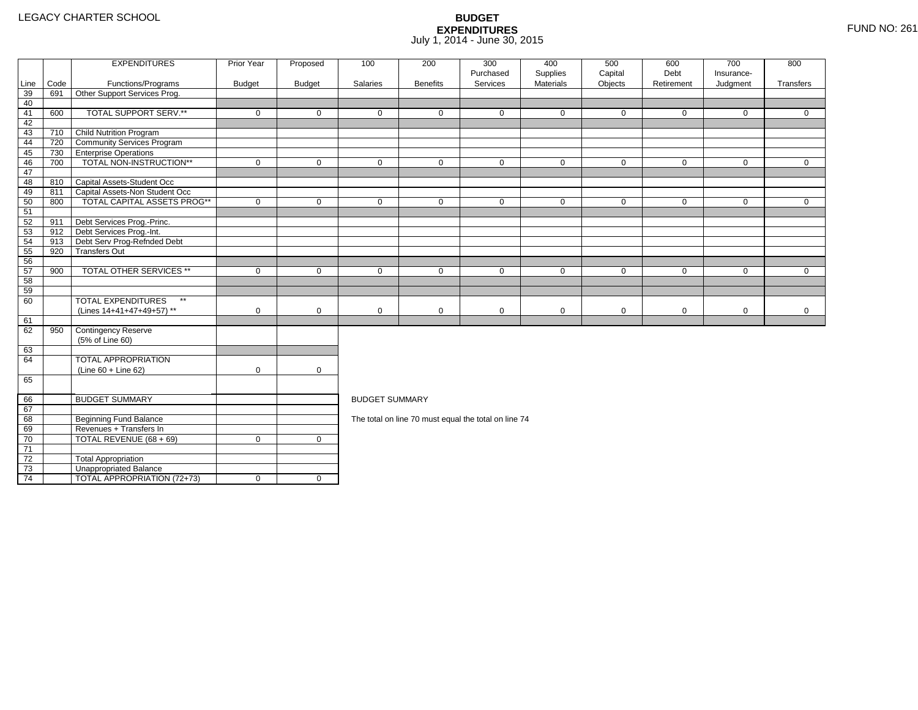LEGACY CHARTER SCHOOL

# BUDGET EXPENDITURES

July 1, 2014 - June 30, 2015

FUND NO: 261

| Line | Code | EXPENDITURES Functions/Programs | Prior Year Budget | Proposed Budget | 100 Salaries | 200 Benefits | 300 Purchased Services | 400 Supplies Materials | 500 Capital Objects | 600 Debt Retirement | 700 Insurance-Judgment | 800 Transfers |
|---|---|---|---|---|---|---|---|---|---|---|---|---|
| 39 | 691 | Other Support Services Prog. | | | | | | | | | | |
| 40 | | | | | | | | | | | | |
| 41 | 600 | TOTAL SUPPORT SERV.** | 0 | 0 | 0 | 0 | 0 | 0 | 0 | 0 | 0 | 0 |
| 42 | | | | | | | | | | | | |
| 43 | 710 | Child Nutrition Program | | | | | | | | | | |
| 44 | 720 | Community Services Program | | | | | | | | | | |
| 45 | 730 | Enterprise Operations | | | | | | | | | | |
| 46 | 700 | TOTAL NON-INSTRUCTION** | 0 | 0 | 0 | 0 | 0 | 0 | 0 | 0 | 0 | 0 |
| 47 | | | | | | | | | | | | |
| 48 | 810 | Capital Assets-Student Occ | | | | | | | | | | |
| 49 | 811 | Capital Assets-Non Student Occ | | | | | | | | | | |
| 50 | 800 | TOTAL CAPITAL ASSETS PROG** | 0 | 0 | 0 | 0 | 0 | 0 | 0 | 0 | 0 | 0 |
| 51 | | | | | | | | | | | | |
| 52 | 911 | Debt Services Prog.-Princ. | | | | | | | | | | |
| 53 | 912 | Debt Services Prog.-Int. | | | | | | | | | | |
| 54 | 913 | Debt Serv Prog-Refnded Debt | | | | | | | | | | |
| 55 | 920 | Transfers Out | | | | | | | | | | |
| 56 | | | | | | | | | | | | |
| 57 | 900 | TOTAL OTHER SERVICES ** | 0 | 0 | 0 | 0 | 0 | 0 | 0 | 0 | 0 | 0 |
| 58 | | | | | | | | | | | | |
| 59 | | | | | | | | | | | | |
| 60 | | TOTAL EXPENDITURES ** (Lines 14+41+47+49+57) ** | 0 | 0 | 0 | 0 | 0 | 0 | 0 | 0 | 0 | 0 |
| 61 | | | | | | | | | | | | |
| 62 | 950 | Contingency Reserve (5% of Line 60) | | | | | | | | | | |
| 63 | | | | | | | | | | | | |
| 64 | | TOTAL APPROPRIATION (Line 60 + Line 62) | 0 | 0 | | | | | | | | |
| 65 | | | | | | | | | | | | |

| Line | | | Prior Year Budget | Proposed Budget |
|---|---|---|---|---|
| 66 | | BUDGET SUMMARY | | |
| 67 | | | | |
| 68 | | Beginning Fund Balance | | |
| 69 | | Revenues + Transfers In | | |
| 70 | | TOTAL REVENUE (68 + 69) | 0 | 0 |
| 71 | | | | |
| 72 | | Total Appropriation | | |
| 73 | | Unappropriated Balance | | |
| 74 | | TOTAL APPROPRIATION (72+73) | 0 | 0 |

BUDGET SUMMARY

The total on line 70 must equal the total on line 74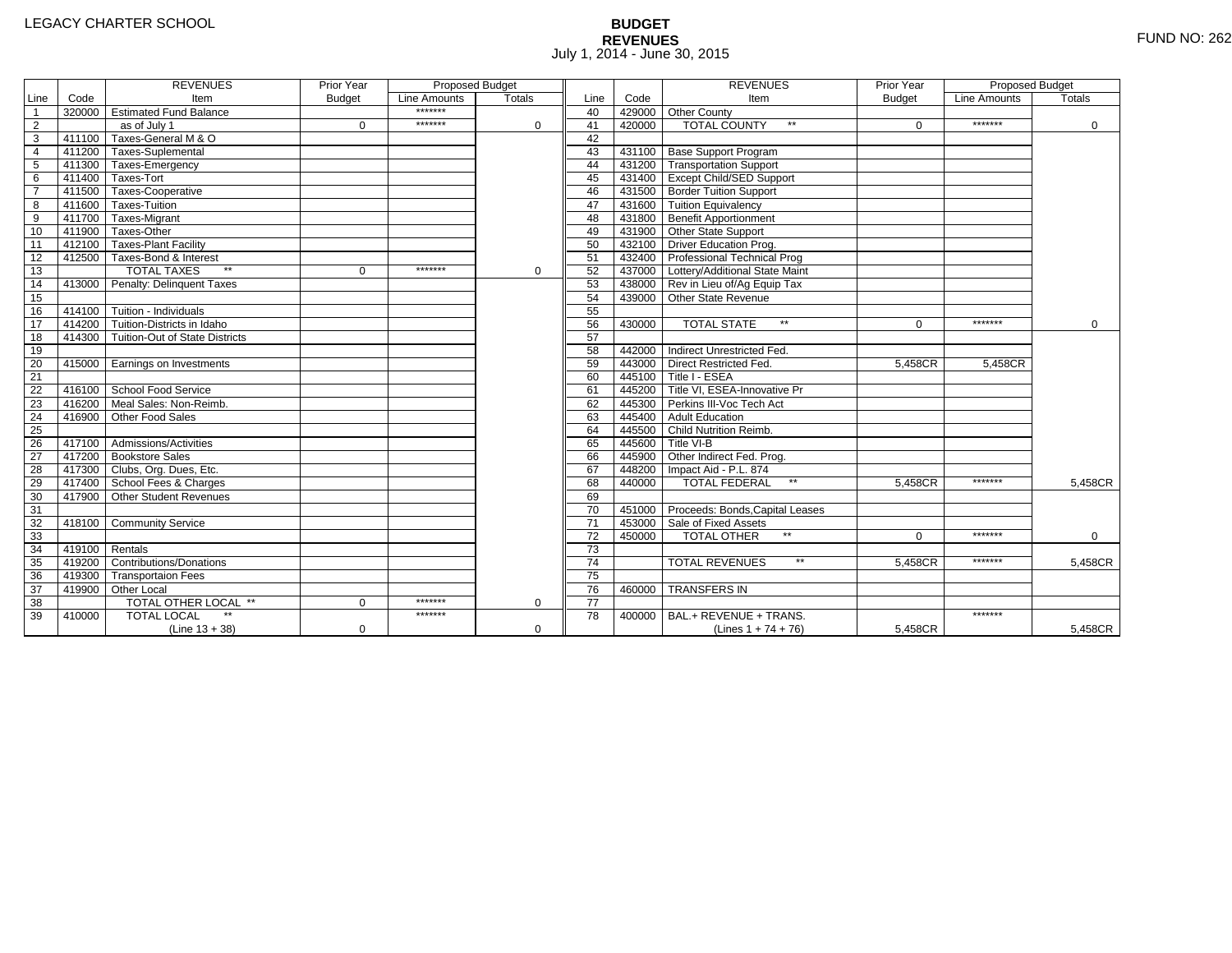LEGACY CHARTER SCHOOL

# BUDGET
## REVENUES
July 1, 2014 - June 30, 2015

FUND NO: 262

| Line | Code | REVENUES Item | Prior Year Budget | Proposed Budget Line Amounts | Proposed Budget Totals | Line | Code | REVENUES Item | Prior Year Budget | Proposed Budget Line Amounts | Proposed Budget Totals |
|---|---|---|---|---|---|---|---|---|---|---|---|
| 1 | 320000 | Estimated Fund Balance | | ******* | | 40 | 429000 | Other County | | | |
| 2 | | as of July 1 | 0 | ******* | 0 | 41 | 420000 | TOTAL COUNTY ** | 0 | ******* | 0 |
| 3 | 411100 | Taxes-General M & O | | | | 42 | | | | | |
| 4 | 411200 | Taxes-Suplemental | | | | 43 | 431100 | Base Support Program | | | |
| 5 | 411300 | Taxes-Emergency | | | | 44 | 431200 | Transportation Support | | | |
| 6 | 411400 | Taxes-Tort | | | | 45 | 431400 | Except Child/SED Support | | | |
| 7 | 411500 | Taxes-Cooperative | | | | 46 | 431500 | Border Tuition Support | | | |
| 8 | 411600 | Taxes-Tuition | | | | 47 | 431600 | Tuition Equivalency | | | |
| 9 | 411700 | Taxes-Migrant | | | | 48 | 431800 | Benefit Apportionment | | | |
| 10 | 411900 | Taxes-Other | | | | 49 | 431900 | Other State Support | | | |
| 11 | 412100 | Taxes-Plant Facility | | | | 50 | 432100 | Driver Education Prog. | | | |
| 12 | 412500 | Taxes-Bond & Interest | | | | 51 | 432400 | Professional Technical Prog | | | |
| 13 | | TOTAL TAXES ** | 0 | ******* | 0 | 52 | 437000 | Lottery/Additional State Maint | | | |
| 14 | 413000 | Penalty: Delinquent Taxes | | | | 53 | 438000 | Rev in Lieu of/Ag Equip Tax | | | |
| 15 | | | | | | 54 | 439000 | Other State Revenue | | | |
| 16 | 414100 | Tuition - Individuals | | | | 55 | | | | | |
| 17 | 414200 | Tuition-Districts in Idaho | | | | 56 | 430000 | TOTAL STATE ** | 0 | ******* | 0 |
| 18 | 414300 | Tuition-Out of State Districts | | | | 57 | | | | | |
| 19 | | | | | | 58 | 442000 | Indirect Unrestricted Fed. | | | |
| 20 | 415000 | Earnings on Investments | | | | 59 | 443000 | Direct Restricted Fed. | 5,458CR | 5,458CR | |
| 21 | | | | | | 60 | 445100 | Title I - ESEA | | | |
| 22 | 416100 | School Food Service | | | | 61 | 445200 | Title VI, ESEA-Innovative Pr | | | |
| 23 | 416200 | Meal Sales: Non-Reimb. | | | | 62 | 445300 | Perkins III-Voc Tech Act | | | |
| 24 | 416900 | Other Food Sales | | | | 63 | 445400 | Adult Education | | | |
| 25 | | | | | | 64 | 445500 | Child Nutrition Reimb. | | | |
| 26 | 417100 | Admissions/Activities | | | | 65 | 445600 | Title VI-B | | | |
| 27 | 417200 | Bookstore Sales | | | | 66 | 445900 | Other Indirect Fed. Prog. | | | |
| 28 | 417300 | Clubs, Org. Dues, Etc. | | | | 67 | 448200 | Impact Aid - P.L. 874 | | | |
| 29 | 417400 | School Fees & Charges | | | | 68 | 440000 | TOTAL FEDERAL ** | 5,458CR | ******* | 5,458CR |
| 30 | 417900 | Other Student Revenues | | | | 69 | | | | | |
| 31 | | | | | | 70 | 451000 | Proceeds: Bonds,Capital Leases | | | |
| 32 | 418100 | Community Service | | | | 71 | 453000 | Sale of Fixed Assets | | | |
| 33 | | | | | | 72 | 450000 | TOTAL OTHER ** | 0 | ******* | 0 |
| 34 | 419100 | Rentals | | | | 73 | | | | | |
| 35 | 419200 | Contributions/Donations | | | | 74 | | TOTAL REVENUES ** | 5,458CR | ******* | 5,458CR |
| 36 | 419300 | Transportaion Fees | | | | 75 | | | | | |
| 37 | 419900 | Other Local | | | | 76 | 460000 | TRANSFERS IN | | | |
| 38 | | TOTAL OTHER LOCAL ** | 0 | ******* | 0 | 77 | | | | | |
| 39 | 410000 | TOTAL LOCAL ** (Line 13 + 38) | 0 | ******* | 0 | 78 | 400000 | BAL.+ REVENUE + TRANS. (Lines 1 + 74 + 76) | 5,458CR | ******* | 5,458CR |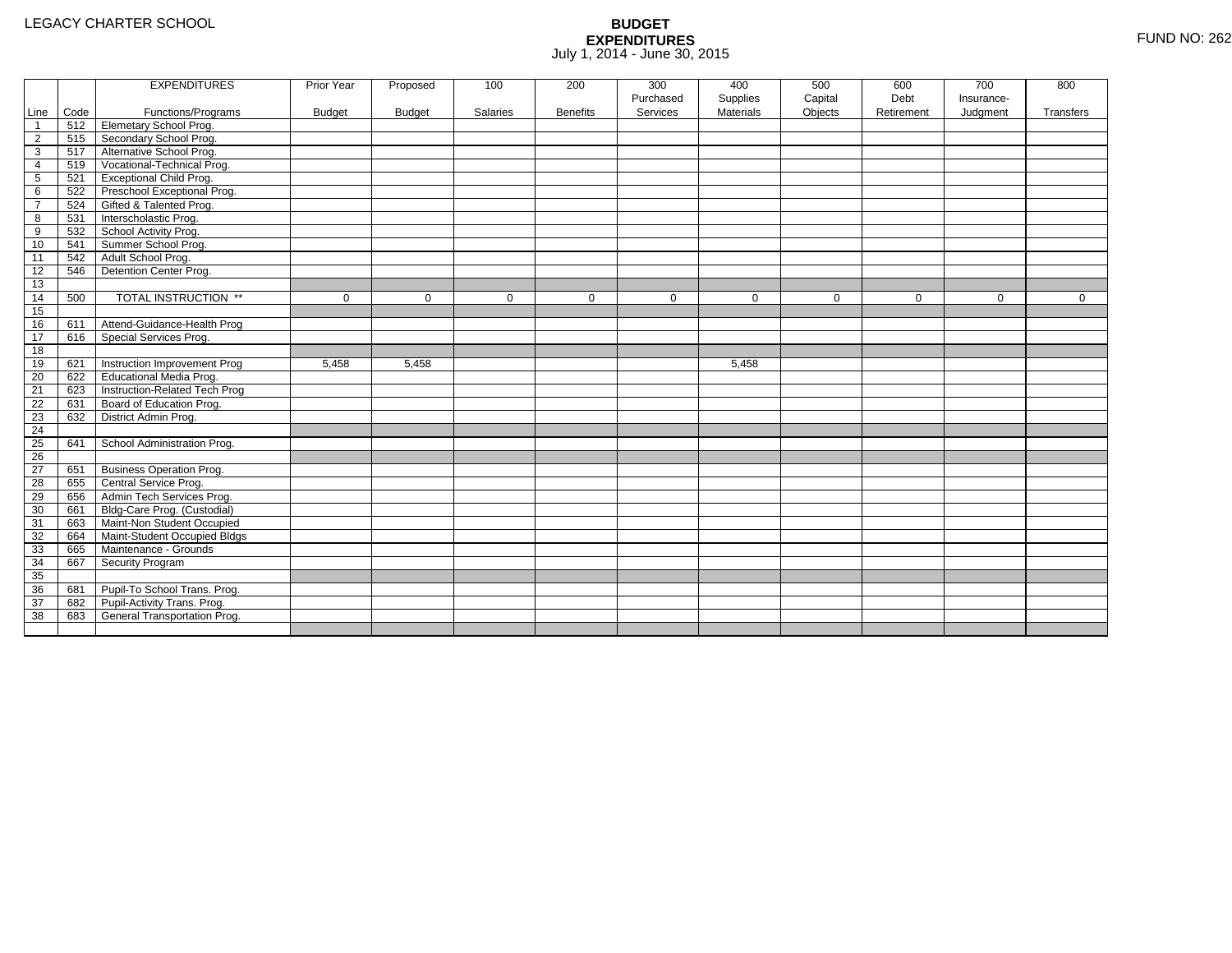LEGACY CHARTER SCHOOL

# BUDGET EXPENDITURES

July 1, 2014 - June 30, 2015

FUND NO: 262

| Line | Code | EXPENDITURES Functions/Programs | Prior Year Budget | Proposed Budget | 100 Salaries | 200 Benefits | 300 Purchased Services | 400 Supplies Materials | 500 Capital Objects | 600 Debt Retirement | 700 Insurance-Judgment | 800 Transfers |
|---|---|---|---|---|---|---|---|---|---|---|---|---|
| 1 | 512 | Elemetary School Prog. | | | | | | | | | | |
| 2 | 515 | Secondary School Prog. | | | | | | | | | | |
| 3 | 517 | Alternative School Prog. | | | | | | | | | | |
| 4 | 519 | Vocational-Technical Prog. | | | | | | | | | | |
| 5 | 521 | Exceptional Child Prog. | | | | | | | | | | |
| 6 | 522 | Preschool Exceptional Prog. | | | | | | | | | | |
| 7 | 524 | Gifted & Talented Prog. | | | | | | | | | | |
| 8 | 531 | Interscholastic Prog. | | | | | | | | | | |
| 9 | 532 | School Activity Prog. | | | | | | | | | | |
| 10 | 541 | Summer School Prog. | | | | | | | | | | |
| 11 | 542 | Adult School Prog. | | | | | | | | | | |
| 12 | 546 | Detention Center Prog. | | | | | | | | | | |
| 13 | | | | | | | | | | | | |
| 14 | 500 | TOTAL INSTRUCTION ** | 0 | 0 | 0 | 0 | 0 | 0 | 0 | 0 | 0 | 0 |
| 15 | | | | | | | | | | | | |
| 16 | 611 | Attend-Guidance-Health Prog | | | | | | | | | | |
| 17 | 616 | Special Services Prog. | | | | | | | | | | |
| 18 | | | | | | | | | | | | |
| 19 | 621 | Instruction Improvement Prog | 5,458 | 5,458 | | | | 5,458 | | | | |
| 20 | 622 | Educational Media Prog. | | | | | | | | | | |
| 21 | 623 | Instruction-Related Tech Prog | | | | | | | | | | |
| 22 | 631 | Board of Education Prog. | | | | | | | | | | |
| 23 | 632 | District Admin Prog. | | | | | | | | | | |
| 24 | | | | | | | | | | | | |
| 25 | 641 | School Administration Prog. | | | | | | | | | | |
| 26 | | | | | | | | | | | | |
| 27 | 651 | Business Operation Prog. | | | | | | | | | | |
| 28 | 655 | Central Service Prog. | | | | | | | | | | |
| 29 | 656 | Admin Tech Services Prog. | | | | | | | | | | |
| 30 | 661 | Bldg-Care Prog. (Custodial) | | | | | | | | | | |
| 31 | 663 | Maint-Non Student Occupied | | | | | | | | | | |
| 32 | 664 | Maint-Student Occupied Bldgs | | | | | | | | | | |
| 33 | 665 | Maintenance - Grounds | | | | | | | | | | |
| 34 | 667 | Security Program | | | | | | | | | | |
| 35 | | | | | | | | | | | | |
| 36 | 681 | Pupil-To School Trans. Prog. | | | | | | | | | | |
| 37 | 682 | Pupil-Activity Trans. Prog. | | | | | | | | | | |
| 38 | 683 | General Transportation Prog. | | | | | | | | | | |
| | | | | | | | | | | | | |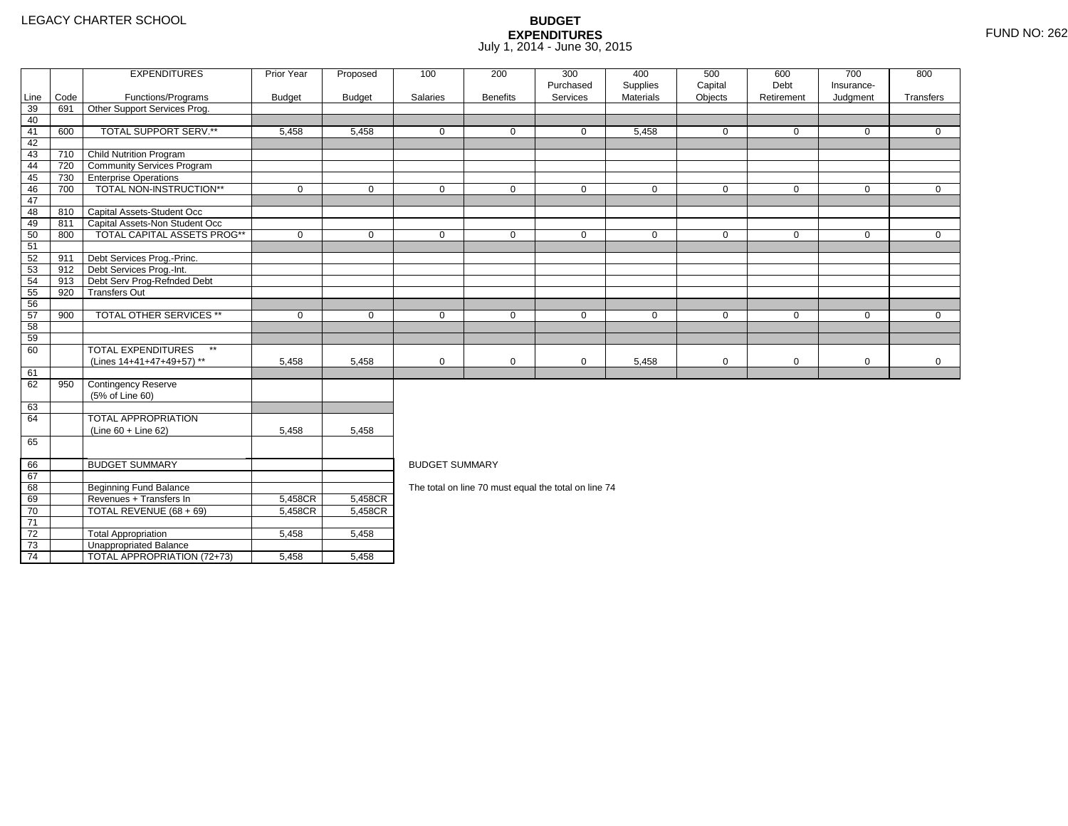LEGACY CHARTER SCHOOL

# BUDGET EXPENDITURES

July 1, 2014 - June 30, 2015

FUND NO: 262

| Line | Code | EXPENDITURES Functions/Programs | Prior Year Budget | Proposed Budget | 100 Salaries | 200 Benefits | 300 Purchased Services | 400 Supplies Materials | 500 Capital Objects | 600 Debt Retirement | 700 Insurance-Judgment | 800 Transfers |
|---|---|---|---|---|---|---|---|---|---|---|---|---|
| 39 | 691 | Other Support Services Prog. | | | | | | | | | | |
| 40 | | | | | | | | | | | | |
| 41 | 600 | TOTAL SUPPORT SERV.** | 5,458 | 5,458 | 0 | 0 | 0 | 5,458 | 0 | 0 | 0 | 0 |
| 42 | | | | | | | | | | | | |
| 43 | 710 | Child Nutrition Program | | | | | | | | | | |
| 44 | 720 | Community Services Program | | | | | | | | | | |
| 45 | 730 | Enterprise Operations | | | | | | | | | | |
| 46 | 700 | TOTAL NON-INSTRUCTION** | 0 | 0 | 0 | 0 | 0 | 0 | 0 | 0 | 0 | 0 |
| 47 | | | | | | | | | | | | |
| 48 | 810 | Capital Assets-Student Occ | | | | | | | | | | |
| 49 | 811 | Capital Assets-Non Student Occ | | | | | | | | | | |
| 50 | 800 | TOTAL CAPITAL ASSETS PROG** | 0 | 0 | 0 | 0 | 0 | 0 | 0 | 0 | 0 | 0 |
| 51 | | | | | | | | | | | | |
| 52 | 911 | Debt Services Prog.-Princ. | | | | | | | | | | |
| 53 | 912 | Debt Services Prog.-Int. | | | | | | | | | | |
| 54 | 913 | Debt Serv Prog-Refnded Debt | | | | | | | | | | |
| 55 | 920 | Transfers Out | | | | | | | | | | |
| 56 | | | | | | | | | | | | |
| 57 | 900 | TOTAL OTHER SERVICES ** | 0 | 0 | 0 | 0 | 0 | 0 | 0 | 0 | 0 | 0 |
| 58 | | | | | | | | | | | | |
| 59 | | | | | | | | | | | | |
| 60 | | TOTAL EXPENDITURES ** (Lines 14+41+47+49+57) ** | 5,458 | 5,458 | 0 | 0 | 0 | 5,458 | 0 | 0 | 0 | 0 |
| 61 | | | | | | | | | | | | |
| 62 | 950 | Contingency Reserve (5% of Line 60) | | | | | | | | | | |
| 63 | | | | | | | | | | | | |
| 64 | | TOTAL APPROPRIATION (Line 60 + Line 62) | 5,458 | 5,458 | | | | | | | | |
| 65 | | | | | | | | | | | | |
| 66 | | BUDGET SUMMARY | | | | | | | | | | |
| 67 | | | | | | | | | | | | |
| 68 | | Beginning Fund Balance | | | | | | | | | | |
| 69 | | Revenues + Transfers In | 5,458CR | 5,458CR | | | | | | | | |
| 70 | | TOTAL REVENUE (68 + 69) | 5,458CR | 5,458CR | | | | | | | | |
| 71 | | | | | | | | | | | | |
| 72 | | Total Appropriation | 5,458 | 5,458 | | | | | | | | |
| 73 | | Unappropriated Balance | | | | | | | | | | |
| 74 | | TOTAL APPROPRIATION (72+73) | 5,458 | 5,458 | | | | | | | | |

BUDGET SUMMARY

The total on line 70 must equal the total on line 74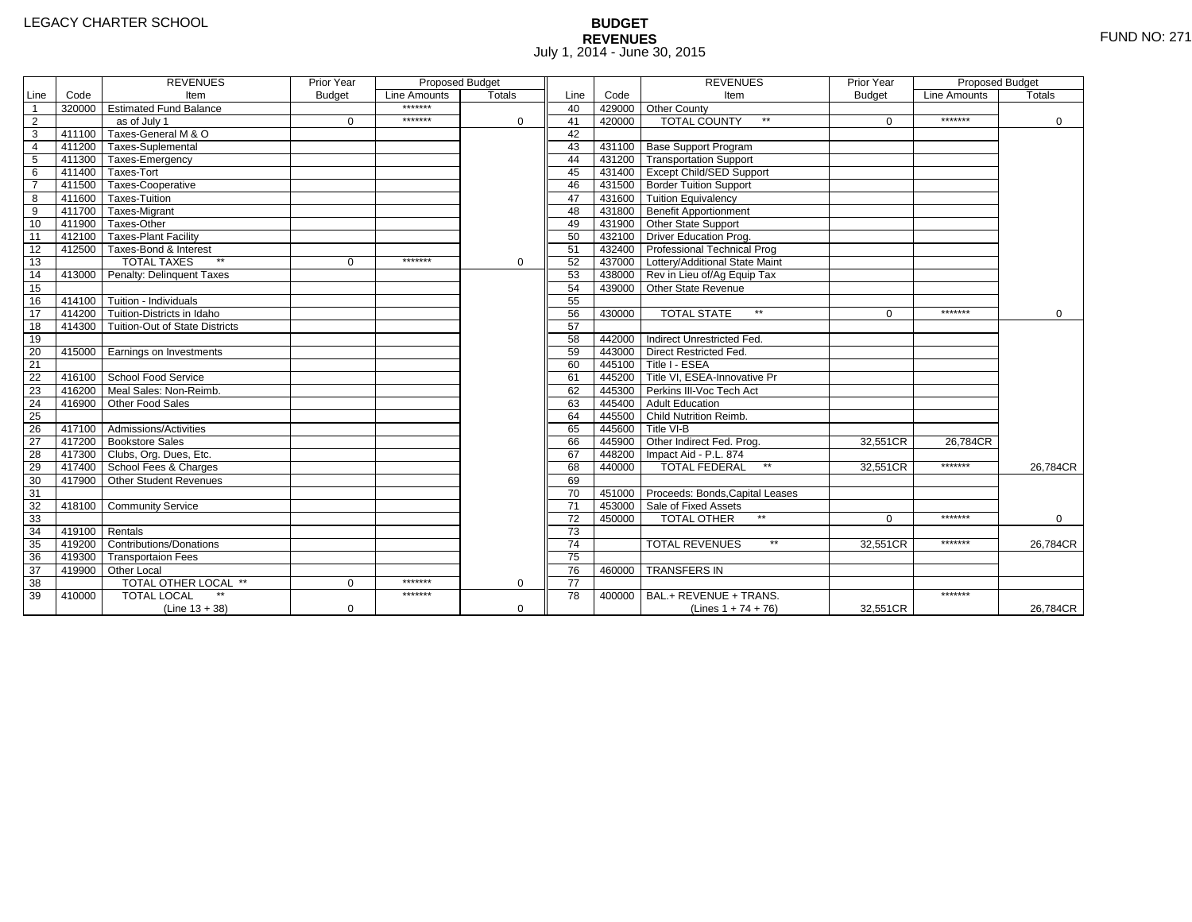LEGACY CHARTER SCHOOL

# BUDGET
## REVENUES
July 1, 2014 - June 30, 2015

FUND NO: 271

| Line | Code | REVENUES Item | Prior Year Budget | Proposed Budget Line Amounts | Proposed Budget Totals | Line | Code | REVENUES Item | Prior Year Budget | Proposed Budget Line Amounts | Proposed Budget Totals |
|---|---|---|---|---|---|---|---|---|---|---|---|
| 1 | 320000 | Estimated Fund Balance | | ******* | | 40 | 429000 | Other County | | | |
| 2 | | as of July 1 | 0 | ******* | 0 | 41 | 420000 | TOTAL COUNTY ** | 0 | ******* | 0 |
| 3 | 411100 | Taxes-General M & O | | | | 42 | | | | | |
| 4 | 411200 | Taxes-Suplemental | | | | 43 | 431100 | Base Support Program | | | |
| 5 | 411300 | Taxes-Emergency | | | | 44 | 431200 | Transportation Support | | | |
| 6 | 411400 | Taxes-Tort | | | | 45 | 431400 | Except Child/SED Support | | | |
| 7 | 411500 | Taxes-Cooperative | | | | 46 | 431500 | Border Tuition Support | | | |
| 8 | 411600 | Taxes-Tuition | | | | 47 | 431600 | Tuition Equivalency | | | |
| 9 | 411700 | Taxes-Migrant | | | | 48 | 431800 | Benefit Apportionment | | | |
| 10 | 411900 | Taxes-Other | | | | 49 | 431900 | Other State Support | | | |
| 11 | 412100 | Taxes-Plant Facility | | | | 50 | 432100 | Driver Education Prog. | | | |
| 12 | 412500 | Taxes-Bond & Interest | | | | 51 | 432400 | Professional Technical Prog | | | |
| 13 | | TOTAL TAXES ** | 0 | ******* | 0 | 52 | 437000 | Lottery/Additional State Maint | | | |
| 14 | 413000 | Penalty: Delinquent Taxes | | | | 53 | 438000 | Rev in Lieu of/Ag Equip Tax | | | |
| 15 | | | | | | 54 | 439000 | Other State Revenue | | | |
| 16 | 414100 | Tuition - Individuals | | | | 55 | | | | | |
| 17 | 414200 | Tuition-Districts in Idaho | | | | 56 | 430000 | TOTAL STATE ** | 0 | ******* | 0 |
| 18 | 414300 | Tuition-Out of State Districts | | | | 57 | | | | | |
| 19 | | | | | | 58 | 442000 | Indirect Unrestricted Fed. | | | |
| 20 | 415000 | Earnings on Investments | | | | 59 | 443000 | Direct Restricted Fed. | | | |
| 21 | | | | | | 60 | 445100 | Title I - ESEA | | | |
| 22 | 416100 | School Food Service | | | | 61 | 445200 | Title VI, ESEA-Innovative Pr | | | |
| 23 | 416200 | Meal Sales: Non-Reimb. | | | | 62 | 445300 | Perkins III-Voc Tech Act | | | |
| 24 | 416900 | Other Food Sales | | | | 63 | 445400 | Adult Education | | | |
| 25 | | | | | | 64 | 445500 | Child Nutrition Reimb. | | | |
| 26 | 417100 | Admissions/Activities | | | | 65 | 445600 | Title VI-B | | | |
| 27 | 417200 | Bookstore Sales | | | | 66 | 445900 | Other Indirect Fed. Prog. | 32,551CR | 26,784CR | |
| 28 | 417300 | Clubs, Org. Dues, Etc. | | | | 67 | 448200 | Impact Aid - P.L. 874 | | | |
| 29 | 417400 | School Fees & Charges | | | | 68 | 440000 | TOTAL FEDERAL ** | 32,551CR | ******* | 26,784CR |
| 30 | 417900 | Other Student Revenues | | | | 69 | | | | | |
| 31 | | | | | | 70 | 451000 | Proceeds: Bonds,Capital Leases | | | |
| 32 | 418100 | Community Service | | | | 71 | 453000 | Sale of Fixed Assets | | | |
| 33 | | | | | | 72 | 450000 | TOTAL OTHER ** | 0 | ******* | 0 |
| 34 | 419100 | Rentals | | | | 73 | | | | | |
| 35 | 419200 | Contributions/Donations | | | | 74 | | TOTAL REVENUES ** | 32,551CR | ******* | 26,784CR |
| 36 | 419300 | Transportaion Fees | | | | 75 | | | | | |
| 37 | 419900 | Other Local | | | | 76 | 460000 | TRANSFERS IN | | | |
| 38 | | TOTAL OTHER LOCAL ** | 0 | ******* | 0 | 77 | | | | | |
| 39 | 410000 | TOTAL LOCAL ** (Line 13 + 38) | 0 | ******* | 0 | 78 | 400000 | BAL.+ REVENUE + TRANS. (Lines 1 + 74 + 76) | 32,551CR | ******* | 26,784CR |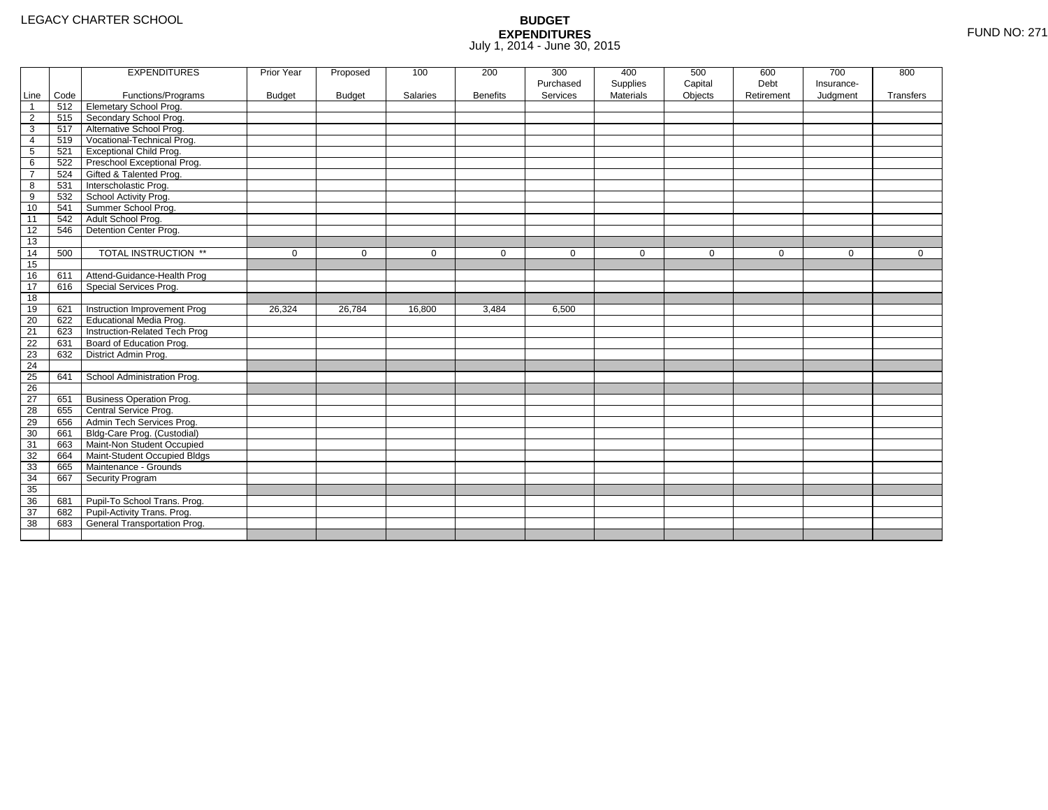LEGACY CHARTER SCHOOL

# BUDGET EXPENDITURES

July 1, 2014 - June 30, 2015

FUND NO: 271

| Line | Code | EXPENDITURES Functions/Programs | Prior Year Budget | Proposed Budget | 100 Salaries | 200 Benefits | 300 Purchased Services | 400 Supplies Materials | 500 Capital Objects | 600 Debt Retirement | 700 Insurance-Judgment | 800 Transfers |
|---|---|---|---|---|---|---|---|---|---|---|---|---|
| 1 | 512 | Elemetary School Prog. | | | | | | | | | | |
| 2 | 515 | Secondary School Prog. | | | | | | | | | | |
| 3 | 517 | Alternative School Prog. | | | | | | | | | | |
| 4 | 519 | Vocational-Technical Prog. | | | | | | | | | | |
| 5 | 521 | Exceptional Child Prog. | | | | | | | | | | |
| 6 | 522 | Preschool Exceptional Prog. | | | | | | | | | | |
| 7 | 524 | Gifted & Talented Prog. | | | | | | | | | | |
| 8 | 531 | Interscholastic Prog. | | | | | | | | | | |
| 9 | 532 | School Activity Prog. | | | | | | | | | | |
| 10 | 541 | Summer School Prog. | | | | | | | | | | |
| 11 | 542 | Adult School Prog. | | | | | | | | | | |
| 12 | 546 | Detention Center Prog. | | | | | | | | | | |
| 13 | | | | | | | | | | | | |
| 14 | 500 | TOTAL INSTRUCTION ** | 0 | 0 | 0 | 0 | 0 | 0 | 0 | 0 | 0 | 0 |
| 15 | | | | | | | | | | | | |
| 16 | 611 | Attend-Guidance-Health Prog | | | | | | | | | | |
| 17 | 616 | Special Services Prog. | | | | | | | | | | |
| 18 | | | | | | | | | | | | |
| 19 | 621 | Instruction Improvement Prog | 26,324 | 26,784 | 16,800 | 3,484 | 6,500 | | | | | |
| 20 | 622 | Educational Media Prog. | | | | | | | | | | |
| 21 | 623 | Instruction-Related Tech Prog | | | | | | | | | | |
| 22 | 631 | Board of Education Prog. | | | | | | | | | | |
| 23 | 632 | District Admin Prog. | | | | | | | | | | |
| 24 | | | | | | | | | | | | |
| 25 | 641 | School Administration Prog. | | | | | | | | | | |
| 26 | | | | | | | | | | | | |
| 27 | 651 | Business Operation Prog. | | | | | | | | | | |
| 28 | 655 | Central Service Prog. | | | | | | | | | | |
| 29 | 656 | Admin Tech Services Prog. | | | | | | | | | | |
| 30 | 661 | Bldg-Care Prog. (Custodial) | | | | | | | | | | |
| 31 | 663 | Maint-Non Student Occupied | | | | | | | | | | |
| 32 | 664 | Maint-Student Occupied Bldgs | | | | | | | | | | |
| 33 | 665 | Maintenance - Grounds | | | | | | | | | | |
| 34 | 667 | Security Program | | | | | | | | | | |
| 35 | | | | | | | | | | | | |
| 36 | 681 | Pupil-To School Trans. Prog. | | | | | | | | | | |
| 37 | 682 | Pupil-Activity Trans. Prog. | | | | | | | | | | |
| 38 | 683 | General Transportation Prog. | | | | | | | | | | |
| | | | | | | | | | | | | |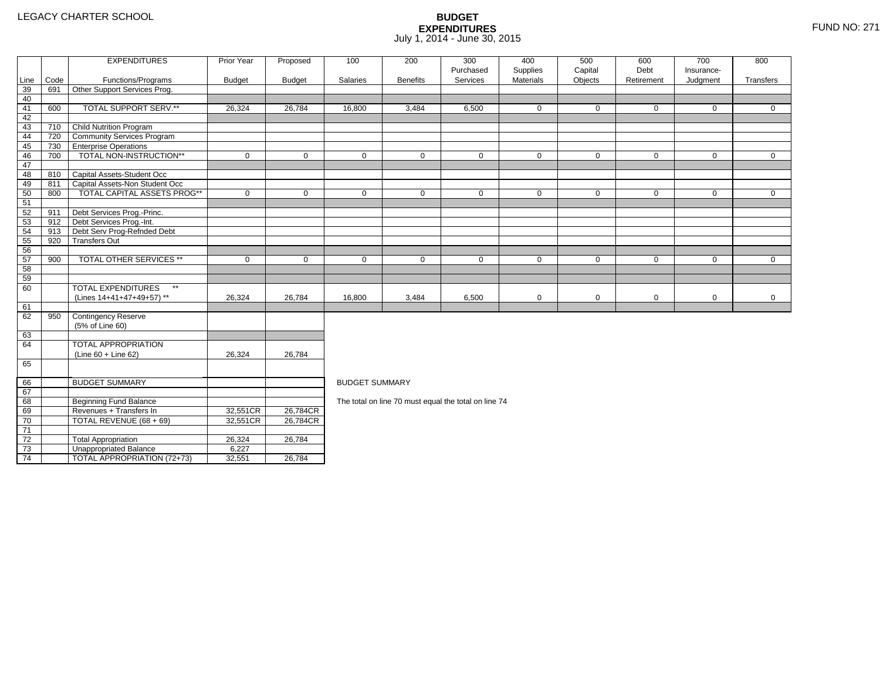LEGACY CHARTER SCHOOL

# BUDGET EXPENDITURES

July 1, 2014 - June 30, 2015

FUND NO: 271

| Line | Code | EXPENDITURES Functions/Programs | Prior Year Budget | Proposed Budget | 100 Salaries | 200 Benefits | 300 Purchased Services | 400 Supplies Materials | 500 Capital Objects | 600 Debt Retirement | 700 Insurance-Judgment | 800 Transfers |
|---|---|---|---|---|---|---|---|---|---|---|---|---|
| 39 | 691 | Other Support Services Prog. | | | | | | | | | | |
| 40 | | | | | | | | | | | | |
| 41 | 600 | TOTAL SUPPORT SERV.** | 26,324 | 26,784 | 16,800 | 3,484 | 6,500 | 0 | 0 | 0 | 0 | 0 |
| 42 | | | | | | | | | | | | |
| 43 | 710 | Child Nutrition Program | | | | | | | | | | |
| 44 | 720 | Community Services Program | | | | | | | | | | |
| 45 | 730 | Enterprise Operations | | | | | | | | | | |
| 46 | 700 | TOTAL NON-INSTRUCTION** | 0 | 0 | 0 | 0 | 0 | 0 | 0 | 0 | 0 | 0 |
| 47 | | | | | | | | | | | | |
| 48 | 810 | Capital Assets-Student Occ | | | | | | | | | | |
| 49 | 811 | Capital Assets-Non Student Occ | | | | | | | | | | |
| 50 | 800 | TOTAL CAPITAL ASSETS PROG** | 0 | 0 | 0 | 0 | 0 | 0 | 0 | 0 | 0 | 0 |
| 51 | | | | | | | | | | | | |
| 52 | 911 | Debt Services Prog.-Princ. | | | | | | | | | | |
| 53 | 912 | Debt Services Prog.-Int. | | | | | | | | | | |
| 54 | 913 | Debt Serv Prog-Refnded Debt | | | | | | | | | | |
| 55 | 920 | Transfers Out | | | | | | | | | | |
| 56 | | | | | | | | | | | | |
| 57 | 900 | TOTAL OTHER SERVICES ** | 0 | 0 | 0 | 0 | 0 | 0 | 0 | 0 | 0 | 0 |
| 58 | | | | | | | | | | | | |
| 59 | | | | | | | | | | | | |
| 60 | | TOTAL EXPENDITURES ** (Lines 14+41+47+49+57) ** | 26,324 | 26,784 | 16,800 | 3,484 | 6,500 | 0 | 0 | 0 | 0 | 0 |
| 61 | | | | | | | | | | | | |
| 62 | 950 | Contingency Reserve (5% of Line 60) | | | | | | | | | | |
| 63 | | | | | | | | | | | | |
| 64 | | TOTAL APPROPRIATION (Line 60 + Line 62) | 26,324 | 26,784 | | | | | | | | |
| 65 | | | | | | | | | | | | |

| Line | Code | BUDGET SUMMARY | Prior Year Budget | Proposed Budget |
|---|---|---|---|---|
| 66 | | BUDGET SUMMARY | | |
| 67 | | | | |
| 68 | | Beginning Fund Balance | | |
| 69 | | Revenues + Transfers In | 32,551CR | 26,784CR |
| 70 | | TOTAL REVENUE (68 + 69) | 32,551CR | 26,784CR |
| 71 | | | | |
| 72 | | Total Appropriation | 26,324 | 26,784 |
| 73 | | Unappropriated Balance | 6,227 | |
| 74 | | TOTAL APPROPRIATION (72+73) | 32,551 | 26,784 |

BUDGET SUMMARY

The total on line 70 must equal the total on line 74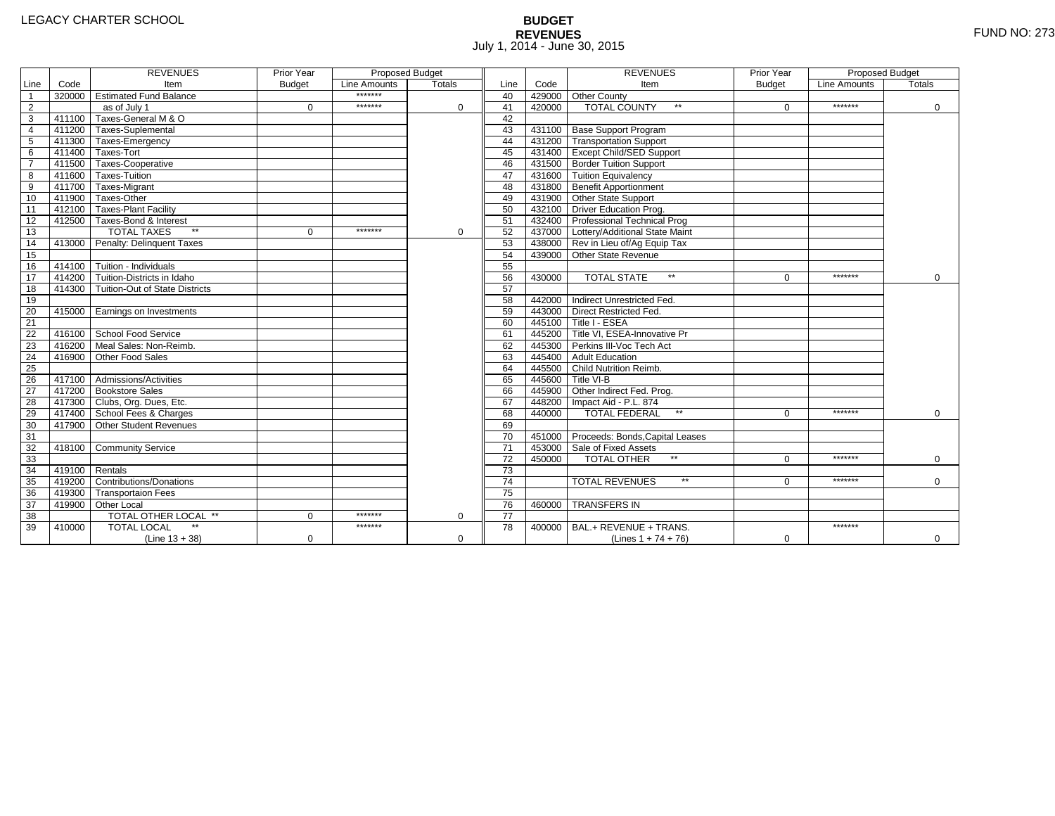LEGACY CHARTER SCHOOL

FUND NO: 273

# BUDGET
## REVENUES
July 1, 2014 - June 30, 2015

| Line | Code | REVENUES Item | Prior Year Budget | Proposed Budget Line Amounts | Proposed Budget Totals | Line | Code | REVENUES Item | Prior Year Budget | Proposed Budget Line Amounts | Proposed Budget Totals |
|---|---|---|---|---|---|---|---|---|---|---|---|
| 1 | 320000 | Estimated Fund Balance | | ******* | | 40 | 429000 | Other County | | | |
| 2 | | as of July 1 | 0 | ******* | 0 | 41 | 420000 | TOTAL COUNTY ** | 0 | ******* | 0 |
| 3 | 411100 | Taxes-General M & O | | | | 42 | | | | | |
| 4 | 411200 | Taxes-Suplemental | | | | 43 | 431100 | Base Support Program | | | |
| 5 | 411300 | Taxes-Emergency | | | | 44 | 431200 | Transportation Support | | | |
| 6 | 411400 | Taxes-Tort | | | | 45 | 431400 | Except Child/SED Support | | | |
| 7 | 411500 | Taxes-Cooperative | | | | 46 | 431500 | Border Tuition Support | | | |
| 8 | 411600 | Taxes-Tuition | | | | 47 | 431600 | Tuition Equivalency | | | |
| 9 | 411700 | Taxes-Migrant | | | | 48 | 431800 | Benefit Apportionment | | | |
| 10 | 411900 | Taxes-Other | | | | 49 | 431900 | Other State Support | | | |
| 11 | 412100 | Taxes-Plant Facility | | | | 50 | 432100 | Driver Education Prog. | | | |
| 12 | 412500 | Taxes-Bond & Interest | | | | 51 | 432400 | Professional Technical Prog | | | |
| 13 | | TOTAL TAXES ** | 0 | ******* | 0 | 52 | 437000 | Lottery/Additional State Maint | | | |
| 14 | 413000 | Penalty: Delinquent Taxes | | | | 53 | 438000 | Rev in Lieu of/Ag Equip Tax | | | |
| 15 | | | | | | 54 | 439000 | Other State Revenue | | | |
| 16 | 414100 | Tuition - Individuals | | | | 55 | | | | | |
| 17 | 414200 | Tuition-Districts in Idaho | | | | 56 | 430000 | TOTAL STATE ** | 0 | ******* | 0 |
| 18 | 414300 | Tuition-Out of State Districts | | | | 57 | | | | | |
| 19 | | | | | | 58 | 442000 | Indirect Unrestricted Fed. | | | |
| 20 | 415000 | Earnings on Investments | | | | 59 | 443000 | Direct Restricted Fed. | | | |
| 21 | | | | | | 60 | 445100 | Title I - ESEA | | | |
| 22 | 416100 | School Food Service | | | | 61 | 445200 | Title VI, ESEA-Innovative Pr | | | |
| 23 | 416200 | Meal Sales: Non-Reimb. | | | | 62 | 445300 | Perkins III-Voc Tech Act | | | |
| 24 | 416900 | Other Food Sales | | | | 63 | 445400 | Adult Education | | | |
| 25 | | | | | | 64 | 445500 | Child Nutrition Reimb. | | | |
| 26 | 417100 | Admissions/Activities | | | | 65 | 445600 | Title VI-B | | | |
| 27 | 417200 | Bookstore Sales | | | | 66 | 445900 | Other Indirect Fed. Prog. | | | |
| 28 | 417300 | Clubs, Org. Dues, Etc. | | | | 67 | 448200 | Impact Aid - P.L. 874 | | | |
| 29 | 417400 | School Fees & Charges | | | | 68 | 440000 | TOTAL FEDERAL ** | 0 | ******* | 0 |
| 30 | 417900 | Other Student Revenues | | | | 69 | | | | | |
| 31 | | | | | | 70 | 451000 | Proceeds: Bonds,Capital Leases | | | |
| 32 | 418100 | Community Service | | | | 71 | 453000 | Sale of Fixed Assets | | | |
| 33 | | | | | | 72 | 450000 | TOTAL OTHER ** | 0 | ******* | 0 |
| 34 | 419100 | Rentals | | | | 73 | | | | | |
| 35 | 419200 | Contributions/Donations | | | | 74 | | TOTAL REVENUES ** | 0 | ******* | 0 |
| 36 | 419300 | Transportaion Fees | | | | 75 | | | | | |
| 37 | 419900 | Other Local | | | | 76 | 460000 | TRANSFERS IN | | | |
| 38 | | TOTAL OTHER LOCAL ** | 0 | ******* | 0 | 77 | | | | | |
| 39 | 410000 | TOTAL LOCAL ** (Line 13 + 38) | 0 | ******* | 0 | 78 | 400000 | BAL.+ REVENUE + TRANS. (Lines 1 + 74 + 76) | 0 | ******* | 0 |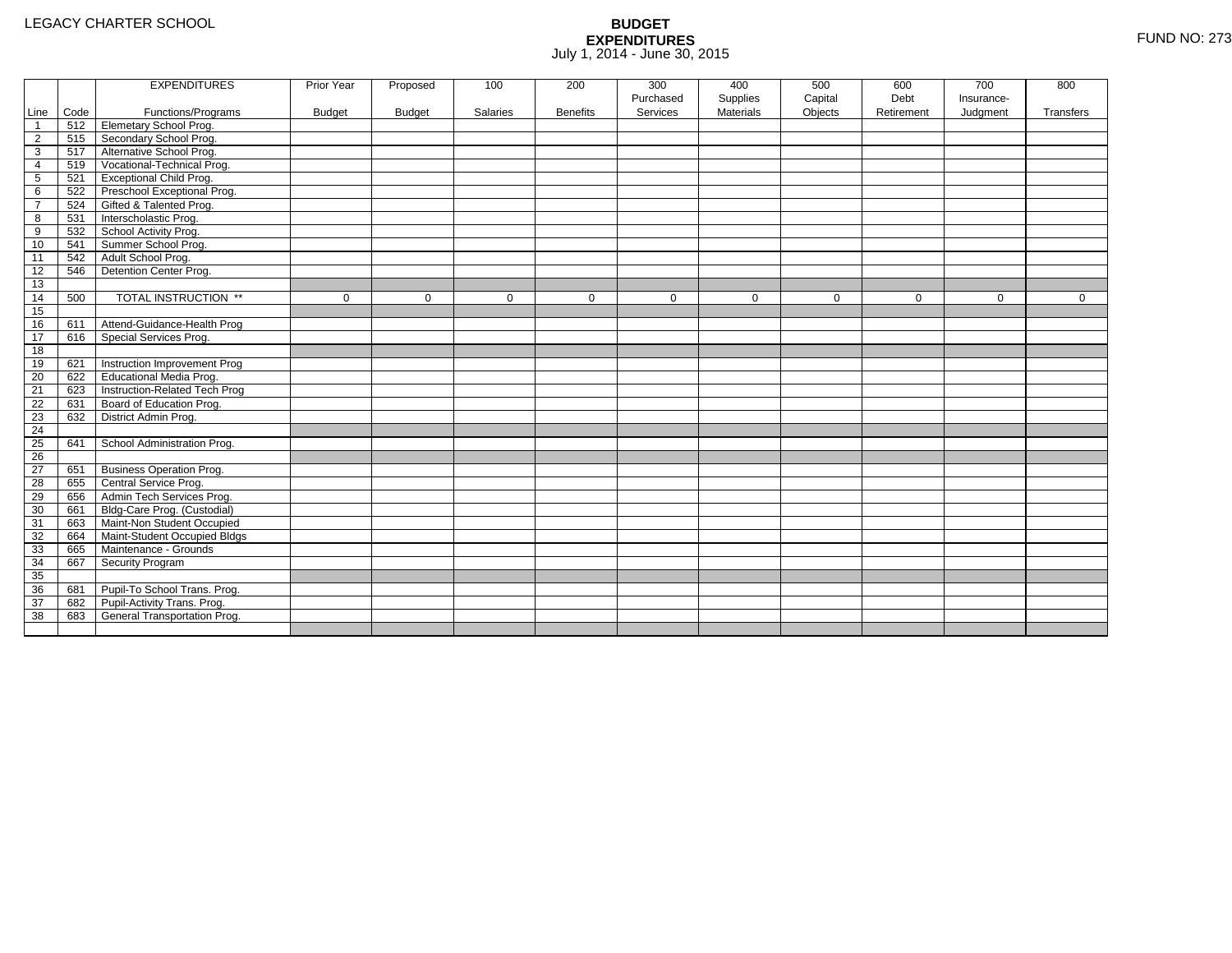LEGACY CHARTER SCHOOL

**BUDGET**
**EXPENDITURES**
July 1, 2014 - June 30, 2015

FUND NO: 273

| Line | Code | EXPENDITURES<br>Functions/Programs | Prior Year<br>Budget | Proposed<br>Budget | 100<br>Salaries | 200<br>Benefits | 300<br>Purchased<br>Services | 400<br>Supplies<br>Materials | 500<br>Capital<br>Objects | 600<br>Debt<br>Retirement | 700<br>Insurance-<br>Judgment | 800<br>Transfers |
|---|---|---|---|---|---|---|---|---|---|---|---|---|
| 1 | 512 | Elemetary School Prog. | | | | | | | | | | |
| 2 | 515 | Secondary School Prog. | | | | | | | | | | |
| 3 | 517 | Alternative School Prog. | | | | | | | | | | |
| 4 | 519 | Vocational-Technical Prog. | | | | | | | | | | |
| 5 | 521 | Exceptional Child Prog. | | | | | | | | | | |
| 6 | 522 | Preschool Exceptional Prog. | | | | | | | | | | |
| 7 | 524 | Gifted & Talented Prog. | | | | | | | | | | |
| 8 | 531 | Interscholastic Prog. | | | | | | | | | | |
| 9 | 532 | School Activity Prog. | | | | | | | | | | |
| 10 | 541 | Summer School Prog. | | | | | | | | | | |
| 11 | 542 | Adult School Prog. | | | | | | | | | | |
| 12 | 546 | Detention Center Prog. | | | | | | | | | | |
| 13 | | | | | | | | | | | | |
| 14 | 500 | TOTAL INSTRUCTION ** | 0 | 0 | 0 | 0 | 0 | 0 | 0 | 0 | 0 | 0 |
| 15 | | | | | | | | | | | | |
| 16 | 611 | Attend-Guidance-Health Prog | | | | | | | | | | |
| 17 | 616 | Special Services Prog. | | | | | | | | | | |
| 18 | | | | | | | | | | | | |
| 19 | 621 | Instruction Improvement Prog | | | | | | | | | | |
| 20 | 622 | Educational Media Prog. | | | | | | | | | | |
| 21 | 623 | Instruction-Related Tech Prog | | | | | | | | | | |
| 22 | 631 | Board of Education Prog. | | | | | | | | | | |
| 23 | 632 | District Admin Prog. | | | | | | | | | | |
| 24 | | | | | | | | | | | | |
| 25 | 641 | School Administration Prog. | | | | | | | | | | |
| 26 | | | | | | | | | | | | |
| 27 | 651 | Business Operation Prog. | | | | | | | | | | |
| 28 | 655 | Central Service Prog. | | | | | | | | | | |
| 29 | 656 | Admin Tech Services Prog. | | | | | | | | | | |
| 30 | 661 | Bldg-Care Prog. (Custodial) | | | | | | | | | | |
| 31 | 663 | Maint-Non Student Occupied | | | | | | | | | | |
| 32 | 664 | Maint-Student Occupied Bldgs | | | | | | | | | | |
| 33 | 665 | Maintenance - Grounds | | | | | | | | | | |
| 34 | 667 | Security Program | | | | | | | | | | |
| 35 | | | | | | | | | | | | |
| 36 | 681 | Pupil-To School Trans. Prog. | | | | | | | | | | |
| 37 | 682 | Pupil-Activity Trans. Prog. | | | | | | | | | | |
| 38 | 683 | General Transportation Prog. | | | | | | | | | | |
| | | | | | | | | | | | | |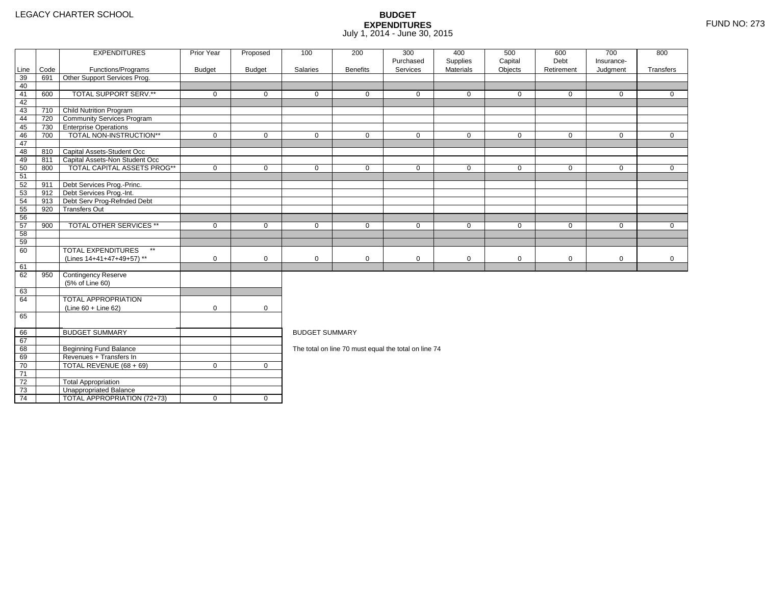LEGACY CHARTER SCHOOL

# BUDGET EXPENDITURES

July 1, 2014 - June 30, 2015

FUND NO: 273

| Line | Code | EXPENDITURES Functions/Programs | Prior Year Budget | Proposed Budget | 100 Salaries | 200 Benefits | 300 Purchased Services | 400 Supplies Materials | 500 Capital Objects | 600 Debt Retirement | 700 Insurance-Judgment | 800 Transfers |
|---|---|---|---|---|---|---|---|---|---|---|---|---|
| 39 | 691 | Other Support Services Prog. | | | | | | | | | | |
| 40 | | | | | | | | | | | | |
| 41 | 600 | TOTAL SUPPORT SERV.** | 0 | 0 | 0 | 0 | 0 | 0 | 0 | 0 | 0 | 0 |
| 42 | | | | | | | | | | | | |
| 43 | 710 | Child Nutrition Program | | | | | | | | | | |
| 44 | 720 | Community Services Program | | | | | | | | | | |
| 45 | 730 | Enterprise Operations | | | | | | | | | | |
| 46 | 700 | TOTAL NON-INSTRUCTION** | 0 | 0 | 0 | 0 | 0 | 0 | 0 | 0 | 0 | 0 |
| 47 | | | | | | | | | | | | |
| 48 | 810 | Capital Assets-Student Occ | | | | | | | | | | |
| 49 | 811 | Capital Assets-Non Student Occ | | | | | | | | | | |
| 50 | 800 | TOTAL CAPITAL ASSETS PROG** | 0 | 0 | 0 | 0 | 0 | 0 | 0 | 0 | 0 | 0 |
| 51 | | | | | | | | | | | | |
| 52 | 911 | Debt Services Prog.-Princ. | | | | | | | | | | |
| 53 | 912 | Debt Services Prog.-Int. | | | | | | | | | | |
| 54 | 913 | Debt Serv Prog-Refnded Debt | | | | | | | | | | |
| 55 | 920 | Transfers Out | | | | | | | | | | |
| 56 | | | | | | | | | | | | |
| 57 | 900 | TOTAL OTHER SERVICES ** | 0 | 0 | 0 | 0 | 0 | 0 | 0 | 0 | 0 | 0 |
| 58 | | | | | | | | | | | | |
| 59 | | | | | | | | | | | | |
| 60 | | TOTAL EXPENDITURES ** (Lines 14+41+47+49+57) ** | 0 | 0 | 0 | 0 | 0 | 0 | 0 | 0 | 0 | 0 |
| 61 | | | | | | | | | | | | |
| 62 | 950 | Contingency Reserve (5% of Line 60) | | | | | | | | | | |
| 63 | | | | | | | | | | | | |
| 64 | | TOTAL APPROPRIATION (Line 60 + Line 62) | 0 | 0 | | | | | | | | |
| 65 | | | | | | | | | | | | |

| Line | | BUDGET SUMMARY | Prior Year Budget | Proposed Budget |
|---|---|---|---|---|
| 66 | | BUDGET SUMMARY | | |
| 67 | | | | |
| 68 | | Beginning Fund Balance | | |
| 69 | | Revenues + Transfers In | | |
| 70 | | TOTAL REVENUE (68 + 69) | 0 | 0 |
| 71 | | | | |
| 72 | | Total Appropriation | | |
| 73 | | Unappropriated Balance | | |
| 74 | | TOTAL APPROPRIATION (72+73) | 0 | 0 |

BUDGET SUMMARY

The total on line 70 must equal the total on line 74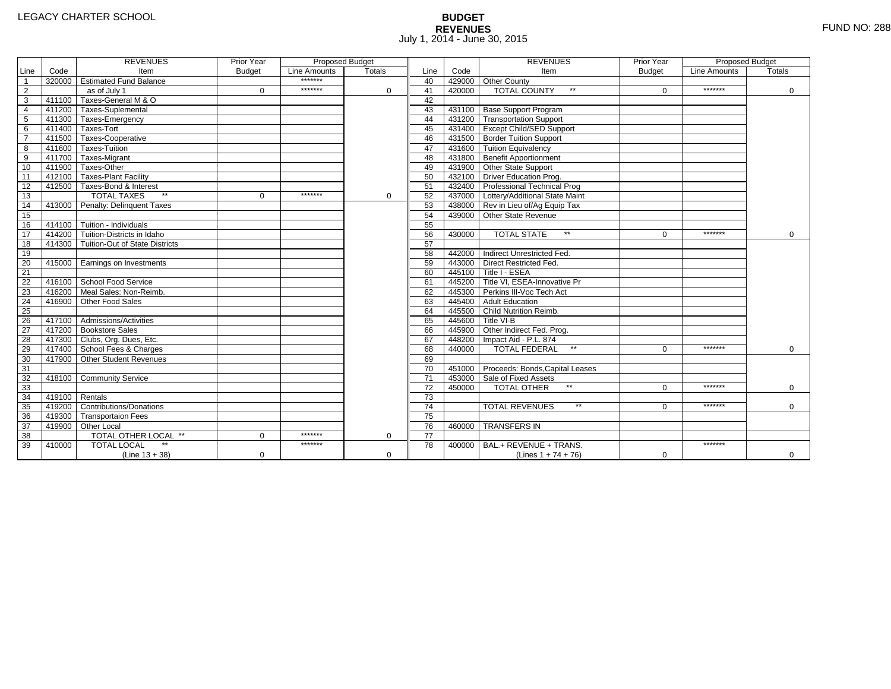LEGACY CHARTER SCHOOL

# BUDGET
## REVENUES
July 1, 2014 - June 30, 2015

FUND NO: 288

| Line | Code | REVENUES Item | Prior Year Budget | Proposed Budget Line Amounts | Proposed Budget Totals | Line | Code | REVENUES Item | Prior Year Budget | Proposed Budget Line Amounts | Proposed Budget Totals |
|---|---|---|---|---|---|---|---|---|---|---|---|
| 1 | 320000 | Estimated Fund Balance | | ******* | | 40 | 429000 | Other County | | | |
| 2 | | as of July 1 | 0 | ******* | 0 | 41 | 420000 | TOTAL COUNTY ** | 0 | ******* | 0 |
| 3 | 411100 | Taxes-General M & O | | | | 42 | | | | | |
| 4 | 411200 | Taxes-Suplemental | | | | 43 | 431100 | Base Support Program | | | |
| 5 | 411300 | Taxes-Emergency | | | | 44 | 431200 | Transportation Support | | | |
| 6 | 411400 | Taxes-Tort | | | | 45 | 431400 | Except Child/SED Support | | | |
| 7 | 411500 | Taxes-Cooperative | | | | 46 | 431500 | Border Tuition Support | | | |
| 8 | 411600 | Taxes-Tuition | | | | 47 | 431600 | Tuition Equivalency | | | |
| 9 | 411700 | Taxes-Migrant | | | | 48 | 431800 | Benefit Apportionment | | | |
| 10 | 411900 | Taxes-Other | | | | 49 | 431900 | Other State Support | | | |
| 11 | 412100 | Taxes-Plant Facility | | | | 50 | 432100 | Driver Education Prog. | | | |
| 12 | 412500 | Taxes-Bond & Interest | | | | 51 | 432400 | Professional Technical Prog | | | |
| 13 | | TOTAL TAXES ** | 0 | ******* | 0 | 52 | 437000 | Lottery/Additional State Maint | | | |
| 14 | 413000 | Penalty: Delinquent Taxes | | | | 53 | 438000 | Rev in Lieu of/Ag Equip Tax | | | |
| 15 | | | | | | 54 | 439000 | Other State Revenue | | | |
| 16 | 414100 | Tuition - Individuals | | | | 55 | | | | | |
| 17 | 414200 | Tuition-Districts in Idaho | | | | 56 | 430000 | TOTAL STATE ** | 0 | ******* | 0 |
| 18 | 414300 | Tuition-Out of State Districts | | | | 57 | | | | | |
| 19 | | | | | | 58 | 442000 | Indirect Unrestricted Fed. | | | |
| 20 | 415000 | Earnings on Investments | | | | 59 | 443000 | Direct Restricted Fed. | | | |
| 21 | | | | | | 60 | 445100 | Title I - ESEA | | | |
| 22 | 416100 | School Food Service | | | | 61 | 445200 | Title VI, ESEA-Innovative Pr | | | |
| 23 | 416200 | Meal Sales: Non-Reimb. | | | | 62 | 445300 | Perkins III-Voc Tech Act | | | |
| 24 | 416900 | Other Food Sales | | | | 63 | 445400 | Adult Education | | | |
| 25 | | | | | | 64 | 445500 | Child Nutrition Reimb. | | | |
| 26 | 417100 | Admissions/Activities | | | | 65 | 445600 | Title VI-B | | | |
| 27 | 417200 | Bookstore Sales | | | | 66 | 445900 | Other Indirect Fed. Prog. | | | |
| 28 | 417300 | Clubs, Org. Dues, Etc. | | | | 67 | 448200 | Impact Aid - P.L. 874 | | | |
| 29 | 417400 | School Fees & Charges | | | | 68 | 440000 | TOTAL FEDERAL ** | 0 | ******* | 0 |
| 30 | 417900 | Other Student Revenues | | | | 69 | | | | | |
| 31 | | | | | | 70 | 451000 | Proceeds: Bonds,Capital Leases | | | |
| 32 | 418100 | Community Service | | | | 71 | 453000 | Sale of Fixed Assets | | | |
| 33 | | | | | | 72 | 450000 | TOTAL OTHER ** | 0 | ******* | 0 |
| 34 | 419100 | Rentals | | | | 73 | | | | | |
| 35 | 419200 | Contributions/Donations | | | | 74 | | TOTAL REVENUES ** | 0 | ******* | 0 |
| 36 | 419300 | Transportaion Fees | | | | 75 | | | | | |
| 37 | 419900 | Other Local | | | | 76 | 460000 | TRANSFERS IN | | | |
| 38 | | TOTAL OTHER LOCAL ** | 0 | ******* | 0 | 77 | | | | | |
| 39 | 410000 | TOTAL LOCAL ** (Line 13 + 38) | 0 | ******* | 0 | 78 | 400000 | BAL.+ REVENUE + TRANS. (Lines 1 + 74 + 76) | 0 | ******* | 0 |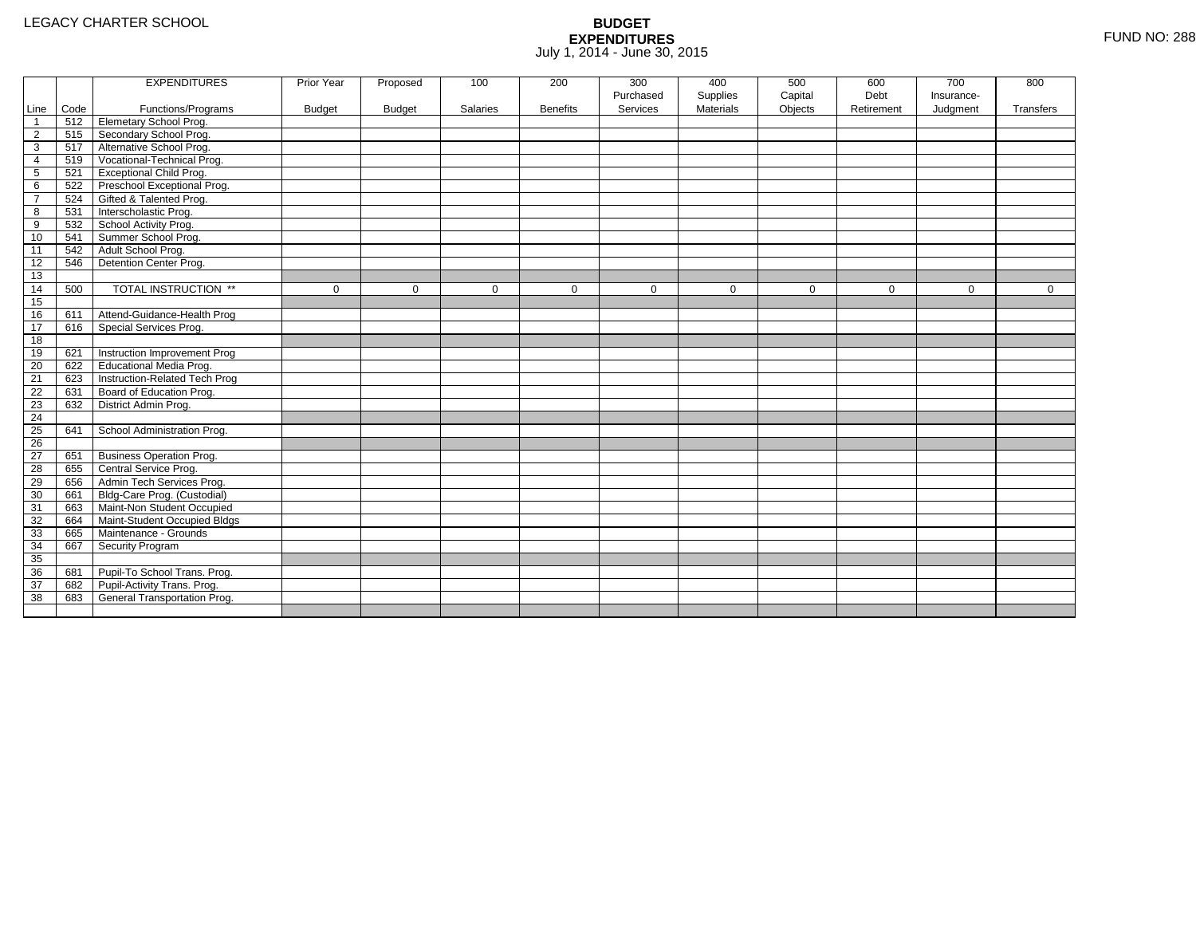LEGACY CHARTER SCHOOL

# BUDGET
## EXPENDITURES
July 1, 2014 - June 30, 2015

FUND NO: 288

| Line | Code | EXPENDITURES Functions/Programs | Prior Year Budget | Proposed Budget | 100 Salaries | 200 Benefits | 300 Purchased Services | 400 Supplies Materials | 500 Capital Objects | 600 Debt Retirement | 700 Insurance-Judgment | 800 Transfers |
|---|---|---|---|---|---|---|---|---|---|---|---|---|
| 1 | 512 | Elemetary School Prog. | | | | | | | | | | |
| 2 | 515 | Secondary School Prog. | | | | | | | | | | |
| 3 | 517 | Alternative School Prog. | | | | | | | | | | |
| 4 | 519 | Vocational-Technical Prog. | | | | | | | | | | |
| 5 | 521 | Exceptional Child Prog. | | | | | | | | | | |
| 6 | 522 | Preschool Exceptional Prog. | | | | | | | | | | |
| 7 | 524 | Gifted & Talented Prog. | | | | | | | | | | |
| 8 | 531 | Interscholastic Prog. | | | | | | | | | | |
| 9 | 532 | School Activity Prog. | | | | | | | | | | |
| 10 | 541 | Summer School Prog. | | | | | | | | | | |
| 11 | 542 | Adult School Prog. | | | | | | | | | | |
| 12 | 546 | Detention Center Prog. | | | | | | | | | | |
| 13 | | | | | | | | | | | | |
| 14 | 500 | TOTAL INSTRUCTION ** | 0 | 0 | 0 | 0 | 0 | 0 | 0 | 0 | 0 | 0 |
| 15 | | | | | | | | | | | | |
| 16 | 611 | Attend-Guidance-Health Prog | | | | | | | | | | |
| 17 | 616 | Special Services Prog. | | | | | | | | | | |
| 18 | | | | | | | | | | | | |
| 19 | 621 | Instruction Improvement Prog | | | | | | | | | | |
| 20 | 622 | Educational Media Prog. | | | | | | | | | | |
| 21 | 623 | Instruction-Related Tech Prog | | | | | | | | | | |
| 22 | 631 | Board of Education Prog. | | | | | | | | | | |
| 23 | 632 | District Admin Prog. | | | | | | | | | | |
| 24 | | | | | | | | | | | | |
| 25 | 641 | School Administration Prog. | | | | | | | | | | |
| 26 | | | | | | | | | | | | |
| 27 | 651 | Business Operation Prog. | | | | | | | | | | |
| 28 | 655 | Central Service Prog. | | | | | | | | | | |
| 29 | 656 | Admin Tech Services Prog. | | | | | | | | | | |
| 30 | 661 | Bldg-Care Prog. (Custodial) | | | | | | | | | | |
| 31 | 663 | Maint-Non Student Occupied | | | | | | | | | | |
| 32 | 664 | Maint-Student Occupied Bldgs | | | | | | | | | | |
| 33 | 665 | Maintenance - Grounds | | | | | | | | | | |
| 34 | 667 | Security Program | | | | | | | | | | |
| 35 | | | | | | | | | | | | |
| 36 | 681 | Pupil-To School Trans. Prog. | | | | | | | | | | |
| 37 | 682 | Pupil-Activity Trans. Prog. | | | | | | | | | | |
| 38 | 683 | General Transportation Prog. | | | | | | | | | | |
| | | | | | | | | | | | | |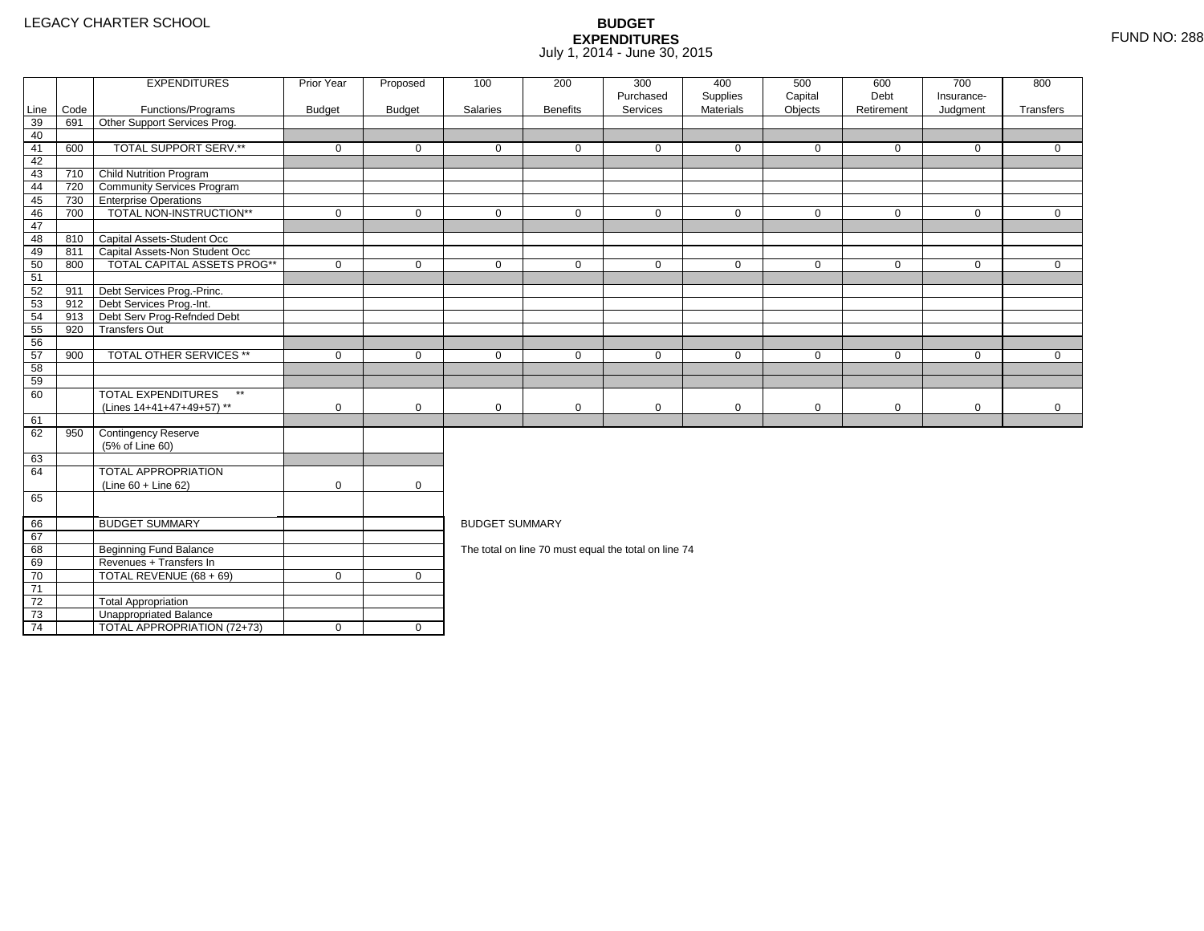LEGACY CHARTER SCHOOL

# BUDGET EXPENDITURES

July 1, 2014 - June 30, 2015

FUND NO: 288

| Line | Code | EXPENDITURES Functions/Programs | Prior Year Budget | Proposed Budget | 100 Salaries | 200 Benefits | 300 Purchased Services | 400 Supplies Materials | 500 Capital Objects | 600 Debt Retirement | 700 Insurance-Judgment | 800 Transfers |
|---|---|---|---|---|---|---|---|---|---|---|---|---|
| 39 | 691 | Other Support Services Prog. | | | | | | | | | | |
| 40 | | | | | | | | | | | | |
| 41 | 600 | TOTAL SUPPORT SERV.** | 0 | 0 | 0 | 0 | 0 | 0 | 0 | 0 | 0 | 0 |
| 42 | | | | | | | | | | | | |
| 43 | 710 | Child Nutrition Program | | | | | | | | | | |
| 44 | 720 | Community Services Program | | | | | | | | | | |
| 45 | 730 | Enterprise Operations | | | | | | | | | | |
| 46 | 700 | TOTAL NON-INSTRUCTION** | 0 | 0 | 0 | 0 | 0 | 0 | 0 | 0 | 0 | 0 |
| 47 | | | | | | | | | | | | |
| 48 | 810 | Capital Assets-Student Occ | | | | | | | | | | |
| 49 | 811 | Capital Assets-Non Student Occ | | | | | | | | | | |
| 50 | 800 | TOTAL CAPITAL ASSETS PROG** | 0 | 0 | 0 | 0 | 0 | 0 | 0 | 0 | 0 | 0 |
| 51 | | | | | | | | | | | | |
| 52 | 911 | Debt Services Prog.-Princ. | | | | | | | | | | |
| 53 | 912 | Debt Services Prog.-Int. | | | | | | | | | | |
| 54 | 913 | Debt Serv Prog-Refnded Debt | | | | | | | | | | |
| 55 | 920 | Transfers Out | | | | | | | | | | |
| 56 | | | | | | | | | | | | |
| 57 | 900 | TOTAL OTHER SERVICES ** | 0 | 0 | 0 | 0 | 0 | 0 | 0 | 0 | 0 | 0 |
| 58 | | | | | | | | | | | | |
| 59 | | | | | | | | | | | | |
| 60 | | TOTAL EXPENDITURES ** (Lines 14+41+47+49+57) ** | 0 | 0 | 0 | 0 | 0 | 0 | 0 | 0 | 0 | 0 |
| 61 | | | | | | | | | | | | |
| 62 | 950 | Contingency Reserve (5% of Line 60) | | | | | | | | | | |
| 63 | | | | | | | | | | | | |
| 64 | | TOTAL APPROPRIATION (Line 60 + Line 62) | 0 | 0 | | | | | | | | |
| 65 | | | | | | | | | | | | |

| Line | | BUDGET SUMMARY | Prior Year Budget | Proposed Budget |
|---|---|---|---|---|
| 66 | | BUDGET SUMMARY | | |
| 67 | | | | |
| 68 | | Beginning Fund Balance | | |
| 69 | | Revenues + Transfers In | | |
| 70 | | TOTAL REVENUE (68 + 69) | 0 | 0 |
| 71 | | | | |
| 72 | | Total Appropriation | | |
| 73 | | Unappropriated Balance | | |
| 74 | | TOTAL APPROPRIATION (72+73) | 0 | 0 |

BUDGET SUMMARY

The total on line 70 must equal the total on line 74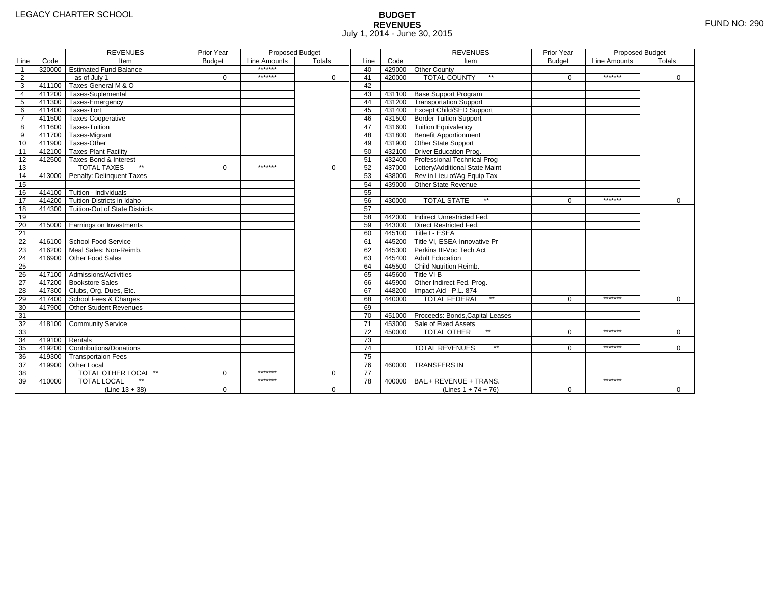LEGACY CHARTER SCHOOL

FUND NO: 290

# BUDGET
## REVENUES
July 1, 2014 - June 30, 2015

| Line | Code | REVENUES Item | Prior Year Budget | Proposed Budget Line Amounts | Proposed Budget Totals | Line | Code | REVENUES Item | Prior Year Budget | Proposed Budget Line Amounts | Proposed Budget Totals |
|---|---|---|---|---|---|---|---|---|---|---|---|
| 1 | 320000 | Estimated Fund Balance | | ******* | | 40 | 429000 | Other County | | | |
| 2 | | as of July 1 | 0 | ******* | 0 | 41 | 420000 | TOTAL COUNTY ** | 0 | ******* | 0 |
| 3 | 411100 | Taxes-General M & O | | | | 42 | | | | | |
| 4 | 411200 | Taxes-Suplemental | | | | 43 | 431100 | Base Support Program | | | |
| 5 | 411300 | Taxes-Emergency | | | | 44 | 431200 | Transportation Support | | | |
| 6 | 411400 | Taxes-Tort | | | | 45 | 431400 | Except Child/SED Support | | | |
| 7 | 411500 | Taxes-Cooperative | | | | 46 | 431500 | Border Tuition Support | | | |
| 8 | 411600 | Taxes-Tuition | | | | 47 | 431600 | Tuition Equivalency | | | |
| 9 | 411700 | Taxes-Migrant | | | | 48 | 431800 | Benefit Apportionment | | | |
| 10 | 411900 | Taxes-Other | | | | 49 | 431900 | Other State Support | | | |
| 11 | 412100 | Taxes-Plant Facility | | | | 50 | 432100 | Driver Education Prog. | | | |
| 12 | 412500 | Taxes-Bond & Interest | | | | 51 | 432400 | Professional Technical Prog | | | |
| 13 | | TOTAL TAXES ** | 0 | ******* | 0 | 52 | 437000 | Lottery/Additional State Maint | | | |
| 14 | 413000 | Penalty: Delinquent Taxes | | | | 53 | 438000 | Rev in Lieu of/Ag Equip Tax | | | |
| 15 | | | | | | 54 | 439000 | Other State Revenue | | | |
| 16 | 414100 | Tuition - Individuals | | | | 55 | | | | | |
| 17 | 414200 | Tuition-Districts in Idaho | | | | 56 | 430000 | TOTAL STATE ** | 0 | ******* | 0 |
| 18 | 414300 | Tuition-Out of State Districts | | | | 57 | | | | | |
| 19 | | | | | | 58 | 442000 | Indirect Unrestricted Fed. | | | |
| 20 | 415000 | Earnings on Investments | | | | 59 | 443000 | Direct Restricted Fed. | | | |
| 21 | | | | | | 60 | 445100 | Title I - ESEA | | | |
| 22 | 416100 | School Food Service | | | | 61 | 445200 | Title VI, ESEA-Innovative Pr | | | |
| 23 | 416200 | Meal Sales: Non-Reimb. | | | | 62 | 445300 | Perkins III-Voc Tech Act | | | |
| 24 | 416900 | Other Food Sales | | | | 63 | 445400 | Adult Education | | | |
| 25 | | | | | | 64 | 445500 | Child Nutrition Reimb. | | | |
| 26 | 417100 | Admissions/Activities | | | | 65 | 445600 | Title VI-B | | | |
| 27 | 417200 | Bookstore Sales | | | | 66 | 445900 | Other Indirect Fed. Prog. | | | |
| 28 | 417300 | Clubs, Org. Dues, Etc. | | | | 67 | 448200 | Impact Aid - P.L. 874 | | | |
| 29 | 417400 | School Fees & Charges | | | | 68 | 440000 | TOTAL FEDERAL ** | 0 | ******* | 0 |
| 30 | 417900 | Other Student Revenues | | | | 69 | | | | | |
| 31 | | | | | | 70 | 451000 | Proceeds: Bonds,Capital Leases | | | |
| 32 | 418100 | Community Service | | | | 71 | 453000 | Sale of Fixed Assets | | | |
| 33 | | | | | | 72 | 450000 | TOTAL OTHER ** | 0 | ******* | 0 |
| 34 | 419100 | Rentals | | | | 73 | | | | | |
| 35 | 419200 | Contributions/Donations | | | | 74 | | TOTAL REVENUES ** | 0 | ******* | 0 |
| 36 | 419300 | Transportaion Fees | | | | 75 | | | | | |
| 37 | 419900 | Other Local | | | | 76 | 460000 | TRANSFERS IN | | | |
| 38 | | TOTAL OTHER LOCAL ** | 0 | ******* | 0 | 77 | | | | | |
| 39 | 410000 | TOTAL LOCAL ** (Line 13 + 38) | 0 | ******* | 0 | 78 | 400000 | BAL.+ REVENUE + TRANS. (Lines 1 + 74 + 76) | 0 | ******* | 0 |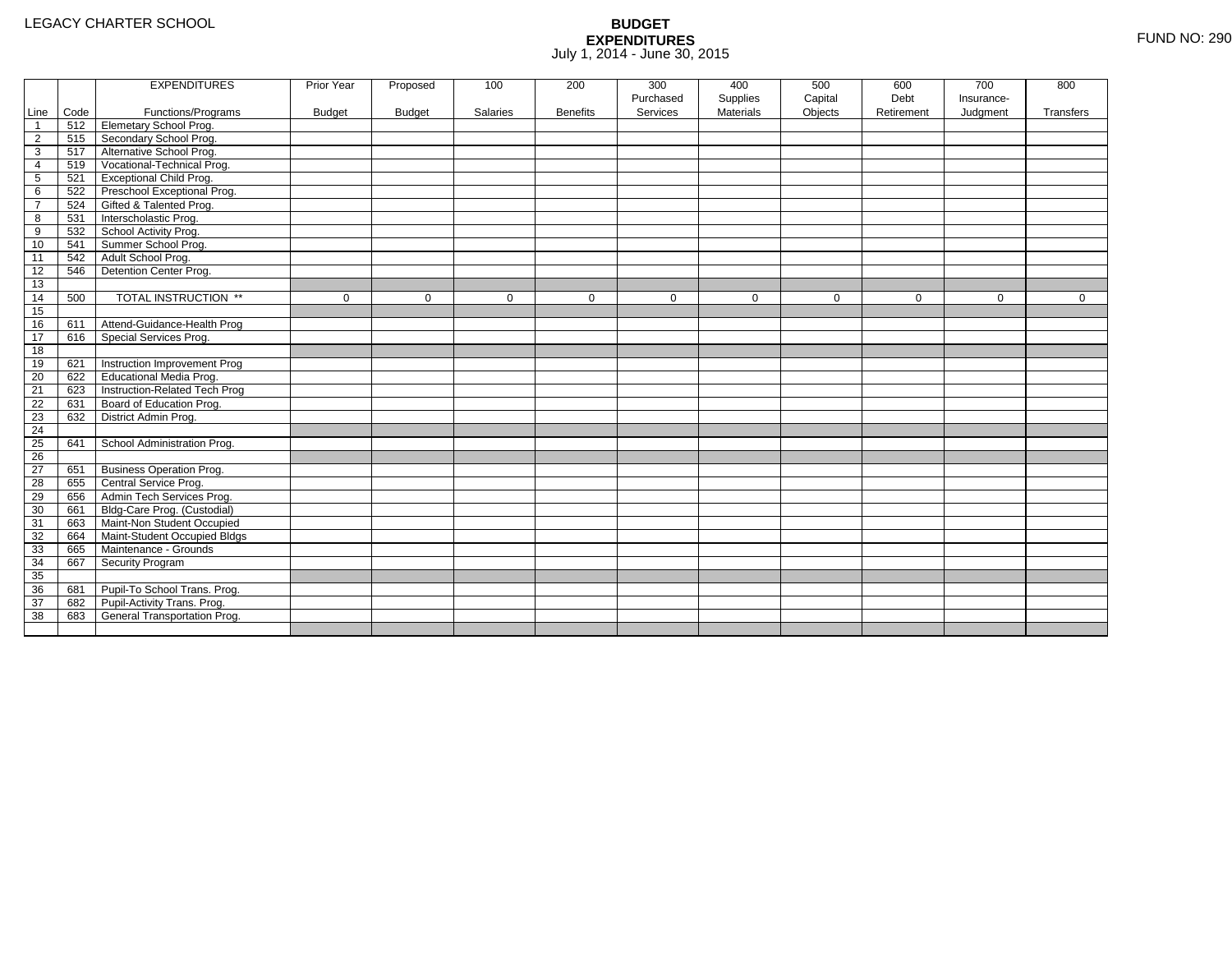LEGACY CHARTER SCHOOL

# BUDGET EXPENDITURES

July 1, 2014 - June 30, 2015

FUND NO: 290

| Line | Code | EXPENDITURES Functions/Programs | Prior Year Budget | Proposed Budget | 100 Salaries | 200 Benefits | 300 Purchased Services | 400 Supplies Materials | 500 Capital Objects | 600 Debt Retirement | 700 Insurance- Judgment | 800 Transfers |
|---|---|---|---|---|---|---|---|---|---|---|---|---|
| 1 | 512 | Elemetary School Prog. | | | | | | | | | | |
| 2 | 515 | Secondary School Prog. | | | | | | | | | | |
| 3 | 517 | Alternative School Prog. | | | | | | | | | | |
| 4 | 519 | Vocational-Technical Prog. | | | | | | | | | | |
| 5 | 521 | Exceptional Child Prog. | | | | | | | | | | |
| 6 | 522 | Preschool Exceptional Prog. | | | | | | | | | | |
| 7 | 524 | Gifted & Talented Prog. | | | | | | | | | | |
| 8 | 531 | Interscholastic Prog. | | | | | | | | | | |
| 9 | 532 | School Activity Prog. | | | | | | | | | | |
| 10 | 541 | Summer School Prog. | | | | | | | | | | |
| 11 | 542 | Adult School Prog. | | | | | | | | | | |
| 12 | 546 | Detention Center Prog. | | | | | | | | | | |
| 13 | | | | | | | | | | | | |
| 14 | 500 | TOTAL INSTRUCTION ** | 0 | 0 | 0 | 0 | 0 | 0 | 0 | 0 | 0 | 0 |
| 15 | | | | | | | | | | | | |
| 16 | 611 | Attend-Guidance-Health Prog | | | | | | | | | | |
| 17 | 616 | Special Services Prog. | | | | | | | | | | |
| 18 | | | | | | | | | | | | |
| 19 | 621 | Instruction Improvement Prog | | | | | | | | | | |
| 20 | 622 | Educational Media Prog. | | | | | | | | | | |
| 21 | 623 | Instruction-Related Tech Prog | | | | | | | | | | |
| 22 | 631 | Board of Education Prog. | | | | | | | | | | |
| 23 | 632 | District Admin Prog. | | | | | | | | | | |
| 24 | | | | | | | | | | | | |
| 25 | 641 | School Administration Prog. | | | | | | | | | | |
| 26 | | | | | | | | | | | | |
| 27 | 651 | Business Operation Prog. | | | | | | | | | | |
| 28 | 655 | Central Service Prog. | | | | | | | | | | |
| 29 | 656 | Admin Tech Services Prog. | | | | | | | | | | |
| 30 | 661 | Bldg-Care Prog. (Custodial) | | | | | | | | | | |
| 31 | 663 | Maint-Non Student Occupied | | | | | | | | | | |
| 32 | 664 | Maint-Student Occupied Bldgs | | | | | | | | | | |
| 33 | 665 | Maintenance - Grounds | | | | | | | | | | |
| 34 | 667 | Security Program | | | | | | | | | | |
| 35 | | | | | | | | | | | | |
| 36 | 681 | Pupil-To School Trans. Prog. | | | | | | | | | | |
| 37 | 682 | Pupil-Activity Trans. Prog. | | | | | | | | | | |
| 38 | 683 | General Transportation Prog. | | | | | | | | | | |
| | | | | | | | | | | | | |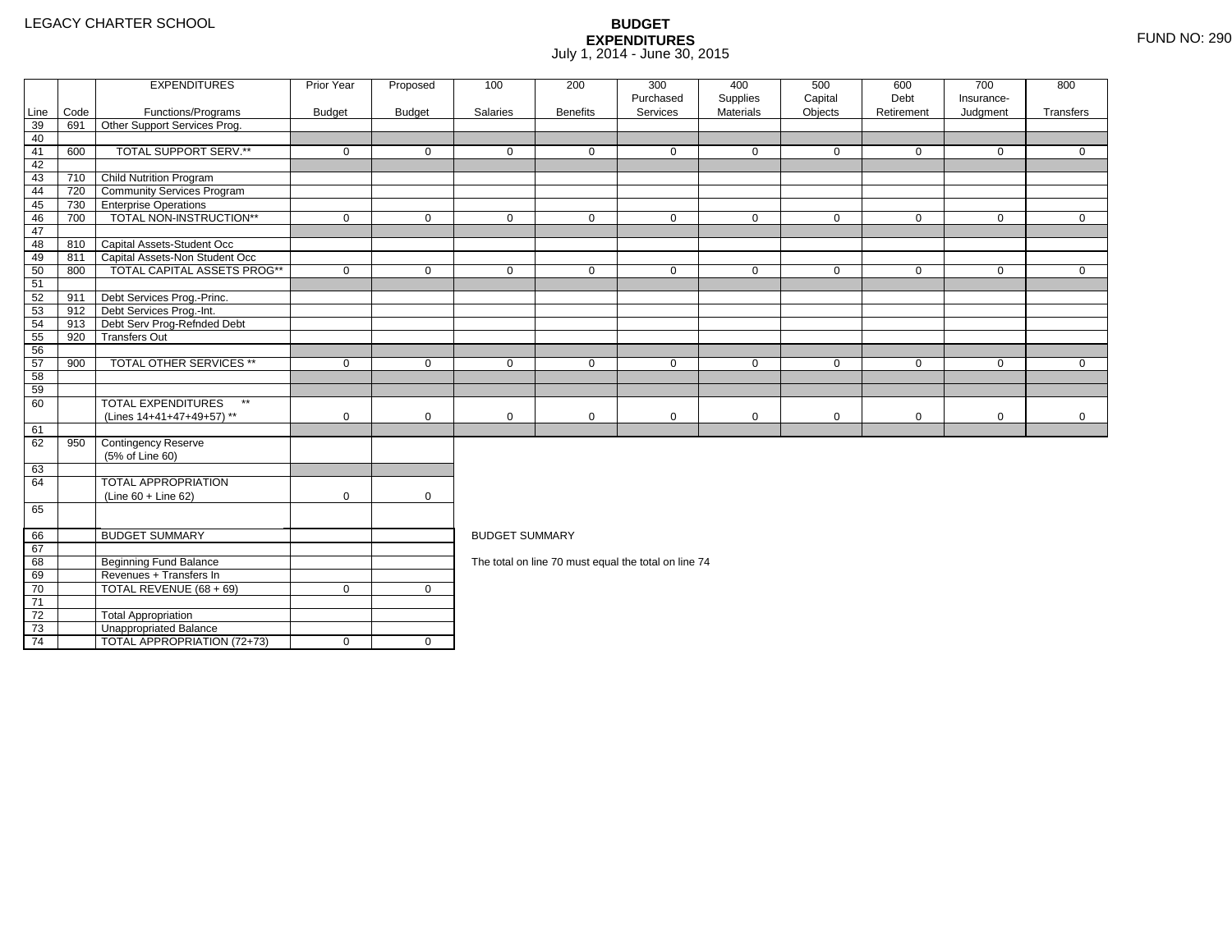LEGACY CHARTER SCHOOL

# BUDGET EXPENDITURES

July 1, 2014 - June 30, 2015

FUND NO: 290

| Line | Code | EXPENDITURES Functions/Programs | Prior Year Budget | Proposed Budget | 100 Salaries | 200 Benefits | 300 Purchased Services | 400 Supplies Materials | 500 Capital Objects | 600 Debt Retirement | 700 Insurance-Judgment | 800 Transfers |
|---|---|---|---|---|---|---|---|---|---|---|---|---|
| 39 | 691 | Other Support Services Prog. | | | | | | | | | | |
| 40 | | | | | | | | | | | | |
| 41 | 600 | TOTAL SUPPORT SERV.** | 0 | 0 | 0 | 0 | 0 | 0 | 0 | 0 | 0 | 0 |
| 42 | | | | | | | | | | | | |
| 43 | 710 | Child Nutrition Program | | | | | | | | | | |
| 44 | 720 | Community Services Program | | | | | | | | | | |
| 45 | 730 | Enterprise Operations | | | | | | | | | | |
| 46 | 700 | TOTAL NON-INSTRUCTION** | 0 | 0 | 0 | 0 | 0 | 0 | 0 | 0 | 0 | 0 |
| 47 | | | | | | | | | | | | |
| 48 | 810 | Capital Assets-Student Occ | | | | | | | | | | |
| 49 | 811 | Capital Assets-Non Student Occ | | | | | | | | | | |
| 50 | 800 | TOTAL CAPITAL ASSETS PROG** | 0 | 0 | 0 | 0 | 0 | 0 | 0 | 0 | 0 | 0 |
| 51 | | | | | | | | | | | | |
| 52 | 911 | Debt Services Prog.-Princ. | | | | | | | | | | |
| 53 | 912 | Debt Services Prog.-Int. | | | | | | | | | | |
| 54 | 913 | Debt Serv Prog-Refnded Debt | | | | | | | | | | |
| 55 | 920 | Transfers Out | | | | | | | | | | |
| 56 | | | | | | | | | | | | |
| 57 | 900 | TOTAL OTHER SERVICES ** | 0 | 0 | 0 | 0 | 0 | 0 | 0 | 0 | 0 | 0 |
| 58 | | | | | | | | | | | | |
| 59 | | | | | | | | | | | | |
| 60 | | TOTAL EXPENDITURES ** (Lines 14+41+47+49+57) ** | 0 | 0 | 0 | 0 | 0 | 0 | 0 | 0 | 0 | 0 |
| 61 | | | | | | | | | | | | |
| 62 | 950 | Contingency Reserve (5% of Line 60) | | | | | | | | | | |
| 63 | | | | | | | | | | | | |
| 64 | | TOTAL APPROPRIATION (Line 60 + Line 62) | 0 | 0 | | | | | | | | |
| 65 | | | | | | | | | | | | |
| 66 | | BUDGET SUMMARY | | | | | | | | | | |
| 67 | | | | | | | | | | | | |
| 68 | | Beginning Fund Balance | | | | | | | | | | |
| 69 | | Revenues + Transfers In | | | | | | | | | | |
| 70 | | TOTAL REVENUE (68 + 69) | 0 | 0 | | | | | | | | |
| 71 | | | | | | | | | | | | |
| 72 | | Total Appropriation | | | | | | | | | | |
| 73 | | Unappropriated Balance | | | | | | | | | | |
| 74 | | TOTAL APPROPRIATION (72+73) | 0 | 0 | | | | | | | | |

BUDGET SUMMARY

The total on line 70 must equal the total on line 74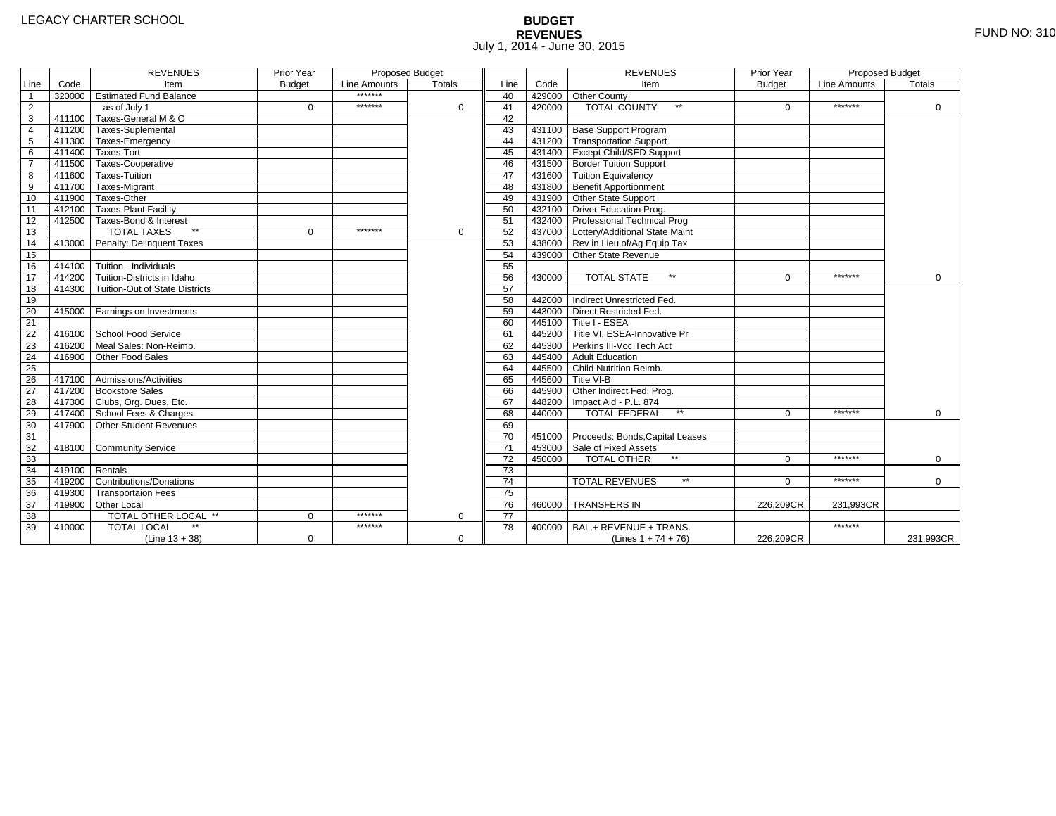LEGACY CHARTER SCHOOL

# BUDGET
## REVENUES
July 1, 2014 - June 30, 2015

FUND NO: 310

| Line | Code | REVENUES Item | Prior Year Budget | Proposed Budget Line Amounts | Proposed Budget Totals |
|---|---|---|---|---|---|
| 1 | 320000 | Estimated Fund Balance | | ******* | |
| 2 | | as of July 1 | 0 | ******* | 0 |
| 3 | 411100 | Taxes-General M & O | | | |
| 4 | 411200 | Taxes-Suplemental | | | |
| 5 | 411300 | Taxes-Emergency | | | |
| 6 | 411400 | Taxes-Tort | | | |
| 7 | 411500 | Taxes-Cooperative | | | |
| 8 | 411600 | Taxes-Tuition | | | |
| 9 | 411700 | Taxes-Migrant | | | |
| 10 | 411900 | Taxes-Other | | | |
| 11 | 412100 | Taxes-Plant Facility | | | |
| 12 | 412500 | Taxes-Bond & Interest | | | |
| 13 | | TOTAL TAXES ** | 0 | ******* | 0 |
| 14 | 413000 | Penalty: Delinquent Taxes | | | |
| 15 | | | | | |
| 16 | 414100 | Tuition - Individuals | | | |
| 17 | 414200 | Tuition-Districts in Idaho | | | |
| 18 | 414300 | Tuition-Out of State Districts | | | |
| 19 | | | | | |
| 20 | 415000 | Earnings on Investments | | | |
| 21 | | | | | |
| 22 | 416100 | School Food Service | | | |
| 23 | 416200 | Meal Sales: Non-Reimb. | | | |
| 24 | 416900 | Other Food Sales | | | |
| 25 | | | | | |
| 26 | 417100 | Admissions/Activities | | | |
| 27 | 417200 | Bookstore Sales | | | |
| 28 | 417300 | Clubs, Org. Dues, Etc. | | | |
| 29 | 417400 | School Fees & Charges | | | |
| 30 | 417900 | Other Student Revenues | | | |
| 31 | | | | | |
| 32 | 418100 | Community Service | | | |
| 33 | | | | | |
| 34 | 419100 | Rentals | | | |
| 35 | 419200 | Contributions/Donations | | | |
| 36 | 419300 | Transportaion Fees | | | |
| 37 | 419900 | Other Local | | | |
| 38 | | TOTAL OTHER LOCAL ** | 0 | ******* | 0 |
| 39 | 410000 | TOTAL LOCAL ** (Line 13 + 38) | 0 | ******* | 0 |
| 40 | 429000 | Other County | | | |
| 41 | 420000 | TOTAL COUNTY ** | 0 | ******* | 0 |
| 42 | | | | | |
| 43 | 431100 | Base Support Program | | | |
| 44 | 431200 | Transportation Support | | | |
| 45 | 431400 | Except Child/SED Support | | | |
| 46 | 431500 | Border Tuition Support | | | |
| 47 | 431600 | Tuition Equivalency | | | |
| 48 | 431800 | Benefit Apportionment | | | |
| 49 | 431900 | Other State Support | | | |
| 50 | 432100 | Driver Education Prog. | | | |
| 51 | 432400 | Professional Technical Prog | | | |
| 52 | 437000 | Lottery/Additional State Maint | | | |
| 53 | 438000 | Rev in Lieu of/Ag Equip Tax | | | |
| 54 | 439000 | Other State Revenue | | | |
| 55 | | | | | |
| 56 | 430000 | TOTAL STATE ** | 0 | ******* | 0 |
| 57 | | | | | |
| 58 | 442000 | Indirect Unrestricted Fed. | | | |
| 59 | 443000 | Direct Restricted Fed. | | | |
| 60 | 445100 | Title I - ESEA | | | |
| 61 | 445200 | Title VI, ESEA-Innovative Pr | | | |
| 62 | 445300 | Perkins III-Voc Tech Act | | | |
| 63 | 445400 | Adult Education | | | |
| 64 | 445500 | Child Nutrition Reimb. | | | |
| 65 | 445600 | Title VI-B | | | |
| 66 | 445900 | Other Indirect Fed. Prog. | | | |
| 67 | 448200 | Impact Aid - P.L. 874 | | | |
| 68 | 440000 | TOTAL FEDERAL ** | 0 | ******* | 0 |
| 69 | | | | | |
| 70 | 451000 | Proceeds: Bonds,Capital Leases | | | |
| 71 | 453000 | Sale of Fixed Assets | | | |
| 72 | 450000 | TOTAL OTHER ** | 0 | ******* | 0 |
| 73 | | | | | |
| 74 | | TOTAL REVENUES ** | 0 | ******* | 0 |
| 75 | | | | | |
| 76 | 460000 | TRANSFERS IN | 226,209CR | 231,993CR | |
| 77 | | | | | |
| 78 | 400000 | BAL.+ REVENUE + TRANS. (Lines 1 + 74 + 76) | 226,209CR | ******* | 231,993CR |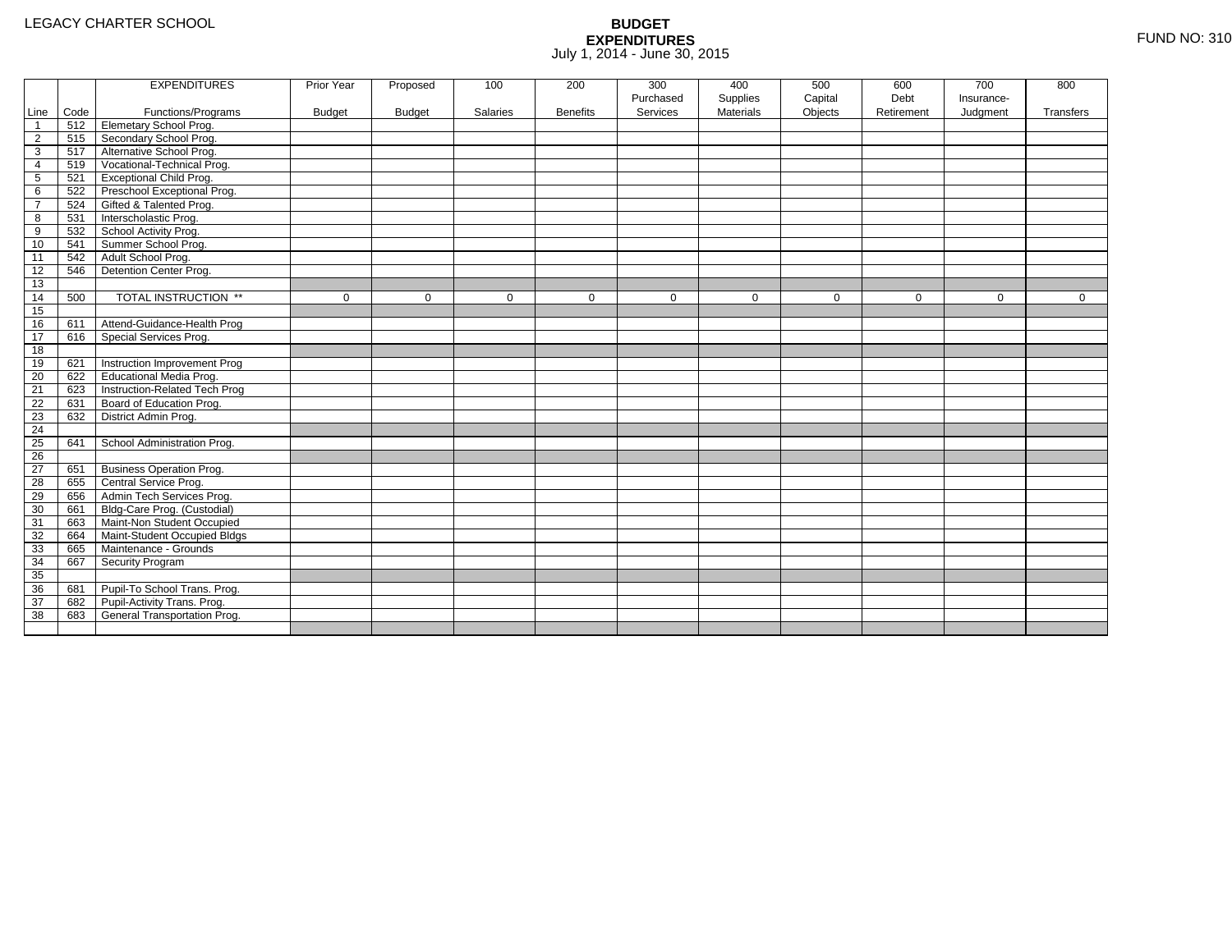LEGACY CHARTER SCHOOL

**BUDGET**
**EXPENDITURES**
July 1, 2014 - June 30, 2015

FUND NO: 310

| Line | Code | EXPENDITURES Functions/Programs | Prior Year Budget | Proposed Budget | 100 Salaries | 200 Benefits | 300 Purchased Services | 400 Supplies Materials | 500 Capital Objects | 600 Debt Retirement | 700 Insurance-Judgment | 800 Transfers |
|---|---|---|---|---|---|---|---|---|---|---|---|---|
| 1 | 512 | Elemetary School Prog. | | | | | | | | | | |
| 2 | 515 | Secondary School Prog. | | | | | | | | | | |
| 3 | 517 | Alternative School Prog. | | | | | | | | | | |
| 4 | 519 | Vocational-Technical Prog. | | | | | | | | | | |
| 5 | 521 | Exceptional Child Prog. | | | | | | | | | | |
| 6 | 522 | Preschool Exceptional Prog. | | | | | | | | | | |
| 7 | 524 | Gifted & Talented Prog. | | | | | | | | | | |
| 8 | 531 | Interscholastic Prog. | | | | | | | | | | |
| 9 | 532 | School Activity Prog. | | | | | | | | | | |
| 10 | 541 | Summer School Prog. | | | | | | | | | | |
| 11 | 542 | Adult School Prog. | | | | | | | | | | |
| 12 | 546 | Detention Center Prog. | | | | | | | | | | |
| 13 | | | | | | | | | | | | |
| 14 | 500 | TOTAL INSTRUCTION ** | 0 | 0 | 0 | 0 | 0 | 0 | 0 | 0 | 0 | 0 |
| 15 | | | | | | | | | | | | |
| 16 | 611 | Attend-Guidance-Health Prog | | | | | | | | | | |
| 17 | 616 | Special Services Prog. | | | | | | | | | | |
| 18 | | | | | | | | | | | | |
| 19 | 621 | Instruction Improvement Prog | | | | | | | | | | |
| 20 | 622 | Educational Media Prog. | | | | | | | | | | |
| 21 | 623 | Instruction-Related Tech Prog | | | | | | | | | | |
| 22 | 631 | Board of Education Prog. | | | | | | | | | | |
| 23 | 632 | District Admin Prog. | | | | | | | | | | |
| 24 | | | | | | | | | | | | |
| 25 | 641 | School Administration Prog. | | | | | | | | | | |
| 26 | | | | | | | | | | | | |
| 27 | 651 | Business Operation Prog. | | | | | | | | | | |
| 28 | 655 | Central Service Prog. | | | | | | | | | | |
| 29 | 656 | Admin Tech Services Prog. | | | | | | | | | | |
| 30 | 661 | Bldg-Care Prog. (Custodial) | | | | | | | | | | |
| 31 | 663 | Maint-Non Student Occupied | | | | | | | | | | |
| 32 | 664 | Maint-Student Occupied Bldgs | | | | | | | | | | |
| 33 | 665 | Maintenance - Grounds | | | | | | | | | | |
| 34 | 667 | Security Program | | | | | | | | | | |
| 35 | | | | | | | | | | | | |
| 36 | 681 | Pupil-To School Trans. Prog. | | | | | | | | | | |
| 37 | 682 | Pupil-Activity Trans. Prog. | | | | | | | | | | |
| 38 | 683 | General Transportation Prog. | | | | | | | | | | |
| | | | | | | | | | | | | |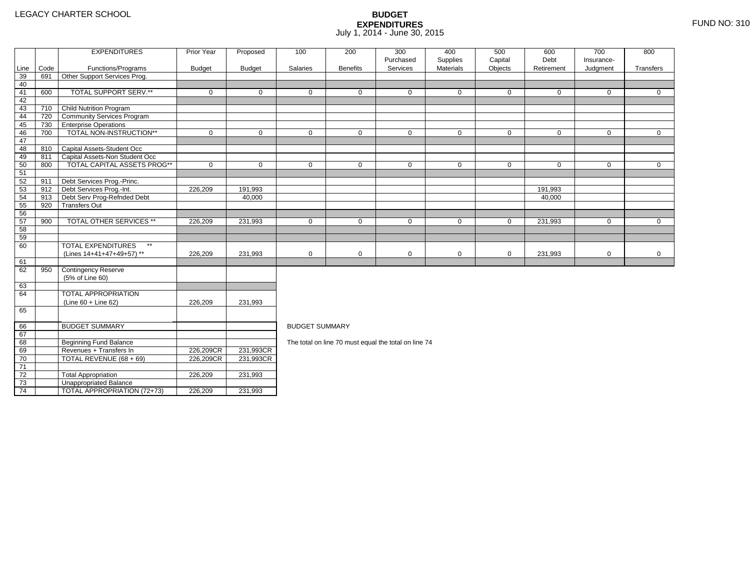LEGACY CHARTER SCHOOL

# BUDGET EXPENDITURES

July 1, 2014 - June 30, 2015

FUND NO: 310

| Line | Code | EXPENDITURES Functions/Programs | Prior Year Budget | Proposed Budget | 100 Salaries | 200 Benefits | 300 Purchased Services | 400 Supplies Materials | 500 Capital Objects | 600 Debt Retirement | 700 Insurance-Judgment | 800 Transfers |
|---|---|---|---|---|---|---|---|---|---|---|---|---|
| 39 | 691 | Other Support Services Prog. | | | | | | | | | | |
| 40 | | | | | | | | | | | | |
| 41 | 600 | TOTAL SUPPORT SERV.** | 0 | 0 | 0 | 0 | 0 | 0 | 0 | 0 | 0 | 0 |
| 42 | | | | | | | | | | | | |
| 43 | 710 | Child Nutrition Program | | | | | | | | | | |
| 44 | 720 | Community Services Program | | | | | | | | | | |
| 45 | 730 | Enterprise Operations | | | | | | | | | | |
| 46 | 700 | TOTAL NON-INSTRUCTION** | 0 | 0 | 0 | 0 | 0 | 0 | 0 | 0 | 0 | 0 |
| 47 | | | | | | | | | | | | |
| 48 | 810 | Capital Assets-Student Occ | | | | | | | | | | |
| 49 | 811 | Capital Assets-Non Student Occ | | | | | | | | | | |
| 50 | 800 | TOTAL CAPITAL ASSETS PROG** | 0 | 0 | 0 | 0 | 0 | 0 | 0 | 0 | 0 | 0 |
| 51 | | | | | | | | | | | | |
| 52 | 911 | Debt Services Prog.-Princ. | | | | | | | | | | |
| 53 | 912 | Debt Services Prog.-Int. | 226,209 | 191,993 | | | | | | 191,993 | | |
| 54 | 913 | Debt Serv Prog-Refnded Debt | | 40,000 | | | | | | 40,000 | | |
| 55 | 920 | Transfers Out | | | | | | | | | | |
| 56 | | | | | | | | | | | | |
| 57 | 900 | TOTAL OTHER SERVICES ** | 226,209 | 231,993 | 0 | 0 | 0 | 0 | 0 | 231,993 | 0 | 0 |
| 58 | | | | | | | | | | | | |
| 59 | | | | | | | | | | | | |
| 60 | | TOTAL EXPENDITURES ** (Lines 14+41+47+49+57) ** | 226,209 | 231,993 | 0 | 0 | 0 | 0 | 0 | 231,993 | 0 | 0 |
| 61 | | | | | | | | | | | | |
| 62 | 950 | Contingency Reserve (5% of Line 60) | | | | | | | | | | |
| 63 | | | | | | | | | | | | |
| 64 | | TOTAL APPROPRIATION (Line 60 + Line 62) | 226,209 | 231,993 | | | | | | | | |
| 65 | | | | | | | | | | | | |

| Line | | BUDGET SUMMARY | | |
|---|---|---|---|---|
| 66 | | BUDGET SUMMARY | | |
| 67 | | | | |
| 68 | | Beginning Fund Balance | | |
| 69 | | Revenues + Transfers In | 226,209CR | 231,993CR |
| 70 | | TOTAL REVENUE (68 + 69) | 226,209CR | 231,993CR |
| 71 | | | | |
| 72 | | Total Appropriation | 226,209 | 231,993 |
| 73 | | Unappropriated Balance | | |
| 74 | | TOTAL APPROPRIATION (72+73) | 226,209 | 231,993 |

BUDGET SUMMARY

The total on line 70 must equal the total on line 74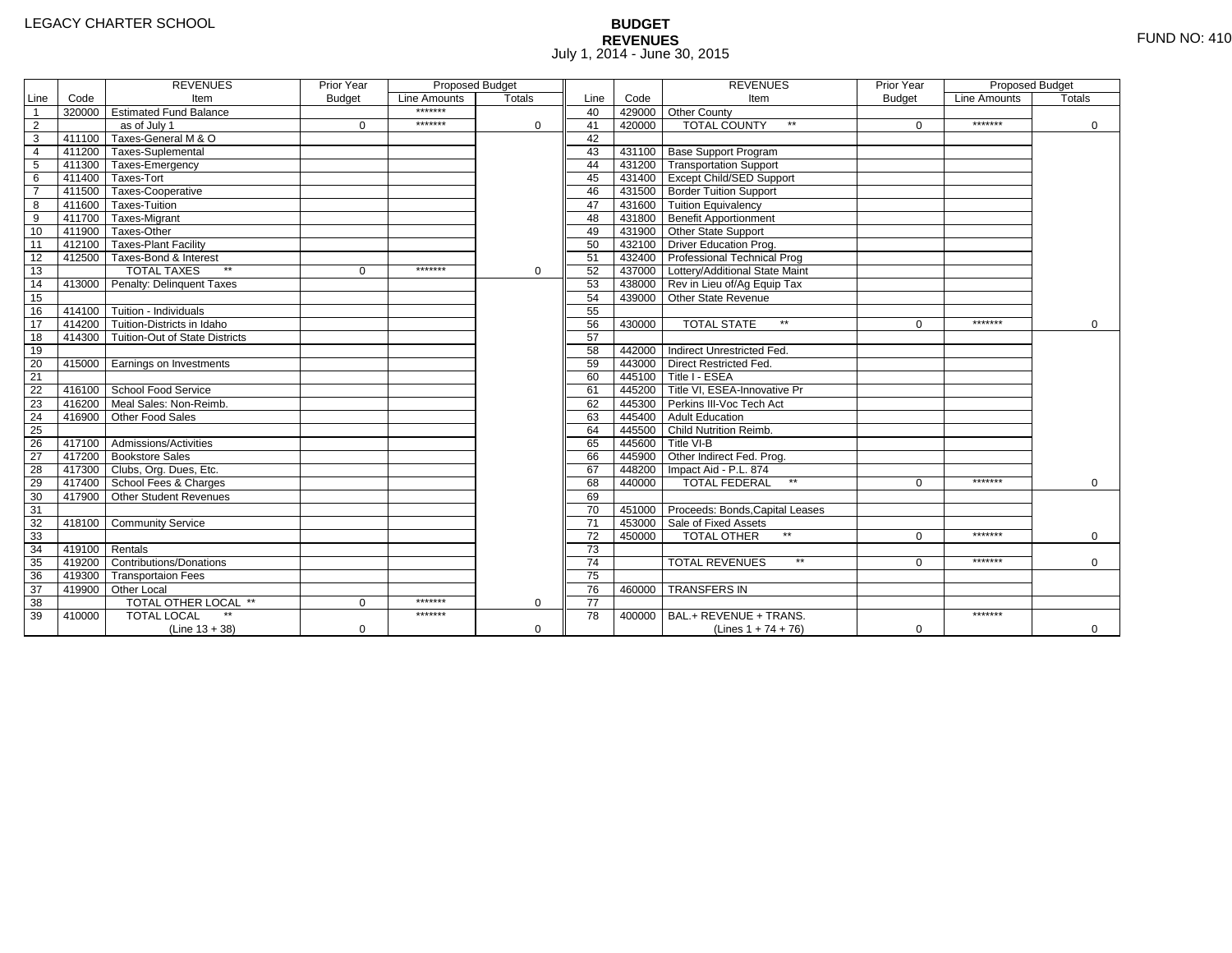LEGACY CHARTER SCHOOL

# BUDGET
## REVENUES
July 1, 2014 - June 30, 2015

FUND NO: 410

| Line | Code | REVENUES Item | Prior Year Budget | Proposed Budget Line Amounts | Proposed Budget Totals | Line | Code | REVENUES Item | Prior Year Budget | Proposed Budget Line Amounts | Proposed Budget Totals |
|---|---|---|---|---|---|---|---|---|---|---|---|
| 1 | 320000 | Estimated Fund Balance | | ******* | | 40 | 429000 | Other County | | | |
| 2 | | as of July 1 | 0 | ******* | 0 | 41 | 420000 | TOTAL COUNTY ** | 0 | ******* | 0 |
| 3 | 411100 | Taxes-General M & O | | | | 42 | | | | | |
| 4 | 411200 | Taxes-Suplemental | | | | 43 | 431100 | Base Support Program | | | |
| 5 | 411300 | Taxes-Emergency | | | | 44 | 431200 | Transportation Support | | | |
| 6 | 411400 | Taxes-Tort | | | | 45 | 431400 | Except Child/SED Support | | | |
| 7 | 411500 | Taxes-Cooperative | | | | 46 | 431500 | Border Tuition Support | | | |
| 8 | 411600 | Taxes-Tuition | | | | 47 | 431600 | Tuition Equivalency | | | |
| 9 | 411700 | Taxes-Migrant | | | | 48 | 431800 | Benefit Apportionment | | | |
| 10 | 411900 | Taxes-Other | | | | 49 | 431900 | Other State Support | | | |
| 11 | 412100 | Taxes-Plant Facility | | | | 50 | 432100 | Driver Education Prog. | | | |
| 12 | 412500 | Taxes-Bond & Interest | | | | 51 | 432400 | Professional Technical Prog | | | |
| 13 | | TOTAL TAXES ** | 0 | ******* | 0 | 52 | 437000 | Lottery/Additional State Maint | | | |
| 14 | 413000 | Penalty: Delinquent Taxes | | | | 53 | 438000 | Rev in Lieu of/Ag Equip Tax | | | |
| 15 | | | | | | 54 | 439000 | Other State Revenue | | | |
| 16 | 414100 | Tuition - Individuals | | | | 55 | | | | | |
| 17 | 414200 | Tuition-Districts in Idaho | | | | 56 | 430000 | TOTAL STATE ** | 0 | ******* | 0 |
| 18 | 414300 | Tuition-Out of State Districts | | | | 57 | | | | | |
| 19 | | | | | | 58 | 442000 | Indirect Unrestricted Fed. | | | |
| 20 | 415000 | Earnings on Investments | | | | 59 | 443000 | Direct Restricted Fed. | | | |
| 21 | | | | | | 60 | 445100 | Title I - ESEA | | | |
| 22 | 416100 | School Food Service | | | | 61 | 445200 | Title VI, ESEA-Innovative Pr | | | |
| 23 | 416200 | Meal Sales: Non-Reimb. | | | | 62 | 445300 | Perkins III-Voc Tech Act | | | |
| 24 | 416900 | Other Food Sales | | | | 63 | 445400 | Adult Education | | | |
| 25 | | | | | | 64 | 445500 | Child Nutrition Reimb. | | | |
| 26 | 417100 | Admissions/Activities | | | | 65 | 445600 | Title VI-B | | | |
| 27 | 417200 | Bookstore Sales | | | | 66 | 445900 | Other Indirect Fed. Prog. | | | |
| 28 | 417300 | Clubs, Org. Dues, Etc. | | | | 67 | 448200 | Impact Aid - P.L. 874 | | | |
| 29 | 417400 | School Fees & Charges | | | | 68 | 440000 | TOTAL FEDERAL ** | 0 | ******* | 0 |
| 30 | 417900 | Other Student Revenues | | | | 69 | | | | | |
| 31 | | | | | | 70 | 451000 | Proceeds: Bonds,Capital Leases | | | |
| 32 | 418100 | Community Service | | | | 71 | 453000 | Sale of Fixed Assets | | | |
| 33 | | | | | | 72 | 450000 | TOTAL OTHER ** | 0 | ******* | 0 |
| 34 | 419100 | Rentals | | | | 73 | | | | | |
| 35 | 419200 | Contributions/Donations | | | | 74 | | TOTAL REVENUES ** | 0 | ******* | 0 |
| 36 | 419300 | Transportaion Fees | | | | 75 | | | | | |
| 37 | 419900 | Other Local | | | | 76 | 460000 | TRANSFERS IN | | | |
| 38 | | TOTAL OTHER LOCAL ** | 0 | ******* | 0 | 77 | | | | | |
| 39 | 410000 | TOTAL LOCAL ** (Line 13 + 38) | 0 | ******* | 0 | 78 | 400000 | BAL.+ REVENUE + TRANS. (Lines 1 + 74 + 76) | 0 | ******* | 0 |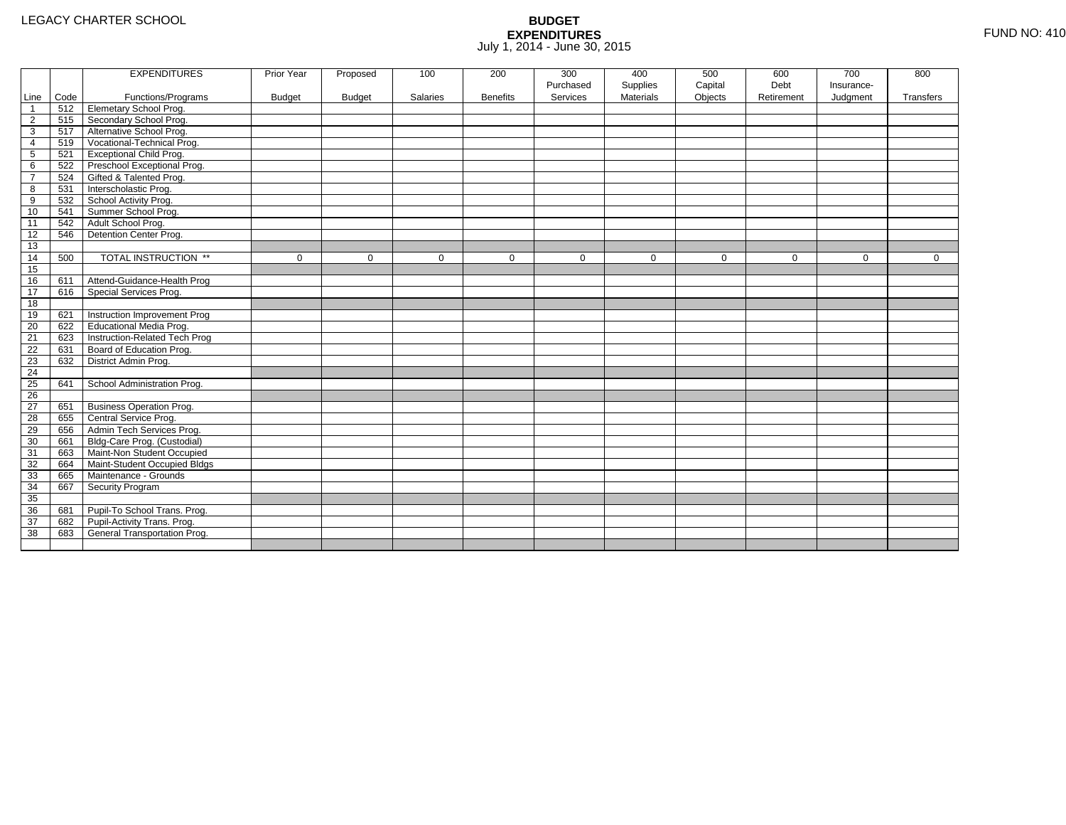LEGACY CHARTER SCHOOL

# BUDGET EXPENDITURES
July 1, 2014 - June 30, 2015

FUND NO: 410

| Line | Code | EXPENDITURES Functions/Programs | Prior Year Budget | Proposed Budget | 100 Salaries | 200 Benefits | 300 Purchased Services | 400 Supplies Materials | 500 Capital Objects | 600 Debt Retirement | 700 Insurance-Judgment | 800 Transfers |
|---|---|---|---|---|---|---|---|---|---|---|---|---|
| 1 | 512 | Elemetary School Prog. | | | | | | | | | | |
| 2 | 515 | Secondary School Prog. | | | | | | | | | | |
| 3 | 517 | Alternative School Prog. | | | | | | | | | | |
| 4 | 519 | Vocational-Technical Prog. | | | | | | | | | | |
| 5 | 521 | Exceptional Child Prog. | | | | | | | | | | |
| 6 | 522 | Preschool Exceptional Prog. | | | | | | | | | | |
| 7 | 524 | Gifted & Talented Prog. | | | | | | | | | | |
| 8 | 531 | Interscholastic Prog. | | | | | | | | | | |
| 9 | 532 | School Activity Prog. | | | | | | | | | | |
| 10 | 541 | Summer School Prog. | | | | | | | | | | |
| 11 | 542 | Adult School Prog. | | | | | | | | | | |
| 12 | 546 | Detention Center Prog. | | | | | | | | | | |
| 13 | | | | | | | | | | | | |
| 14 | 500 | TOTAL INSTRUCTION ** | 0 | 0 | 0 | 0 | 0 | 0 | 0 | 0 | 0 | 0 |
| 15 | | | | | | | | | | | | |
| 16 | 611 | Attend-Guidance-Health Prog | | | | | | | | | | |
| 17 | 616 | Special Services Prog. | | | | | | | | | | |
| 18 | | | | | | | | | | | | |
| 19 | 621 | Instruction Improvement Prog | | | | | | | | | | |
| 20 | 622 | Educational Media Prog. | | | | | | | | | | |
| 21 | 623 | Instruction-Related Tech Prog | | | | | | | | | | |
| 22 | 631 | Board of Education Prog. | | | | | | | | | | |
| 23 | 632 | District Admin Prog. | | | | | | | | | | |
| 24 | | | | | | | | | | | | |
| 25 | 641 | School Administration Prog. | | | | | | | | | | |
| 26 | | | | | | | | | | | | |
| 27 | 651 | Business Operation Prog. | | | | | | | | | | |
| 28 | 655 | Central Service Prog. | | | | | | | | | | |
| 29 | 656 | Admin Tech Services Prog. | | | | | | | | | | |
| 30 | 661 | Bldg-Care Prog. (Custodial) | | | | | | | | | | |
| 31 | 663 | Maint-Non Student Occupied | | | | | | | | | | |
| 32 | 664 | Maint-Student Occupied Bldgs | | | | | | | | | | |
| 33 | 665 | Maintenance - Grounds | | | | | | | | | | |
| 34 | 667 | Security Program | | | | | | | | | | |
| 35 | | | | | | | | | | | | |
| 36 | 681 | Pupil-To School Trans. Prog. | | | | | | | | | | |
| 37 | 682 | Pupil-Activity Trans. Prog. | | | | | | | | | | |
| 38 | 683 | General Transportation Prog. | | | | | | | | | | |
| | | | | | | | | | | | | |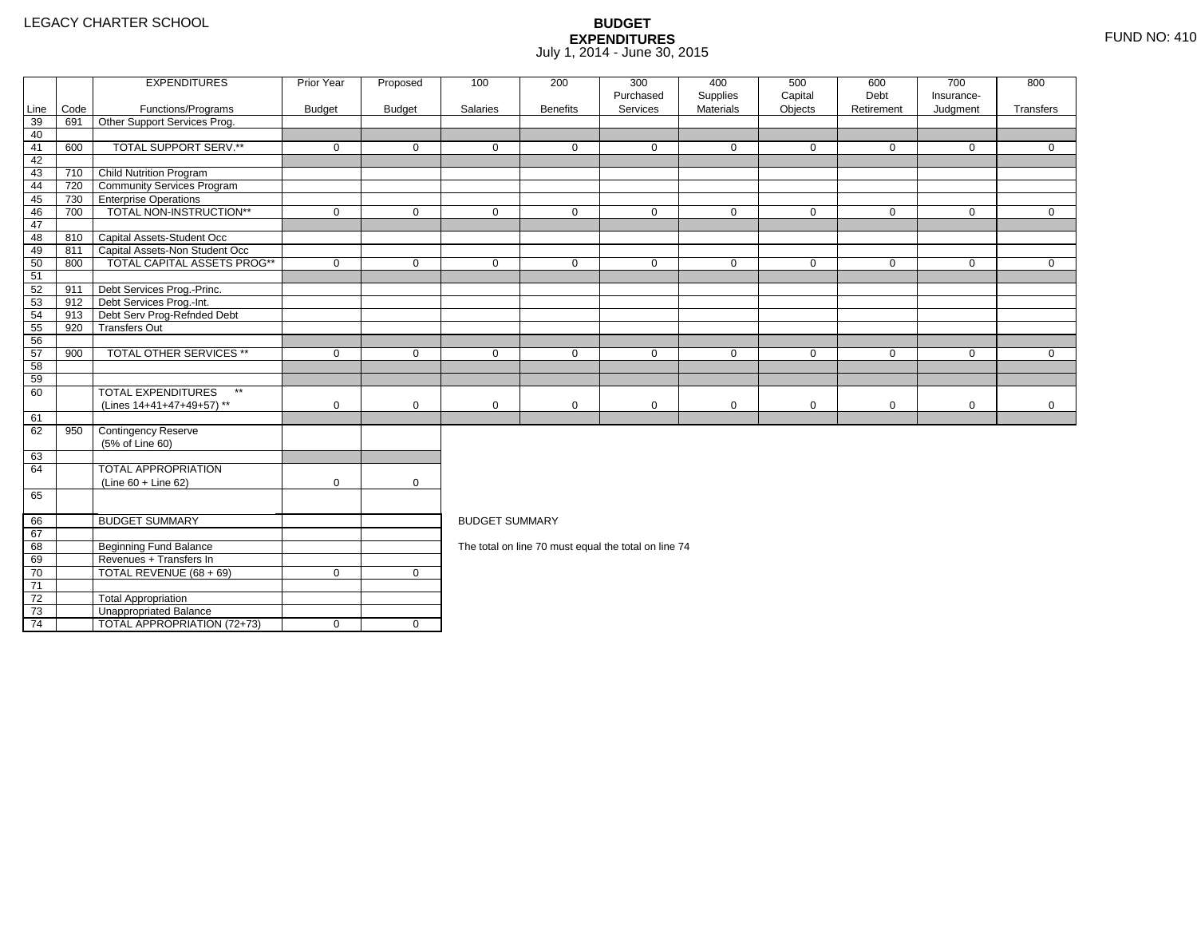LEGACY CHARTER SCHOOL

# BUDGET EXPENDITURES

July 1, 2014 - June 30, 2015

FUND NO: 410

| Line | Code | EXPENDITURES Functions/Programs | Prior Year Budget | Proposed Budget | 100 Salaries | 200 Benefits | 300 Purchased Services | 400 Supplies Materials | 500 Capital Objects | 600 Debt Retirement | 700 Insurance-Judgment | 800 Transfers |
|---|---|---|---|---|---|---|---|---|---|---|---|---|
| 39 | 691 | Other Support Services Prog. | | | | | | | | | | |
| 40 | | | | | | | | | | | | |
| 41 | 600 | TOTAL SUPPORT SERV.** | 0 | 0 | 0 | 0 | 0 | 0 | 0 | 0 | 0 | 0 |
| 42 | | | | | | | | | | | | |
| 43 | 710 | Child Nutrition Program | | | | | | | | | | |
| 44 | 720 | Community Services Program | | | | | | | | | | |
| 45 | 730 | Enterprise Operations | | | | | | | | | | |
| 46 | 700 | TOTAL NON-INSTRUCTION** | 0 | 0 | 0 | 0 | 0 | 0 | 0 | 0 | 0 | 0 |
| 47 | | | | | | | | | | | | |
| 48 | 810 | Capital Assets-Student Occ | | | | | | | | | | |
| 49 | 811 | Capital Assets-Non Student Occ | | | | | | | | | | |
| 50 | 800 | TOTAL CAPITAL ASSETS PROG** | 0 | 0 | 0 | 0 | 0 | 0 | 0 | 0 | 0 | 0 |
| 51 | | | | | | | | | | | | |
| 52 | 911 | Debt Services Prog.-Princ. | | | | | | | | | | |
| 53 | 912 | Debt Services Prog.-Int. | | | | | | | | | | |
| 54 | 913 | Debt Serv Prog-Refnded Debt | | | | | | | | | | |
| 55 | 920 | Transfers Out | | | | | | | | | | |
| 56 | | | | | | | | | | | | |
| 57 | 900 | TOTAL OTHER SERVICES ** | 0 | 0 | 0 | 0 | 0 | 0 | 0 | 0 | 0 | 0 |
| 58 | | | | | | | | | | | | |
| 59 | | | | | | | | | | | | |
| 60 | | TOTAL EXPENDITURES ** (Lines 14+41+47+49+57) ** | 0 | 0 | 0 | 0 | 0 | 0 | 0 | 0 | 0 | 0 |
| 61 | | | | | | | | | | | | |
| 62 | 950 | Contingency Reserve (5% of Line 60) | | | | | | | | | | |
| 63 | | | | | | | | | | | | |
| 64 | | TOTAL APPROPRIATION (Line 60 + Line 62) | 0 | 0 | | | | | | | | |
| 65 | | | | | | | | | | | | |

| Line | Code | | Prior Year Budget | Proposed Budget |
|---|---|---|---|---|
| 66 | | BUDGET SUMMARY | | |
| 67 | | | | |
| 68 | | Beginning Fund Balance | | |
| 69 | | Revenues + Transfers In | | |
| 70 | | TOTAL REVENUE (68 + 69) | 0 | 0 |
| 71 | | | | |
| 72 | | Total Appropriation | | |
| 73 | | Unappropriated Balance | | |
| 74 | | TOTAL APPROPRIATION (72+73) | 0 | 0 |

BUDGET SUMMARY

The total on line 70 must equal the total on line 74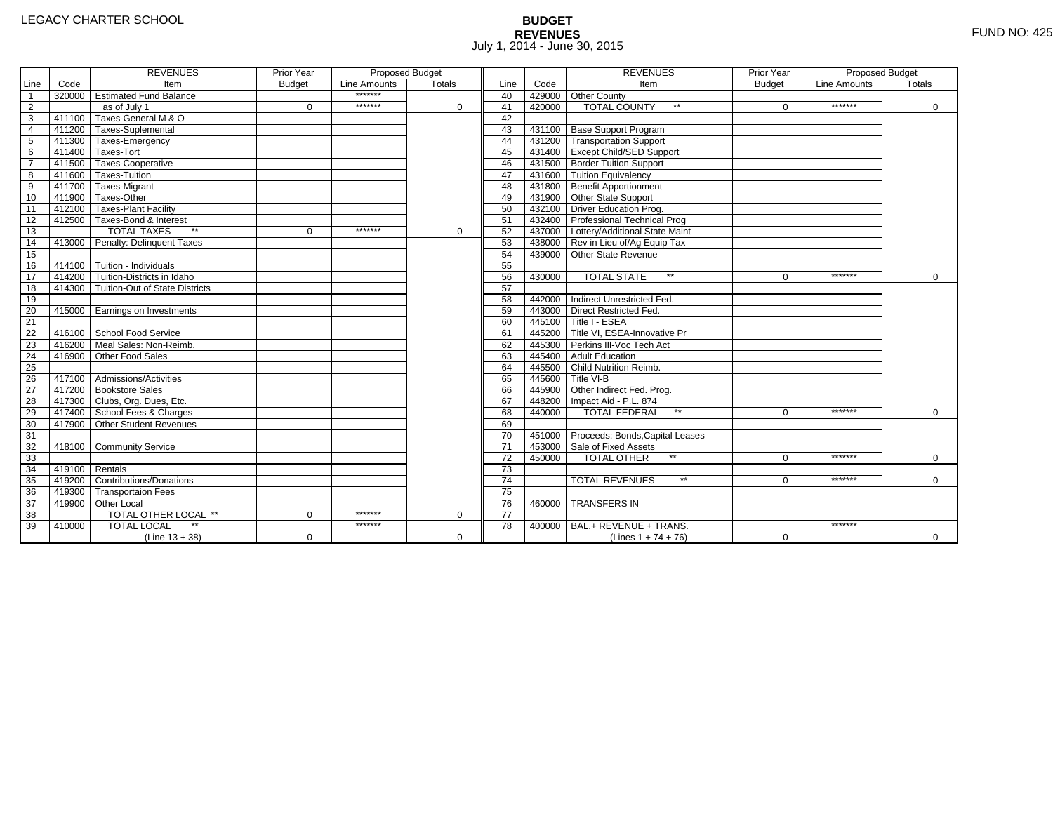LEGACY CHARTER SCHOOL

**BUDGET**
**REVENUES**
July 1, 2014 - June 30, 2015

FUND NO: 425

| Line | Code | REVENUES Item | Prior Year Budget | Proposed Budget Line Amounts | Proposed Budget Totals | Line | Code | REVENUES Item | Prior Year Budget | Proposed Budget Line Amounts | Proposed Budget Totals |
|---|---|---|---|---|---|---|---|---|---|---|---|
| 1 | 320000 | Estimated Fund Balance | | ******* | | 40 | 429000 | Other County | | | |
| 2 | | as of July 1 | 0 | ******* | 0 | 41 | 420000 | TOTAL COUNTY ** | 0 | ******* | 0 |
| 3 | 411100 | Taxes-General M & O | | | | 42 | | | | | |
| 4 | 411200 | Taxes-Suplemental | | | | 43 | 431100 | Base Support Program | | | |
| 5 | 411300 | Taxes-Emergency | | | | 44 | 431200 | Transportation Support | | | |
| 6 | 411400 | Taxes-Tort | | | | 45 | 431400 | Except Child/SED Support | | | |
| 7 | 411500 | Taxes-Cooperative | | | | 46 | 431500 | Border Tuition Support | | | |
| 8 | 411600 | Taxes-Tuition | | | | 47 | 431600 | Tuition Equivalency | | | |
| 9 | 411700 | Taxes-Migrant | | | | 48 | 431800 | Benefit Apportionment | | | |
| 10 | 411900 | Taxes-Other | | | | 49 | 431900 | Other State Support | | | |
| 11 | 412100 | Taxes-Plant Facility | | | | 50 | 432100 | Driver Education Prog. | | | |
| 12 | 412500 | Taxes-Bond & Interest | | | | 51 | 432400 | Professional Technical Prog | | | |
| 13 | | TOTAL TAXES ** | 0 | ******* | 0 | 52 | 437000 | Lottery/Additional State Maint | | | |
| 14 | 413000 | Penalty: Delinquent Taxes | | | | 53 | 438000 | Rev in Lieu of/Ag Equip Tax | | | |
| 15 | | | | | | 54 | 439000 | Other State Revenue | | | |
| 16 | 414100 | Tuition - Individuals | | | | 55 | | | | | |
| 17 | 414200 | Tuition-Districts in Idaho | | | | 56 | 430000 | TOTAL STATE ** | 0 | ******* | 0 |
| 18 | 414300 | Tuition-Out of State Districts | | | | 57 | | | | | |
| 19 | | | | | | 58 | 442000 | Indirect Unrestricted Fed. | | | |
| 20 | 415000 | Earnings on Investments | | | | 59 | 443000 | Direct Restricted Fed. | | | |
| 21 | | | | | | 60 | 445100 | Title I - ESEA | | | |
| 22 | 416100 | School Food Service | | | | 61 | 445200 | Title VI, ESEA-Innovative Pr | | | |
| 23 | 416200 | Meal Sales: Non-Reimb. | | | | 62 | 445300 | Perkins III-Voc Tech Act | | | |
| 24 | 416900 | Other Food Sales | | | | 63 | 445400 | Adult Education | | | |
| 25 | | | | | | 64 | 445500 | Child Nutrition Reimb. | | | |
| 26 | 417100 | Admissions/Activities | | | | 65 | 445600 | Title VI-B | | | |
| 27 | 417200 | Bookstore Sales | | | | 66 | 445900 | Other Indirect Fed. Prog. | | | |
| 28 | 417300 | Clubs, Org. Dues, Etc. | | | | 67 | 448200 | Impact Aid - P.L. 874 | | | |
| 29 | 417400 | School Fees & Charges | | | | 68 | 440000 | TOTAL FEDERAL ** | 0 | ******* | 0 |
| 30 | 417900 | Other Student Revenues | | | | 69 | | | | | |
| 31 | | | | | | 70 | 451000 | Proceeds: Bonds,Capital Leases | | | |
| 32 | 418100 | Community Service | | | | 71 | 453000 | Sale of Fixed Assets | | | |
| 33 | | | | | | 72 | 450000 | TOTAL OTHER ** | 0 | ******* | 0 |
| 34 | 419100 | Rentals | | | | 73 | | | | | |
| 35 | 419200 | Contributions/Donations | | | | 74 | | TOTAL REVENUES ** | 0 | ******* | 0 |
| 36 | 419300 | Transportaion Fees | | | | 75 | | | | | |
| 37 | 419900 | Other Local | | | | 76 | 460000 | TRANSFERS IN | | | |
| 38 | | TOTAL OTHER LOCAL ** | 0 | ******* | 0 | 77 | | | | | |
| 39 | 410000 | TOTAL LOCAL ** (Line 13 + 38) | 0 | ******* | 0 | 78 | 400000 | BAL.+ REVENUE + TRANS. (Lines 1 + 74 + 76) | 0 | ******* | 0 |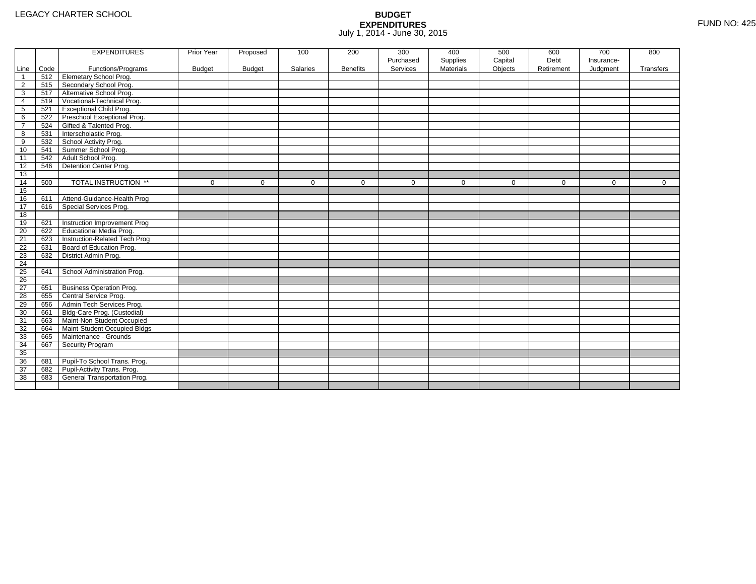LEGACY CHARTER SCHOOL

**BUDGET**
**EXPENDITURES**
July 1, 2014 - June 30, 2015

FUND NO: 425

| Line | Code | EXPENDITURES Functions/Programs | Prior Year Budget | Proposed Budget | 100 Salaries | 200 Benefits | 300 Purchased Services | 400 Supplies Materials | 500 Capital Objects | 600 Debt Retirement | 700 Insurance-Judgment | 800 Transfers |
|---|---|---|---|---|---|---|---|---|---|---|---|---|
| 1 | 512 | Elemetary School Prog. | | | | | | | | | | |
| 2 | 515 | Secondary School Prog. | | | | | | | | | | |
| 3 | 517 | Alternative School Prog. | | | | | | | | | | |
| 4 | 519 | Vocational-Technical Prog. | | | | | | | | | | |
| 5 | 521 | Exceptional Child Prog. | | | | | | | | | | |
| 6 | 522 | Preschool Exceptional Prog. | | | | | | | | | | |
| 7 | 524 | Gifted & Talented Prog. | | | | | | | | | | |
| 8 | 531 | Interscholastic Prog. | | | | | | | | | | |
| 9 | 532 | School Activity Prog. | | | | | | | | | | |
| 10 | 541 | Summer School Prog. | | | | | | | | | | |
| 11 | 542 | Adult School Prog. | | | | | | | | | | |
| 12 | 546 | Detention Center Prog. | | | | | | | | | | |
| 13 | | | | | | | | | | | | |
| 14 | 500 | TOTAL INSTRUCTION ** | 0 | 0 | 0 | 0 | 0 | 0 | 0 | 0 | 0 | 0 |
| 15 | | | | | | | | | | | | |
| 16 | 611 | Attend-Guidance-Health Prog | | | | | | | | | | |
| 17 | 616 | Special Services Prog. | | | | | | | | | | |
| 18 | | | | | | | | | | | | |
| 19 | 621 | Instruction Improvement Prog | | | | | | | | | | |
| 20 | 622 | Educational Media Prog. | | | | | | | | | | |
| 21 | 623 | Instruction-Related Tech Prog | | | | | | | | | | |
| 22 | 631 | Board of Education Prog. | | | | | | | | | | |
| 23 | 632 | District Admin Prog. | | | | | | | | | | |
| 24 | | | | | | | | | | | | |
| 25 | 641 | School Administration Prog. | | | | | | | | | | |
| 26 | | | | | | | | | | | | |
| 27 | 651 | Business Operation Prog. | | | | | | | | | | |
| 28 | 655 | Central Service Prog. | | | | | | | | | | |
| 29 | 656 | Admin Tech Services Prog. | | | | | | | | | | |
| 30 | 661 | Bldg-Care Prog. (Custodial) | | | | | | | | | | |
| 31 | 663 | Maint-Non Student Occupied | | | | | | | | | | |
| 32 | 664 | Maint-Student Occupied Bldgs | | | | | | | | | | |
| 33 | 665 | Maintenance - Grounds | | | | | | | | | | |
| 34 | 667 | Security Program | | | | | | | | | | |
| 35 | | | | | | | | | | | | |
| 36 | 681 | Pupil-To School Trans. Prog. | | | | | | | | | | |
| 37 | 682 | Pupil-Activity Trans. Prog. | | | | | | | | | | |
| 38 | 683 | General Transportation Prog. | | | | | | | | | | |
| | | | | | | | | | | | | |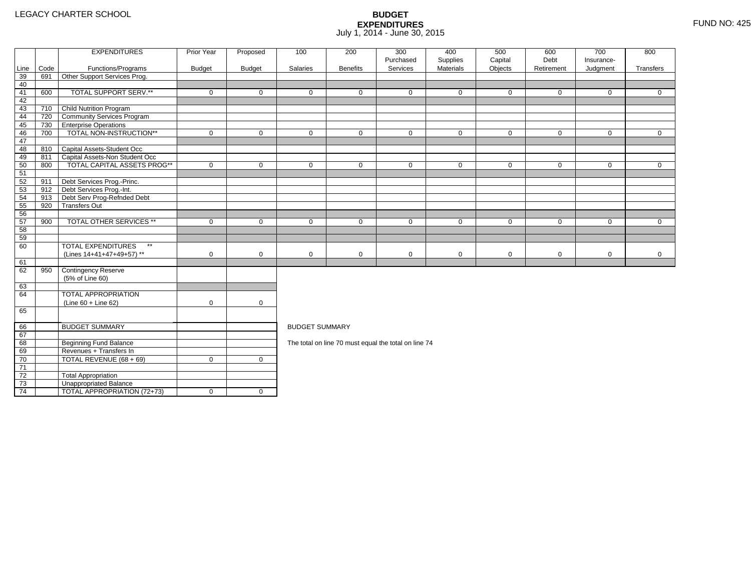LEGACY CHARTER SCHOOL

# BUDGET EXPENDITURES
July 1, 2014 - June 30, 2015

FUND NO: 425

| Line | Code | EXPENDITURES Functions/Programs | Prior Year Budget | Proposed Budget | 100 Salaries | 200 Benefits | 300 Purchased Services | 400 Supplies Materials | 500 Capital Objects | 600 Debt Retirement | 700 Insurance-Judgment | 800 Transfers |
|---|---|---|---|---|---|---|---|---|---|---|---|---|
| 39 | 691 | Other Support Services Prog. | | | | | | | | | | |
| 40 | | | | | | | | | | | | |
| 41 | 600 | TOTAL SUPPORT SERV.** | 0 | 0 | 0 | 0 | 0 | 0 | 0 | 0 | 0 | 0 |
| 42 | | | | | | | | | | | | |
| 43 | 710 | Child Nutrition Program | | | | | | | | | | |
| 44 | 720 | Community Services Program | | | | | | | | | | |
| 45 | 730 | Enterprise Operations | | | | | | | | | | |
| 46 | 700 | TOTAL NON-INSTRUCTION** | 0 | 0 | 0 | 0 | 0 | 0 | 0 | 0 | 0 | 0 |
| 47 | | | | | | | | | | | | |
| 48 | 810 | Capital Assets-Student Occ | | | | | | | | | | |
| 49 | 811 | Capital Assets-Non Student Occ | | | | | | | | | | |
| 50 | 800 | TOTAL CAPITAL ASSETS PROG** | 0 | 0 | 0 | 0 | 0 | 0 | 0 | 0 | 0 | 0 |
| 51 | | | | | | | | | | | | |
| 52 | 911 | Debt Services Prog.-Princ. | | | | | | | | | | |
| 53 | 912 | Debt Services Prog.-Int. | | | | | | | | | | |
| 54 | 913 | Debt Serv Prog-Refnded Debt | | | | | | | | | | |
| 55 | 920 | Transfers Out | | | | | | | | | | |
| 56 | | | | | | | | | | | | |
| 57 | 900 | TOTAL OTHER SERVICES ** | 0 | 0 | 0 | 0 | 0 | 0 | 0 | 0 | 0 | 0 |
| 58 | | | | | | | | | | | | |
| 59 | | | | | | | | | | | | |
| 60 | | TOTAL EXPENDITURES ** (Lines 14+41+47+49+57) ** | 0 | 0 | 0 | 0 | 0 | 0 | 0 | 0 | 0 | 0 |
| 61 | | | | | | | | | | | | |
| 62 | 950 | Contingency Reserve (5% of Line 60) | | | | | | | | | | |
| 63 | | | | | | | | | | | | |
| 64 | | TOTAL APPROPRIATION (Line 60 + Line 62) | 0 | 0 | | | | | | | | |
| 65 | | | | | | | | | | | | |

| Line | | BUDGET SUMMARY | Prior Year Budget | Proposed Budget |
|---|---|---|---|---|
| 66 | | BUDGET SUMMARY | | |
| 67 | | | | |
| 68 | | Beginning Fund Balance | | |
| 69 | | Revenues + Transfers In | | |
| 70 | | TOTAL REVENUE (68 + 69) | 0 | 0 |
| 71 | | | | |
| 72 | | Total Appropriation | | |
| 73 | | Unappropriated Balance | | |
| 74 | | TOTAL APPROPRIATION (72+73) | 0 | 0 |

BUDGET SUMMARY

The total on line 70 must equal the total on line 74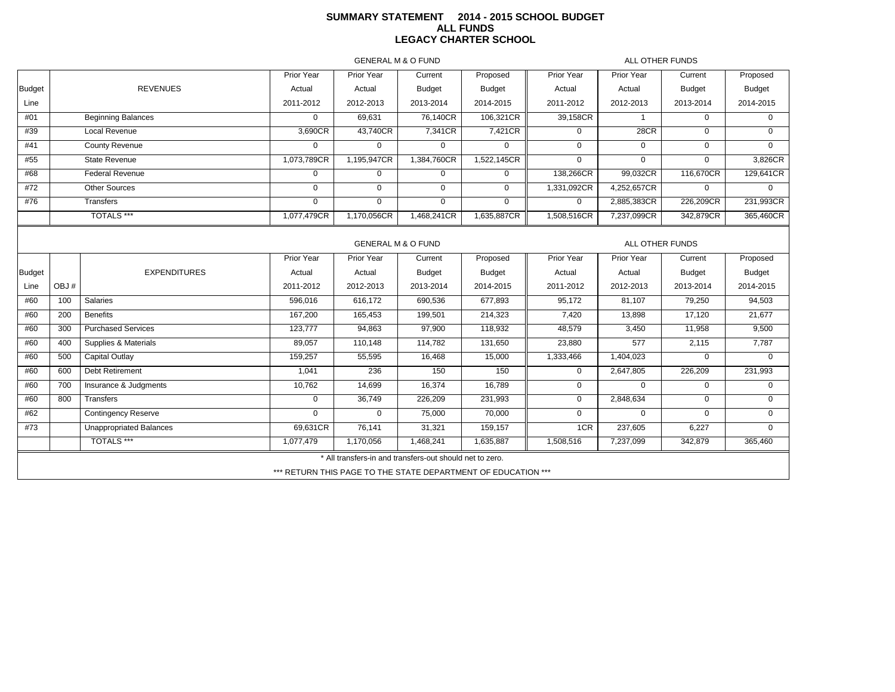# SUMMARY STATEMENT 2014 - 2015 SCHOOL BUDGET
## ALL FUNDS
## LEGACY CHARTER SCHOOL

| | | GENERAL M & O FUND | | | | ALL OTHER FUNDS | | | |
|---|---|---|---|---|---|---|---|---|---|
| Budget Line | REVENUES | Prior Year Actual 2011-2012 | Prior Year Actual 2012-2013 | Current Budget 2013-2014 | Proposed Budget 2014-2015 | Prior Year Actual 2011-2012 | Prior Year Actual 2012-2013 | Current Budget 2013-2014 | Proposed Budget 2014-2015 |
| #01 | Beginning Balances | 0 | 69,631 | 76,140CR | 106,321CR | 39,158CR | 1 | 0 | 0 |
| #39 | Local Revenue | 3,690CR | 43,740CR | 7,341CR | 7,421CR | 0 | 28CR | 0 | 0 |
| #41 | County Revenue | 0 | 0 | 0 | 0 | 0 | 0 | 0 | 0 |
| #55 | State Revenue | 1,073,789CR | 1,195,947CR | 1,384,760CR | 1,522,145CR | 0 | 0 | 0 | 3,826CR |
| #68 | Federal Revenue | 0 | 0 | 0 | 0 | 138,266CR | 99,032CR | 116,670CR | 129,641CR |
| #72 | Other Sources | 0 | 0 | 0 | 0 | 1,331,092CR | 4,252,657CR | 0 | 0 |
| #76 | Transfers | 0 | 0 | 0 | 0 | 0 | 2,885,383CR | 226,209CR | 231,993CR |
| | TOTALS *** | 1,077,479CR | 1,170,056CR | 1,468,241CR | 1,635,887CR | 1,508,516CR | 7,237,099CR | 342,879CR | 365,460CR |

| | | | GENERAL M & O FUND | | | | ALL OTHER FUNDS | | | |
|---|---|---|---|---|---|---|---|---|---|---|
| Budget Line | OBJ # | EXPENDITURES | Prior Year Actual 2011-2012 | Prior Year Actual 2012-2013 | Current Budget 2013-2014 | Proposed Budget 2014-2015 | Prior Year Actual 2011-2012 | Prior Year Actual 2012-2013 | Current Budget 2013-2014 | Proposed Budget 2014-2015 |
| #60 | 100 | Salaries | 596,016 | 616,172 | 690,536 | 677,893 | 95,172 | 81,107 | 79,250 | 94,503 |
| #60 | 200 | Benefits | 167,200 | 165,453 | 199,501 | 214,323 | 7,420 | 13,898 | 17,120 | 21,677 |
| #60 | 300 | Purchased Services | 123,777 | 94,863 | 97,900 | 118,932 | 48,579 | 3,450 | 11,958 | 9,500 |
| #60 | 400 | Supplies & Materials | 89,057 | 110,148 | 114,782 | 131,650 | 23,880 | 577 | 2,115 | 7,787 |
| #60 | 500 | Capital Outlay | 159,257 | 55,595 | 16,468 | 15,000 | 1,333,466 | 1,404,023 | 0 | 0 |
| #60 | 600 | Debt Retirement | 1,041 | 236 | 150 | 150 | 0 | 2,647,805 | 226,209 | 231,993 |
| #60 | 700 | Insurance & Judgments | 10,762 | 14,699 | 16,374 | 16,789 | 0 | 0 | 0 | 0 |
| #60 | 800 | Transfers | 0 | 36,749 | 226,209 | 231,993 | 0 | 2,848,634 | 0 | 0 |
| #62 | | Contingency Reserve | 0 | 0 | 75,000 | 70,000 | 0 | 0 | 0 | 0 |
| #73 | | Unappropriated Balances | 69,631CR | 76,141 | 31,321 | 159,157 | 1CR | 237,605 | 6,227 | 0 |
| | | TOTALS *** | 1,077,479 | 1,170,056 | 1,468,241 | 1,635,887 | 1,508,516 | 7,237,099 | 342,879 | 365,460 |

* All transfers-in and transfers-out should net to zero.

*** RETURN THIS PAGE TO THE STATE DEPARTMENT OF EDUCATION ***